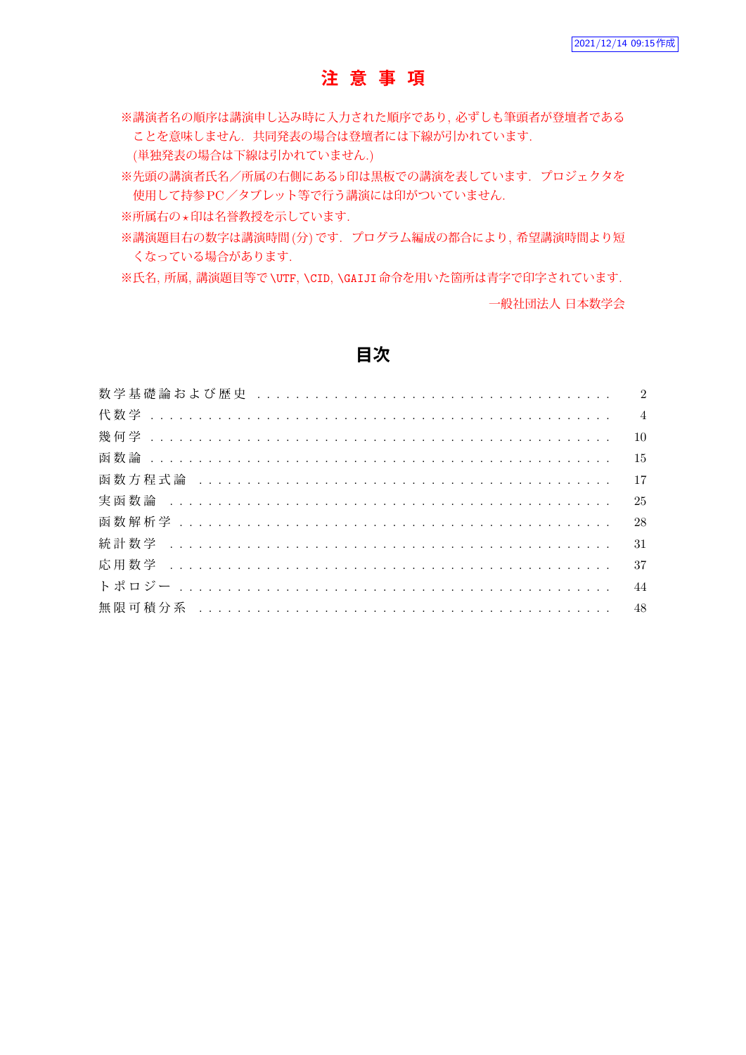2021/12/14 09:15作成

# 注 意 事 項

※講演者名の順序は講演申し込み時に入力された順序であり, 必ずしも筆頭者が登壇者であることを意味しません. 共同発表の場合は登壇者には下線が引かれています.
(単独発表の場合は下線は引かれていません.)

※先頭の講演者氏名／所属の右側にある♭印は黒板での講演を表しています. プロジェクタを使用して持参PC／タブレット等で行う講演には印がついていません.

※所属右の⋆印は名誉教授を示しています.

※講演題目右の数字は講演時間 (分) です. プログラム編成の都合により, 希望講演時間より短くなっている場合があります.

※氏名, 所属, 講演題目等で `\UTF`, `\CID`, `\GAIJI` 命令を用いた箇所は青字で印字されています.

一般社団法人 日本数学会

# 目次

| | |
|---|---|
| 数学基礎論および歴史 | 2 |
| 代数学 | 4 |
| 幾何学 | 10 |
| 函数論 | 15 |
| 函数方程式論 | 17 |
| 実函数論 | 25 |
| 函数解析学 | 28 |
| 統計数学 | 31 |
| 応用数学 | 37 |
| トポロジー | 44 |
| 無限可積分系 | 48 |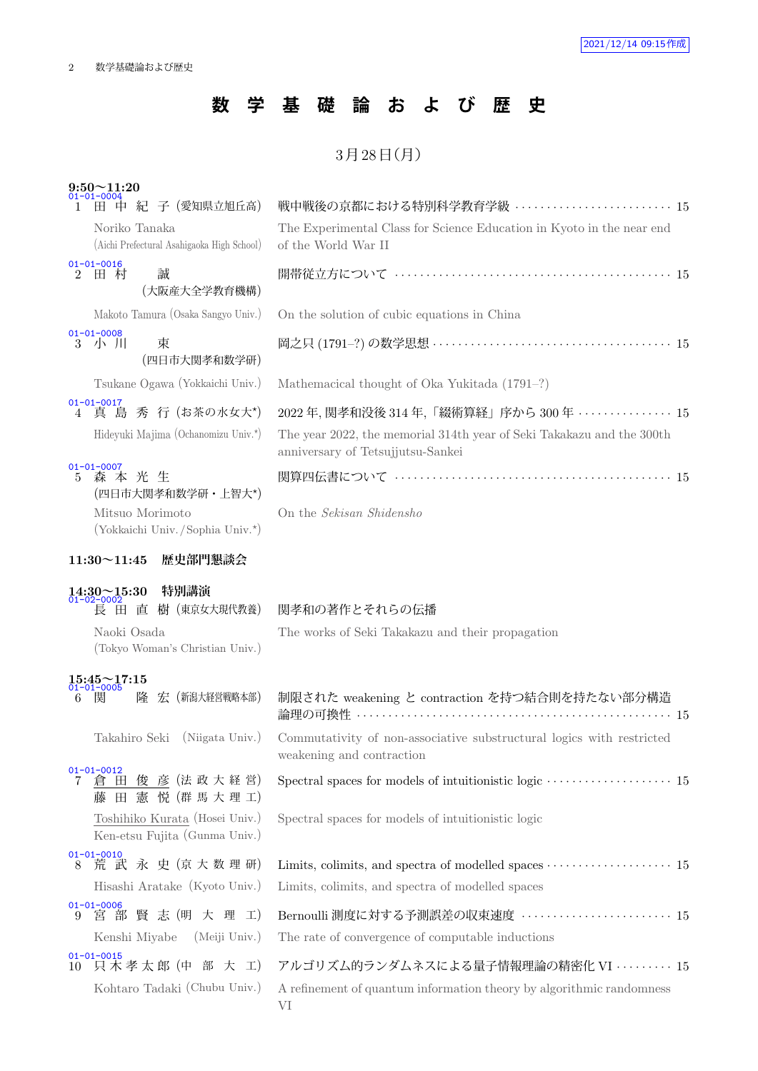# 数学基礎論および歴史

3月28日(月)

**9:50～11:20**

01-01-0004
1 田中紀子 (愛知県立旭丘高) 戦中戦後の京都における特別科学教育学級 ・・・・・・ 15

Noriko Tanaka (Aichi Prefectural Asahigaoka High School) The Experimental Class for Science Education in Kyoto in the near end of the World War II

01-01-0016
2 田村 誠 (大阪産大全学教育機構) 開帯従立方について ・・・・・・ 15

Makoto Tamura (Osaka Sangyo Univ.) On the solution of cubic equations in China

01-01-0008
3 小川 束 (四日市大関孝和数学研) 岡之只 (1791–?) の数学思想 ・・・・・・ 15

Tsukane Ogawa (Yokkaichi Univ.) Mathemacical thought of Oka Yukitada (1791–?)

01-01-0017
4 真島秀行 (お茶の水女大*) 2022 年, 関孝和没後 314 年,「綴術算経」序から 300 年 ・・・・・・ 15

Hideyuki Majima (Ochanomizu Univ.*) The year 2022, the memorial 314th year of Seki Takakazu and the 300th anniversary of Tetsujjutsu-Sankei

01-01-0007
5 森本光生 (四日市大関孝和数学研・上智大*) 関算四伝書について ・・・・・・ 15

Mitsuo Morimoto (Yokkaichi Univ./Sophia Univ.*) On the *Sekisan Shidensho*

**11:30～11:45 歴史部門懇談会**

**14:30～15:30 特別講演**

01-02-0002
長田直樹 (東京女大現代教養) 関孝和の著作とそれらの伝播

Naoki Osada (Tokyo Woman's Christian Univ.) The works of Seki Takakazu and their propagation

**15:45～17:15**

01-01-0005
6 関 隆宏 (新潟大経営戦略本部) 制限された weakening と contraction を持つ結合則を持たない部分構造論理の可換性 ・・・・・・ 15

Takahiro Seki (Niigata Univ.) Commutativity of non-associative substructural logics with restricted weakening and contraction

01-01-0012
7 倉田俊彦 (法政大経営) 藤田憲悦 (群馬大理工) Spectral spaces for models of intuitionistic logic ・・・・・・ 15

Toshihiko Kurata (Hosei Univ.) Ken-etsu Fujita (Gunma Univ.) Spectral spaces for models of intuitionistic logic

01-01-0010
8 荒武永史 (京大数理研) Limits, colimits, and spectra of modelled spaces ・・・・・・ 15

Hisashi Aratake (Kyoto Univ.) Limits, colimits, and spectra of modelled spaces

01-01-0006
9 宮部賢志 (明大理工) Bernoulli 測度に対する予測誤差の収束速度 ・・・・・・ 15

Kenshi Miyabe (Meiji Univ.) The rate of convergence of computable inductions

01-01-0015
10 只木孝太郎 (中部大工) アルゴリズム的ランダムネスによる量子情報理論の精密化 VI ・・・・・・ 15

Kohtaro Tadaki (Chubu Univ.) A refinement of quantum information theory by algorithmic randomness VI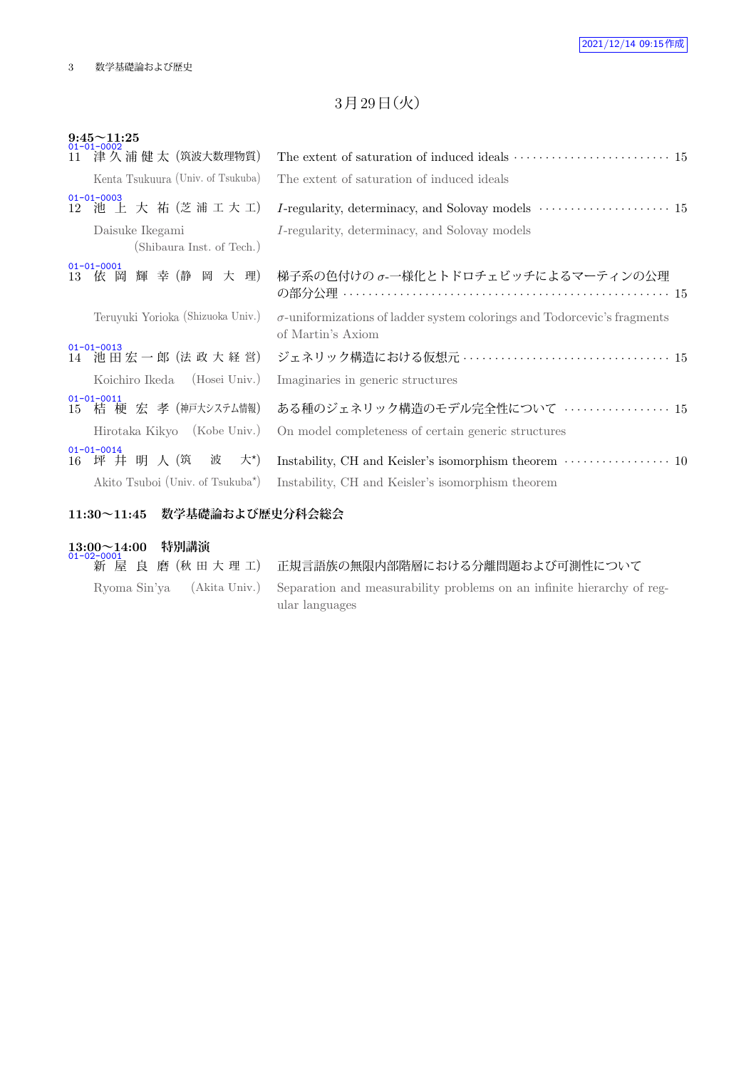## 3月29日(火)

### 9:45〜11:25

01-01-0002
11 津久浦健太 (筑波大数理物質) The extent of saturation of induced ideals ········· 15

Kenta Tsukuura (Univ. of Tsukuba) The extent of saturation of induced ideals

01-01-0003
12 池上大祐 (芝浦工大工) $I$-regularity, determinacy, and Solovay models ········· 15

Daisuke Ikegami (Shibaura Inst. of Tech.) $I$-regularity, determinacy, and Solovay models

01-01-0001
13 依岡輝幸 (静岡大理) 梯子系の色付けの $\sigma$-一様化とトドロチェビッチによるマーティンの公理の部分公理 ········· 15

Teruyuki Yorioka (Shizuoka Univ.) $\sigma$-uniformizations of ladder system colorings and Todorcevic's fragments of Martin's Axiom

01-01-0013
14 池田宏一郎 (法政大経営) ジェネリック構造における仮想元 ········· 15

Koichiro Ikeda (Hosei Univ.) Imaginaries in generic structures

01-01-0011
15 桔梗宏孝 (神戸大システム情報) ある種のジェネリック構造のモデル完全性について ········· 15

Hirotaka Kikyo (Kobe Univ.) On model completeness of certain generic structures

01-01-0014
16 坪井明人 (筑波大*) Instability, CH and Keisler's isomorphism theorem ········· 10

Akito Tsuboi (Univ. of Tsukuba*) Instability, CH and Keisler's isomorphism theorem

### 11:30〜11:45 数学基礎論および歴史分科会総会

### 13:00〜14:00 特別講演

01-02-0001
新屋良磨 (秋田大理工) 正規言語族の無限内部階層における分離問題および可測性について

Ryoma Sin'ya (Akita Univ.) Separation and measurability problems on an infinite hierarchy of regular languages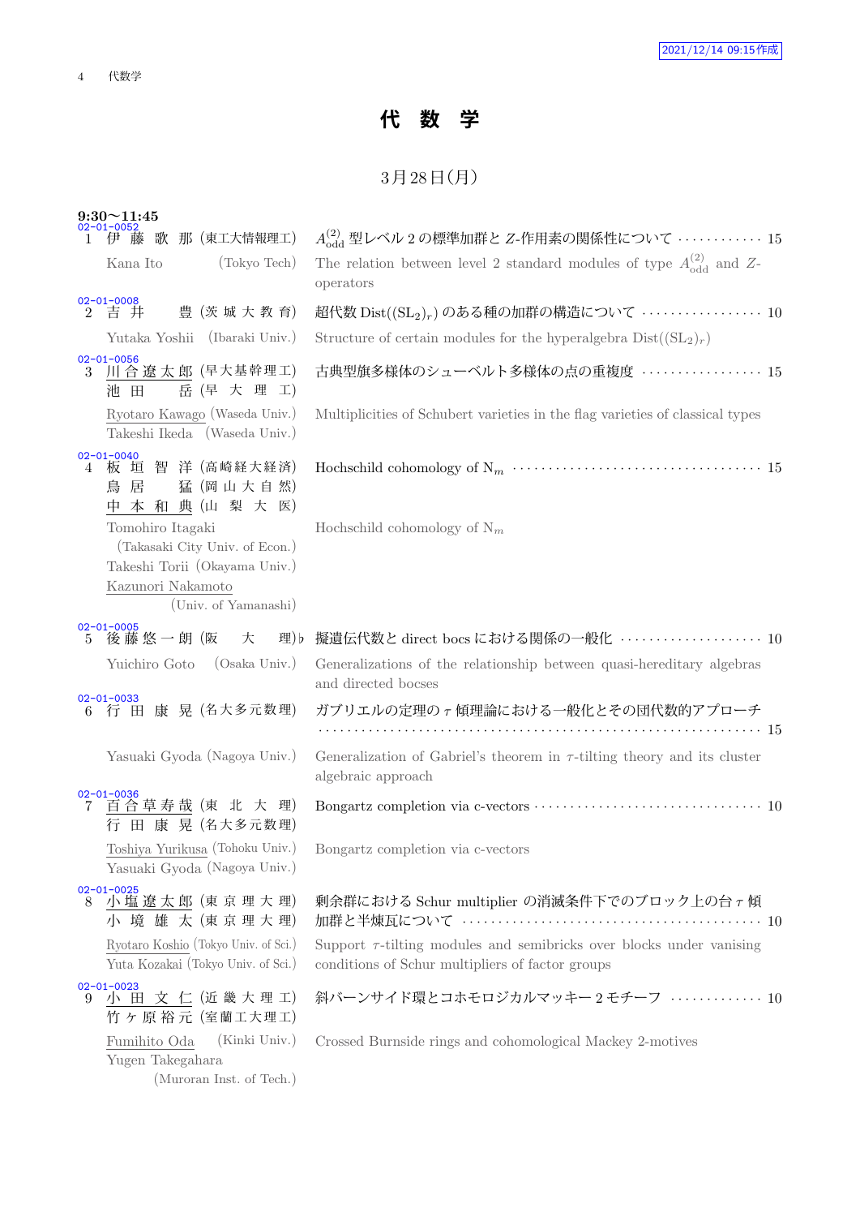# 代　数　学

3月28日(月)

**9:30〜11:45**

02-01-0052
1 伊藤歌那 (東工大情報理工)　$A^{(2)}_{\mathrm{odd}}$ 型レベル 2 の標準加群と $Z$-作用素の関係性について ………… 15

Kana Ito (Tokyo Tech)　The relation between level 2 standard modules of type $A^{(2)}_{\mathrm{odd}}$ and $Z$-operators

02-01-0008
2 吉井　豊 (茨城大教育)　超代数 $\mathrm{Dist}((\mathrm{SL}_2)_r)$ のある種の加群の構造について ………………… 10

Yutaka Yoshii (Ibaraki Univ.)　Structure of certain modules for the hyperalgebra $\mathrm{Dist}((\mathrm{SL}_2)_r)$

02-01-0056
3 川合遼太郎 (早大基幹理工)　池田　岳 (早大理工)　古典型旗多様体のシューベルト多様体の点の重複度 ………………… 15

Ryotaro Kawago (Waseda Univ.)　Takeshi Ikeda (Waseda Univ.)　Multiplicities of Schubert varieties in the flag varieties of classical types

02-01-0040
4 板垣智洋 (高崎経大経済)　鳥居　猛 (岡山大自然)　中本和典 (山梨大医)　Hochschild cohomology of $\mathrm{N}_m$ ………………………………… 15

Tomohiro Itagaki (Takasaki City Univ. of Econ.)　Takeshi Torii (Okayama Univ.)　Kazunori Nakamoto (Univ. of Yamanashi)　Hochschild cohomology of $\mathrm{N}_m$

02-01-0005
5 後藤悠一朗 (阪大理)♭　擬遺伝代数と direct bocs における関係の一般化 ………………… 10

Yuichiro Goto (Osaka Univ.)　Generalizations of the relationship between quasi-hereditary algebras and directed bocses

02-01-0033
6 行田康晃 (名大多元数理)　ガブリエルの定理の $\tau$ 傾理論における一般化とその団代数的アプローチ ………………………………………………………… 15

Yasuaki Gyoda (Nagoya Univ.)　Generalization of Gabriel's theorem in $\tau$-tilting theory and its cluster algebraic approach

02-01-0036
7 百合草寿哉 (東北大理)　行田康晃 (名大多元数理)　Bongartz completion via c-vectors ……………………………… 10

Toshiya Yurikusa (Tohoku Univ.)　Yasuaki Gyoda (Nagoya Univ.)　Bongartz completion via c-vectors

02-01-0025
8 小塩遼太郎 (東京理大理)　小境雄太 (東京理大理)　剰余群における Schur multiplier の消滅条件下でのブロック上の台 $\tau$ 傾加群と半煉瓦について ……………………………………… 10

Ryotaro Koshio (Tokyo Univ. of Sci.)　Yuta Kozakai (Tokyo Univ. of Sci.)　Support $\tau$-tilting modules and semibricks over blocks under vanising conditions of Schur multipliers of factor groups

02-01-0023
9 小田文仁 (近畿大理工)　竹ヶ原裕元 (室蘭工大理工)　斜バーンサイド環とコホモロジカルマッキー 2 モチーフ ………… 10

Fumihito Oda (Kinki Univ.)　Yugen Takegahara (Muroran Inst. of Tech.)　Crossed Burnside rings and cohomological Mackey 2-motives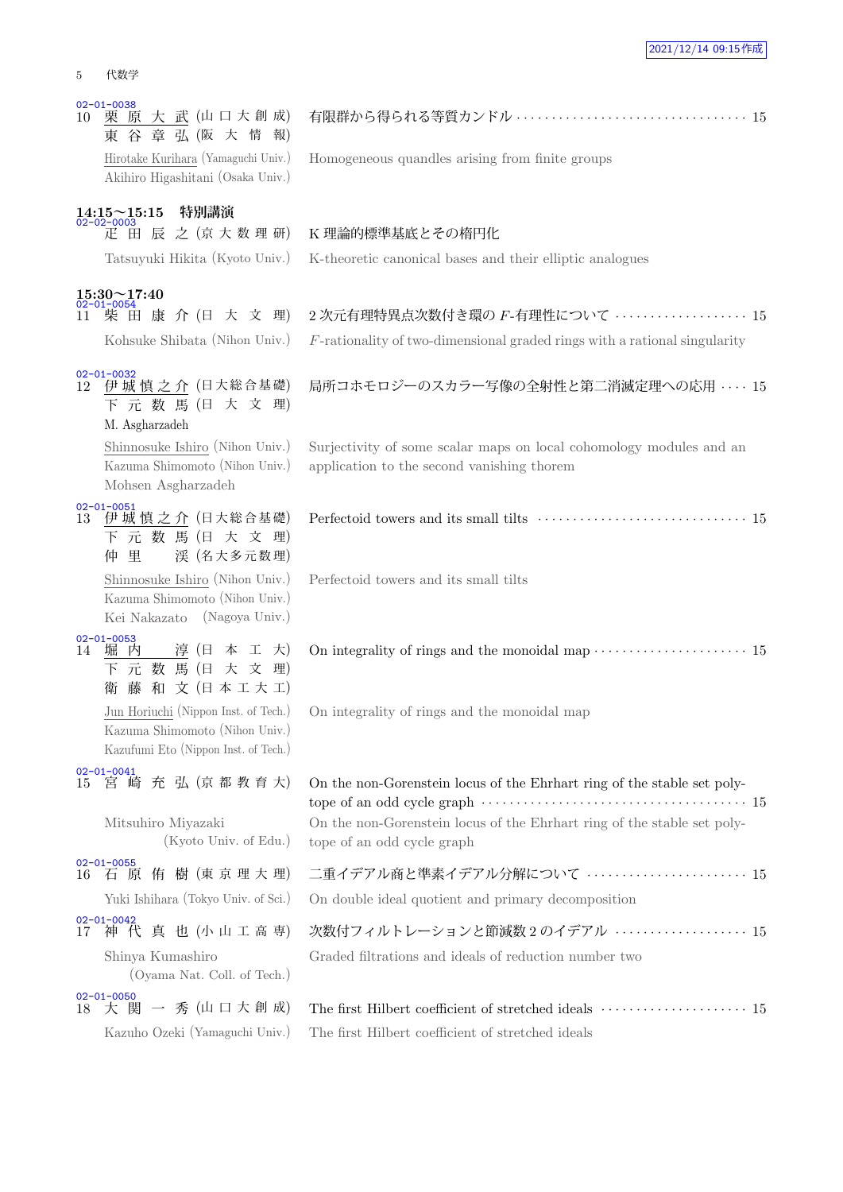02-01-0038
10 栗原大武 (山口大創成)
東谷章弘 (阪大情報)

有限群から得られる等質カンドル ··· 15

Hirotake Kurihara (Yamaguchi Univ.)
Akihiro Higashitani (Osaka Univ.)

Homogeneous quandles arising from finite groups

### 14:15〜15:15 特別講演

02-02-0003
疋田辰之 (京大数理研)

K 理論的標準基底とその楕円化

Tatsuyuki Hikita (Kyoto Univ.)

K-theoretic canonical bases and their elliptic analogues

### 15:30〜17:40

02-01-0054
11 柴田康介 (日大文理)

2 次元有理特異点次数付き環の $F$-有理性について ··· 15

Kohsuke Shibata (Nihon Univ.)

$F$-rationality of two-dimensional graded rings with a rational singularity

02-01-0032
12 伊城慎之介 (日大総合基礎)
下元数馬 (日大文理)
M. Asgharzadeh

局所コホモロジーのスカラー写像の全射性と第二消滅定理への応用 ··· 15

Shinnosuke Ishiro (Nihon Univ.)
Kazuma Shimomoto (Nihon Univ.)
Mohsen Asgharzadeh

Surjectivity of some scalar maps on local cohomology modules and an application to the second vanishing thorem

02-01-0051
13 伊城慎之介 (日大総合基礎)
下元数馬 (日大文理)
仲里渓 (名大多元数理)

Perfectoid towers and its small tilts ··· 15

Shinnosuke Ishiro (Nihon Univ.)
Kazuma Shimomoto (Nihon Univ.)
Kei Nakazato (Nagoya Univ.)

Perfectoid towers and its small tilts

02-01-0053
14 堀内淳 (日本工大)
下元数馬 (日大文理)
衛藤和文 (日本工大工)

On integrality of rings and the monoidal map ··· 15

Jun Horiuchi (Nippon Inst. of Tech.)
Kazuma Shimomoto (Nihon Univ.)
Kazufumi Eto (Nippon Inst. of Tech.)

On integrality of rings and the monoidal map

02-01-0041
15 宮崎充弘 (京都教育大)

On the non-Gorenstein locus of the Ehrhart ring of the stable set polytope of an odd cycle graph ··· 15

Mitsuhiro Miyazaki (Kyoto Univ. of Edu.)

On the non-Gorenstein locus of the Ehrhart ring of the stable set polytope of an odd cycle graph

02-01-0055
16 石原侑樹 (東京理大理)

二重イデアル商と準素イデアル分解について ··· 15

Yuki Ishihara (Tokyo Univ. of Sci.)

On double ideal quotient and primary decomposition

02-01-0042
17 神代真也 (小山工高専)

次数付フィルトレーションと節減数 2 のイデアル ··· 15

Shinya Kumashiro (Oyama Nat. Coll. of Tech.)

Graded filtrations and ideals of reduction number two

02-01-0050
18 大関一秀 (山口大創成)

The first Hilbert coefficient of stretched ideals ··· 15

Kazuho Ozeki (Yamaguchi Univ.)

The first Hilbert coefficient of stretched ideals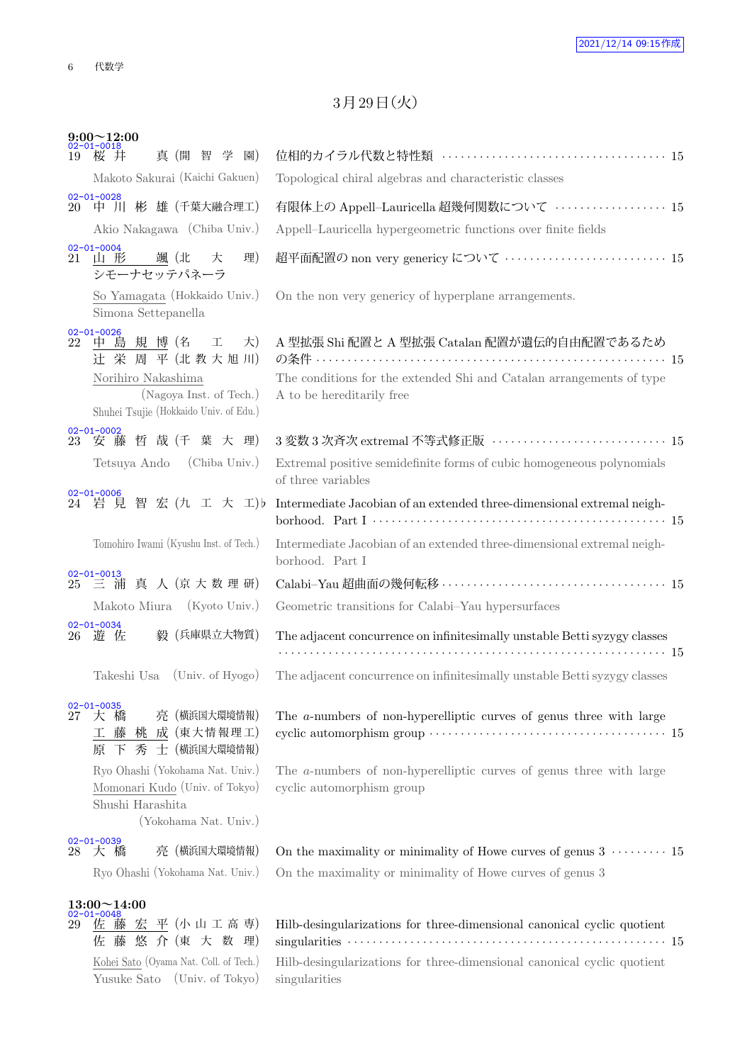# 3月29日(火)

## 9:00〜12:00

02-01-0018
19 桜井 真 (開智学園) 位相的カイラル代数と特性類 ……… 15

Makoto Sakurai (Kaichi Gakuen) Topological chiral algebras and characteristic classes

02-01-0028
20 中川 彬雄 (千葉大融合理工) 有限体上の Appell–Lauricella 超幾何関数について ……… 15

Akio Nakagawa (Chiba Univ.) Appell–Lauricella hypergeometric functions over finite fields

02-01-0004
21 山形 颯 (北大理) シモーナセッテパネーラ 超平面配置の non very genericy について ……… 15

So Yamagata (Hokkaido Univ.) Simona Settepanella On the non very genericy of hyperplane arrangements.

02-01-0026
22 中島 規博 (名工大) 辻栄 周平 (北教大旭川) A 型拡張 Shi 配置と A 型拡張 Catalan 配置が遺伝的自由配置であるための条件 ……… 15

Norihiro Nakashima (Nagoya Inst. of Tech.) Shuhei Tsujie (Hokkaido Univ. of Edu.) The conditions for the extended Shi and Catalan arrangements of type A to be hereditarily free

02-01-0002
23 安藤 哲哉 (千葉大理) 3 変数 3 次斉次 extremal 不等式修正版 ……… 15

Tetsuya Ando (Chiba Univ.) Extremal positive semidefinite forms of cubic homogeneous polynomials of three variables

02-01-0006
24 岩見 智宏 (九工大工)♭ Intermediate Jacobian of an extended three-dimensional extremal neighborhood. Part I ……… 15

Tomohiro Iwami (Kyushu Inst. of Tech.) Intermediate Jacobian of an extended three-dimensional extremal neighborhood. Part I

02-01-0013
25 三浦 真人 (京大数理研) Calabi–Yau 超曲面の幾何転移 ……… 15

Makoto Miura (Kyoto Univ.) Geometric transitions for Calabi–Yau hypersurfaces

02-01-0034
26 遊佐 毅 (兵庫県立大物質) The adjacent concurrence on infinitesimally unstable Betti syzygy classes ……… 15

Takeshi Usa (Univ. of Hyogo) The adjacent concurrence on infinitesimally unstable Betti syzygy classes

02-01-0035
27 大橋 亮 (横浜国大環境情報) 工藤 桃成 (東大情報理工) 原下 秀士 (横浜国大環境情報) The $a$-numbers of non-hyperelliptic curves of genus three with large cyclic automorphism group ……… 15

Ryo Ohashi (Yokohama Nat. Univ.) Momonari Kudo (Univ. of Tokyo) Shushi Harashita (Yokohama Nat. Univ.) The $a$-numbers of non-hyperelliptic curves of genus three with large cyclic automorphism group

02-01-0039
28 大橋 亮 (横浜国大環境情報) On the maximality or minimality of Howe curves of genus 3 ……… 15

Ryo Ohashi (Yokohama Nat. Univ.) On the maximality or minimality of Howe curves of genus 3

## 13:00〜14:00

02-01-0048
29 佐藤 宏平 (小山工高専) 佐藤 悠介 (東大数理) Hilb-desingularizations for three-dimensional canonical cyclic quotient singularities ……… 15

Kohei Sato (Oyama Nat. Coll. of Tech.) Yusuke Sato (Univ. of Tokyo) Hilb-desingularizations for three-dimensional canonical cyclic quotient singularities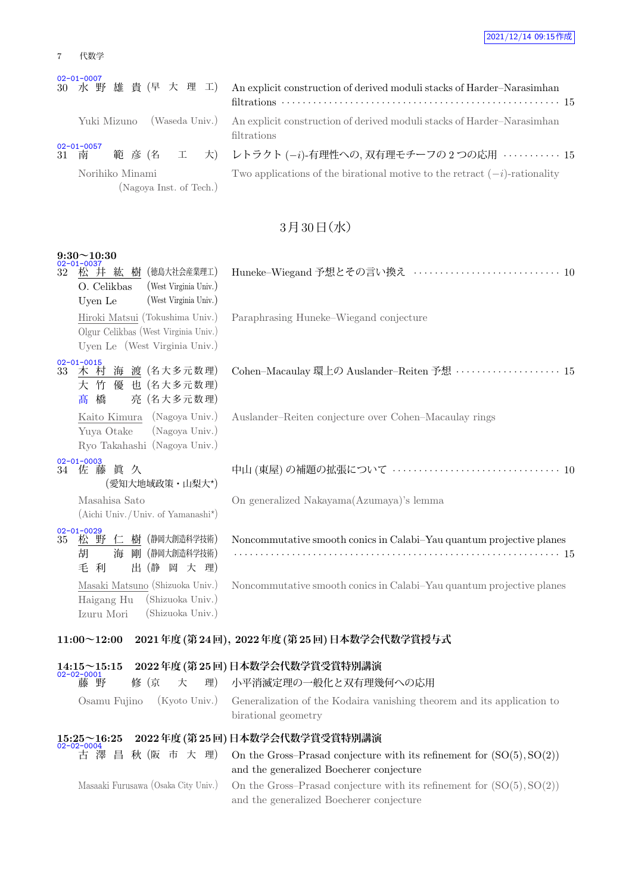02-01-0007
30 水野雄貴 (早大理工) An explicit construction of derived moduli stacks of Harder–Narasimhan filtrations ・・・・・ 15

Yuki Mizuno (Waseda Univ.) An explicit construction of derived moduli stacks of Harder–Narasimhan filtrations

02-01-0057
31 南 範彦 (名工大) レトラクト $(-i)$-有理性への, 双有理モチーフの 2 つの応用 ・・・・・ 15

Norihiko Minami (Nagoya Inst. of Tech.) Two applications of the birational motive to the retract $(-i)$-rationality

## 3月30日(水)

**9:30〜10:30**

02-01-0037
32 松井紘樹 (徳島大社会産業理工)
O. Celikbas (West Virginia Univ.)
Uyen Le (West Virginia Univ.)
Huneke–Wiegand 予想とその言い換え ・・・・・ 10

Hiroki Matsui (Tokushima Univ.), Olgur Celikbas (West Virginia Univ.), Uyen Le (West Virginia Univ.)
Paraphrasing Huneke–Wiegand conjecture

02-01-0015
33 木村海渡 (名大多元数理)
大竹優也 (名大多元数理)
髙橋 亮 (名大多元数理)
Cohen–Macaulay 環上の Auslander–Reiten 予想 ・・・・・ 15

Kaito Kimura (Nagoya Univ.), Yuya Otake (Nagoya Univ.), Ryo Takahashi (Nagoya Univ.)
Auslander–Reiten conjecture over Cohen–Macaulay rings

02-01-0003
34 佐藤眞久 (愛知大地域政策・山梨大*) 中山 (東屋) の補題の拡張について ・・・・・ 10

Masahisa Sato (Aichi Univ./Univ. of Yamanashi*) On generalized Nakayama(Azumaya)'s lemma

02-01-0029
35 松野仁樹 (静岡大創造科学技術)
胡 海剛 (静岡大創造科学技術)
毛利 出 (静岡大理)
Noncommutative smooth conics in Calabi–Yau quantum projective planes ・・・・・ 15

Masaki Matsuno (Shizuoka Univ.), Haigang Hu (Shizuoka Univ.), Izuru Mori (Shizuoka Univ.)
Noncommutative smooth conics in Calabi–Yau quantum projective planes

**11:00〜12:00 2021 年度 (第 24 回), 2022 年度 (第 25 回) 日本数学会代数学賞授与式**

**14:15〜15:15 2022 年度 (第 25 回) 日本数学会代数学賞受賞特別講演**

02-02-0001
藤野 修 (京大理) 小平消滅定理の一般化と双有理幾何への応用

Osamu Fujino (Kyoto Univ.) Generalization of the Kodaira vanishing theorem and its application to birational geometry

**15:25〜16:25 2022 年度 (第 25 回) 日本数学会代数学賞受賞特別講演**

02-02-0004
古澤昌秋 (阪市大理) On the Gross–Prasad conjecture with its refinement for $(\mathrm{SO}(5), \mathrm{SO}(2))$ and the generalized Boecherer conjecture

Masaaki Furusawa (Osaka City Univ.) On the Gross–Prasad conjecture with its refinement for $(\mathrm{SO}(5), \mathrm{SO}(2))$ and the generalized Boecherer conjecture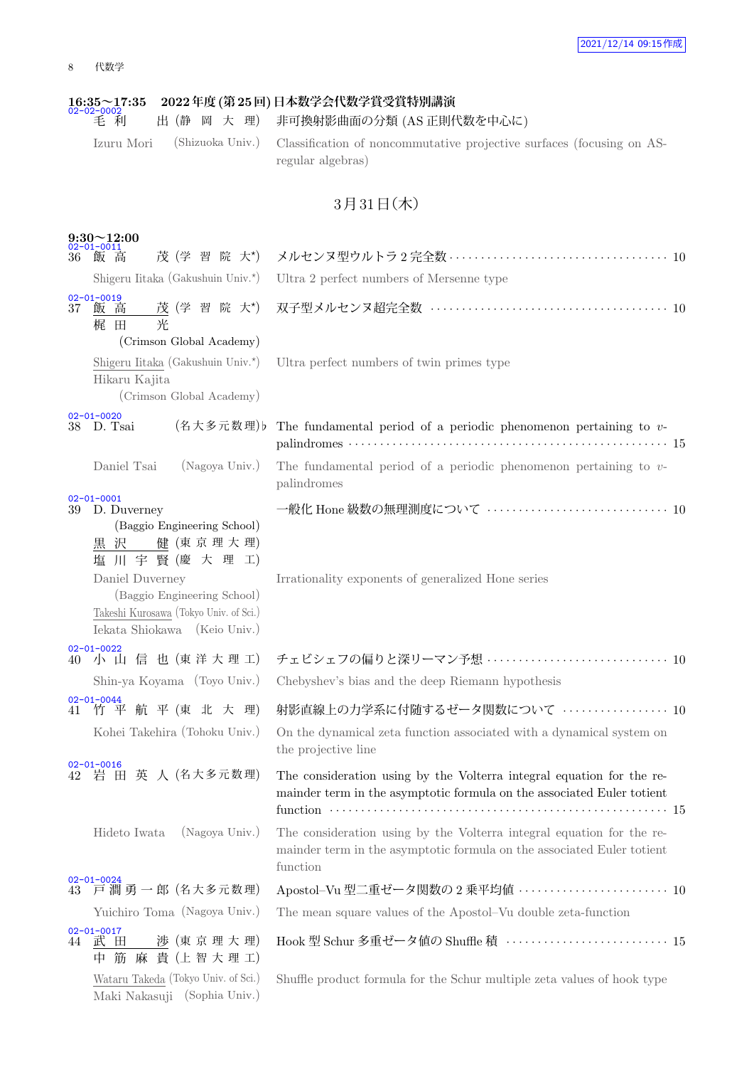**16:35～17:35　2022 年度 (第 25 回) 日本数学会代数学賞受賞特別講演**

02-02-0002
毛 利　出 (静 岡 大 理)　非可換射影曲面の分類 (AS 正則代数を中心に)

Izuru Mori (Shizuoka Univ.)　Classification of noncommutative projective surfaces (focusing on AS-regular algebras)

## 3 月 31 日 (木)

**9:30～12:00**

02-01-0011
36　飯 高　茂 (学 習 院 大*)　メルセンヌ型ウルトラ 2 完全数 ···· 10

Shigeru Iitaka (Gakushuin Univ.*)　Ultra 2 perfect numbers of Mersenne type

02-01-0019
37　飯 高　茂 (学 習 院 大*)　双子型メルセンヌ超完全数 ···· 10
梶 田　光 (Crimson Global Academy)

Shigeru Iitaka (Gakushuin Univ.*)　Ultra perfect numbers of twin primes type
Hikaru Kajita (Crimson Global Academy)

02-01-0020
38　D. Tsai (名大多元数理)♭　The fundamental period of a periodic phenomenon pertaining to $v$-palindromes ···· 15

Daniel Tsai (Nagoya Univ.)　The fundamental period of a periodic phenomenon pertaining to $v$-palindromes

02-01-0001
39　D. Duverney (Baggio Engineering School)　一般化 Hone 級数の無理測度について ···· 10
黒 沢　健 (東 京 理 大 理)
塩 川 宇 賢 (慶 大 理 工)

Daniel Duverney (Baggio Engineering School)　Irrationality exponents of generalized Hone series
Takeshi Kurosawa (Tokyo Univ. of Sci.)
Iekata Shiokawa (Keio Univ.)

02-01-0022
40　小 山 信 也 (東 洋 大 理 工)　チェビシェフの偏りと深リーマン予想 ···· 10

Shin-ya Koyama (Toyo Univ.)　Chebyshev's bias and the deep Riemann hypothesis

02-01-0044
41　竹 平 航 平 (東 北 大 理)　射影直線上の力学系に付随するゼータ関数について ···· 10

Kohei Takehira (Tohoku Univ.)　On the dynamical zeta function associated with a dynamical system on the projective line

02-01-0016
42　岩 田 英 人 (名大多元数理)　The consideration using by the Volterra integral equation for the remainder term in the asymptotic formula on the associated Euler totient function ···· 15

Hideto Iwata (Nagoya Univ.)　The consideration using by the Volterra integral equation for the remainder term in the asymptotic formula on the associated Euler totient function

02-01-0024
43　戸 潤 勇 一 郎 (名大多元数理)　Apostol–Vu 型二重ゼータ関数の 2 乗平均値 ···· 10

Yuichiro Toma (Nagoya Univ.)　The mean square values of the Apostol–Vu double zeta-function

02-01-0017
44　武 田　渉 (東 京 理 大 理)　Hook 型 Schur 多重ゼータ値の Shuffle 積 ···· 15
中 筋 麻 貴 (上 智 大 理 工)

Wataru Takeda (Tokyo Univ. of Sci.)　Shuffle product formula for the Schur multiple zeta values of hook type
Maki Nakasuji (Sophia Univ.)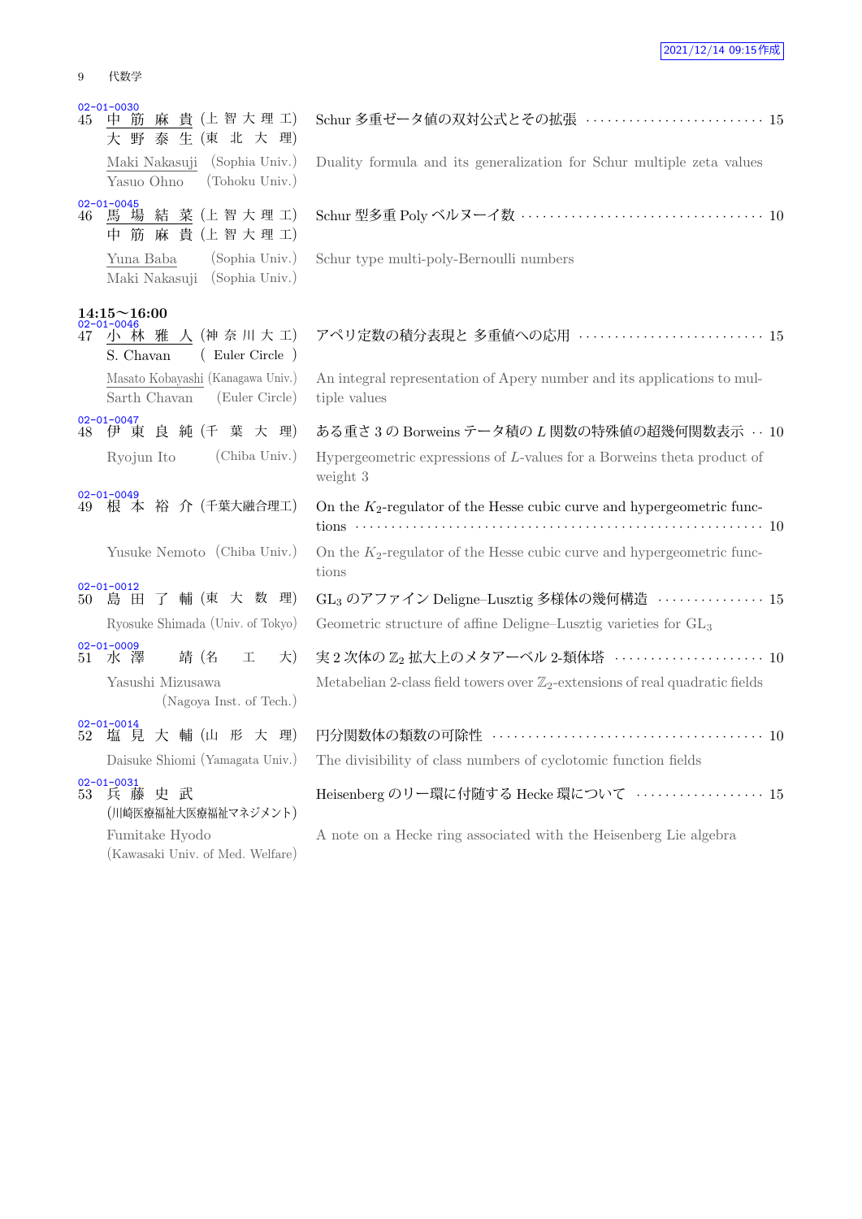02-01-0030

45 中筋麻貴 (上智大理工) 大野泰生 (東北大理)

Schur 多重ゼータ値の双対公式とその拡張 ……… 15

Maki Nakasuji (Sophia Univ.) Yasuo Ohno (Tohoku Univ.)

Duality formula and its generalization for Schur multiple zeta values

02-01-0045

46 馬場結菜 (上智大理工) 中筋麻貴 (上智大理工)

Schur 型多重 Poly ベルヌーイ数 ……… 10

Yuna Baba (Sophia Univ.) Maki Nakasuji (Sophia Univ.)

Schur type multi-poly-Bernoulli numbers

**14:15〜16:00**

02-01-0046

47 小林雅人 (神奈川大工) S. Chavan ( Euler Circle )

アペリ定数の積分表現と 多重値への応用 ……… 15

Masato Kobayashi (Kanagawa Univ.) Sarth Chavan (Euler Circle)

An integral representation of Apery number and its applications to multiple values

02-01-0047

48 伊東良純 (千葉大理)

ある重さ 3 の Borweins テータ積の $L$ 関数の特殊値の超幾何関数表示 ……… 10

Ryojun Ito (Chiba Univ.)

Hypergeometric expressions of $L$-values for a Borweins theta product of weight 3

02-01-0049

49 根本裕介 (千葉大融合理工)

On the $K_2$-regulator of the Hesse cubic curve and hypergeometric functions ……… 10

Yusuke Nemoto (Chiba Univ.)

On the $K_2$-regulator of the Hesse cubic curve and hypergeometric functions

02-01-0012

50 島田了輔 (東大数理)

$\mathrm{GL}_3$ のアファイン Deligne–Lusztig 多様体の幾何構造 ……… 15

Ryosuke Shimada (Univ. of Tokyo)

Geometric structure of affine Deligne–Lusztig varieties for $\mathrm{GL}_3$

02-01-0009

51 水澤靖 (名工大)

実 2 次体の $\mathbb{Z}_2$ 拡大上のメタアーベル 2-類体塔 ……… 10

Yasushi Mizusawa (Nagoya Inst. of Tech.)

Metabelian 2-class field towers over $\mathbb{Z}_2$-extensions of real quadratic fields

02-01-0014

52 塩見大輔 (山形大理)

円分関数体の類数の可除性 ……… 10

Daisuke Shiomi (Yamagata Univ.)

The divisibility of class numbers of cyclotomic function fields

02-01-0031

53 兵藤史武 (川崎医療福祉大医療福祉マネジメント)

Heisenberg のリー環に付随する Hecke 環について ……… 15

Fumitake Hyodo (Kawasaki Univ. of Med. Welfare)

A note on a Hecke ring associated with the Heisenberg Lie algebra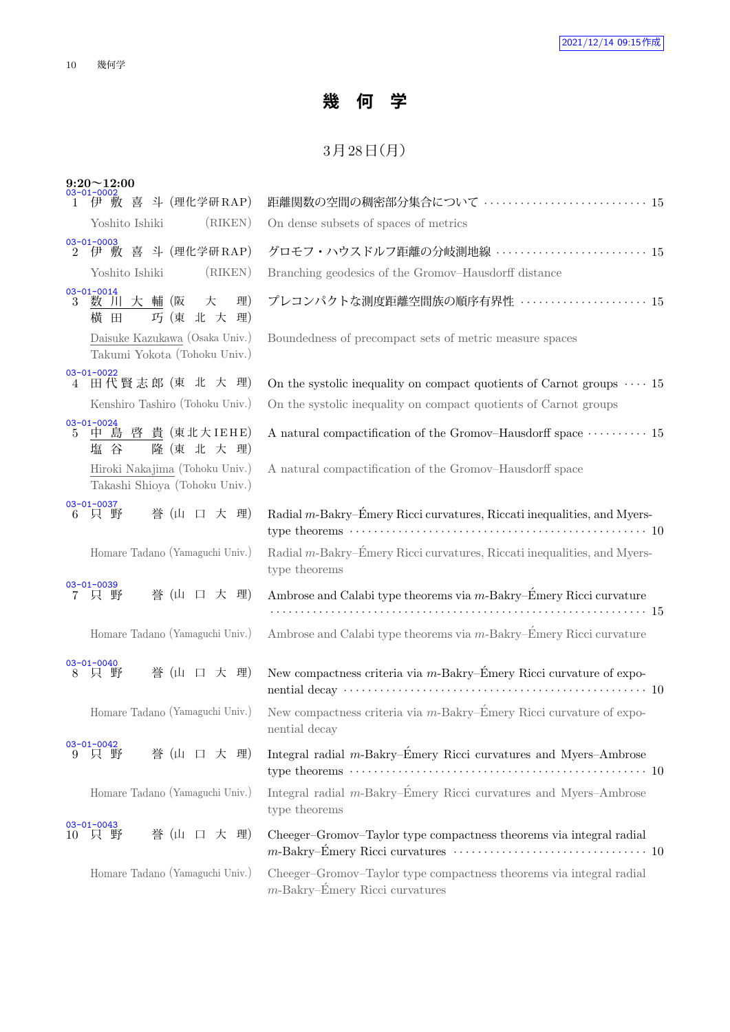# 幾　何　学

## 3月28日(月)

**9:20〜12:00**

03-01-0002
1 伊 敷 喜 斗 (理化学研RAP) 距離関数の空間の稠密部分集合について ··························· 15

Yoshito Ishiki (RIKEN) On dense subsets of spaces of metrics

03-01-0003
2 伊 敷 喜 斗 (理化学研RAP) グロモフ・ハウスドルフ距離の分岐測地線 ························ 15

Yoshito Ishiki (RIKEN) Branching geodesics of the Gromov–Hausdorff distance

03-01-0014
3 数 川 大 輔 (阪　大　理)
横 田 　 巧 (東 北 大 理) プレコンパクトな測度距離空間族の順序有界性 ····················· 15

Daisuke Kazukawa (Osaka Univ.)
Takumi Yokota (Tohoku Univ.) Boundedness of precompact sets of metric measure spaces

03-01-0022
4 田代賢志郎 (東 北 大 理) On the systolic inequality on compact quotients of Carnot groups ···· 15

Kenshiro Tashiro (Tohoku Univ.) On the systolic inequality on compact quotients of Carnot groups

03-01-0024
5 中 島 啓 貴 (東北大IEHE)
塩 谷 　 隆 (東 北 大 理) A natural compactification of the Gromov–Hausdorff space ·········· 15

Hiroki Nakajima (Tohoku Univ.)
Takashi Shioya (Tohoku Univ.) A natural compactification of the Gromov–Hausdorff space

03-01-0037
6 只 野 　 誉 (山 口 大 理) Radial $m$-Bakry–Émery Ricci curvatures, Riccati inequalities, and Myers-type theorems ················································ 10

Homare Tadano (Yamaguchi Univ.) Radial $m$-Bakry–Émery Ricci curvatures, Riccati inequalities, and Myers-type theorems

03-01-0039
7 只 野 　 誉 (山 口 大 理) Ambrose and Calabi type theorems via $m$-Bakry–Émery Ricci curvature ································································ 15

Homare Tadano (Yamaguchi Univ.) Ambrose and Calabi type theorems via $m$-Bakry–Émery Ricci curvature

03-01-0040
8 只 野 　 誉 (山 口 大 理) New compactness criteria via $m$-Bakry–Émery Ricci curvature of exponential decay ················································ 10

Homare Tadano (Yamaguchi Univ.) New compactness criteria via $m$-Bakry–Émery Ricci curvature of exponential decay

03-01-0042
9 只 野 　 誉 (山 口 大 理) Integral radial $m$-Bakry–Émery Ricci curvatures and Myers–Ambrose type theorems ················································ 10

Homare Tadano (Yamaguchi Univ.) Integral radial $m$-Bakry–Émery Ricci curvatures and Myers–Ambrose type theorems

03-01-0043
10 只 野 　 誉 (山 口 大 理) Cheeger–Gromov–Taylor type compactness theorems via integral radial $m$-Bakry–Émery Ricci curvatures ································ 10

Homare Tadano (Yamaguchi Univ.) Cheeger–Gromov–Taylor type compactness theorems via integral radial $m$-Bakry–Émery Ricci curvatures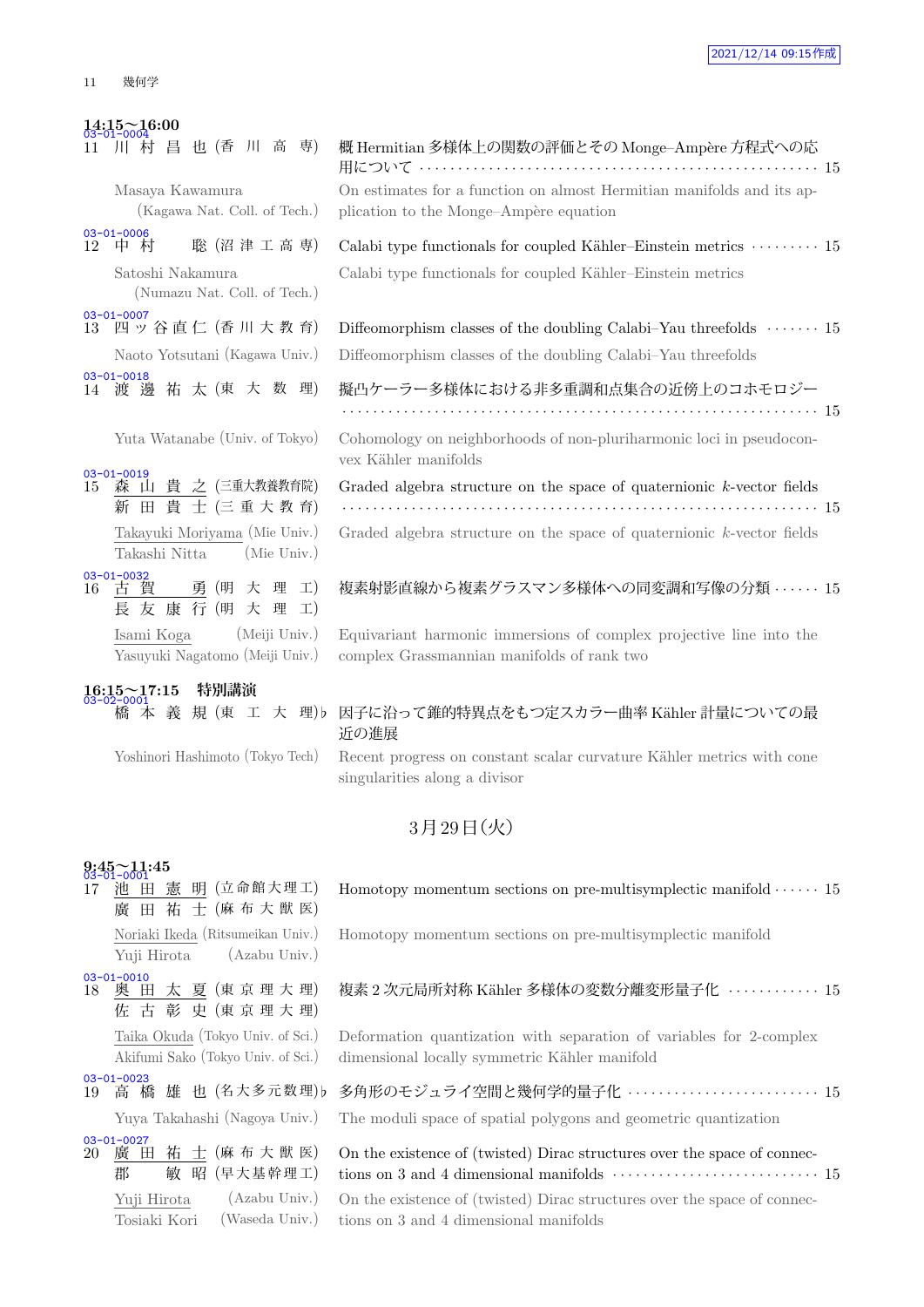**14:15～16:00**

03-01-0004
11 川 村 昌 也 (香 川 高 専) 概 Hermitian 多様体上の関数の評価とその Monge–Ampère 方程式への応用について ･･･ 15

Masaya Kawamura (Kagawa Nat. Coll. of Tech.) On estimates for a function on almost Hermitian manifolds and its application to the Monge–Ampère equation

03-01-0006
12 中 村 聡 (沼 津 工 高 専) Calabi type functionals for coupled Kähler–Einstein metrics ･･･ 15

Satoshi Nakamura (Numazu Nat. Coll. of Tech.) Calabi type functionals for coupled Kähler–Einstein metrics

03-01-0007
13 四ッ谷直仁 (香 川 大 教 育) Diffeomorphism classes of the doubling Calabi–Yau threefolds ･･･ 15

Naoto Yotsutani (Kagawa Univ.) Diffeomorphism classes of the doubling Calabi–Yau threefolds

03-01-0018
14 渡 邉 祐 太 (東 大 数 理) 擬凸ケーラー多様体における非多重調和点集合の近傍上のコホモロジー ･･･ 15

Yuta Watanabe (Univ. of Tokyo) Cohomology on neighborhoods of non-pluriharmonic loci in pseudoconvex Kähler manifolds

03-01-0019
15 森 山 貴 之 (三重大教養教育院)
新 田 貴 士 (三 重 大 教 育) Graded algebra structure on the space of quaternionic $k$-vector fields ･･･ 15

Takayuki Moriyama (Mie Univ.)
Takashi Nitta (Mie Univ.) Graded algebra structure on the space of quaternionic $k$-vector fields

03-01-0032
16 古 賀 勇 (明 大 理 工)
長 友 康 行 (明 大 理 工) 複素射影直線から複素グラスマン多様体への同変調和写像の分類 ･･･ 15

Isami Koga (Meiji Univ.)
Yasuyuki Nagatomo (Meiji Univ.) Equivariant harmonic immersions of complex projective line into the complex Grassmannian manifolds of rank two

**16:15～17:15 特別講演**

03-02-0001
橋 本 義 規 (東 工 大 理)♭ 因子に沿って錐的特異点をもつ定スカラー曲率 Kähler 計量についての最近の進展

Yoshinori Hashimoto (Tokyo Tech) Recent progress on constant scalar curvature Kähler metrics with cone singularities along a divisor

## 3月29日(火)

**9:45～11:45**

03-01-0001
17 池 田 憲 明 (立命館大理工)
廣 田 祐 士 (麻 布 大 獣 医) Homotopy momentum sections on pre-multisymplectic manifold ･･･ 15

Noriaki Ikeda (Ritsumeikan Univ.)
Yuji Hirota (Azabu Univ.) Homotopy momentum sections on pre-multisymplectic manifold

03-01-0010
18 奥 田 太 夏 (東 京 理 大 理)
佐 古 彰 史 (東 京 理 大 理) 複素2次元局所対称 Kähler 多様体の変数分離変形量子化 ･･･ 15

Taika Okuda (Tokyo Univ. of Sci.)
Akifumi Sako (Tokyo Univ. of Sci.) Deformation quantization with separation of variables for 2-complex dimensional locally symmetric Kähler manifold

03-01-0023
19 高 橋 雄 也 (名大多元数理)♭ 多角形のモジュライ空間と幾何学的量子化 ･･･ 15

Yuya Takahashi (Nagoya Univ.) The moduli space of spatial polygons and geometric quantization

03-01-0027
20 廣 田 祐 士 (麻 布 大 獣 医)
郡 敏 昭 (早大基幹理工) On the existence of (twisted) Dirac structures over the space of connections on 3 and 4 dimensional manifolds ･･･ 15

Yuji Hirota (Azabu Univ.)
Tosiaki Kori (Waseda Univ.) On the existence of (twisted) Dirac structures over the space of connections on 3 and 4 dimensional manifolds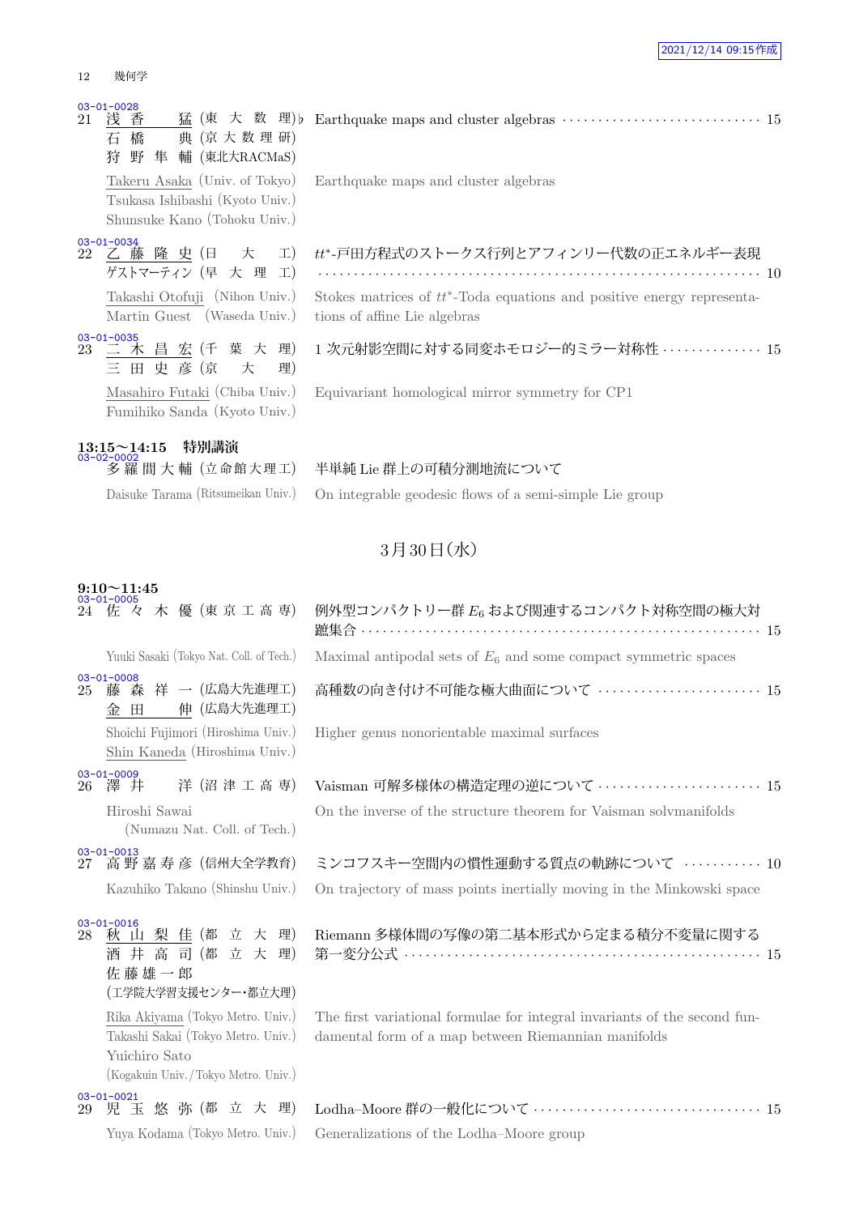03-01-0028
21 浅 香 猛 (東 大 数 理) ♭ 石 橋 典 (京 大 数 理 研) 狩 野 隼 輔 (東北大RACMaS)
Earthquake maps and cluster algebras ··· 15

Takeru Asaka (Univ. of Tokyo) Tsukasa Ishibashi (Kyoto Univ.) Shunsuke Kano (Tohoku Univ.)
Earthquake maps and cluster algebras

03-01-0034
22 乙 藤 隆 史 (日 大 工) ゲストマーティン (早 大 理 工)
$tt^*$-戸田方程式のストークス行列とアフィンリー代数の正エネルギー表現 ··· 10

Takashi Otofuji (Nihon Univ.) Martin Guest (Waseda Univ.)
Stokes matrices of $tt^*$-Toda equations and positive energy representations of affine Lie algebras

03-01-0035
23 二 木 昌 宏 (千 葉 大 理) 三 田 史 彦 (京 大 理)
1 次元射影空間に対する同変ホモロジー的ミラー対称性 ··· 15

Masahiro Futaki (Chiba Univ.) Fumihiko Sanda (Kyoto Univ.)
Equivariant homological mirror symmetry for CP1

**13:15〜14:15 特別講演**

03-02-0002
多 羅 間 大 輔 (立命館大理工)
半単純 Lie 群上の可積分測地流について

Daisuke Tarama (Ritsumeikan Univ.)
On integrable geodesic flows of a semi-simple Lie group

## 3月30日(水)

**9:10〜11:45**

03-01-0005
24 佐 々 木 優 (東 京 工 高 専)
例外型コンパクトリー群 $E_6$ および関連するコンパクト対称空間の極大対蹠集合 ··· 15

Yuuki Sasaki (Tokyo Nat. Coll. of Tech.)
Maximal antipodal sets of $E_6$ and some compact symmetric spaces

03-01-0008
25 藤 森 祥 一 (広島大先進理工) 金 田 伸 (広島大先進理工)
高種数の向き付け不可能な極大曲面について ··· 15

Shoichi Fujimori (Hiroshima Univ.) Shin Kaneda (Hiroshima Univ.)
Higher genus nonorientable maximal surfaces

03-01-0009
26 澤 井 洋 (沼 津 工 高 専)
Vaisman 可解多様体の構造定理の逆について ··· 15

Hiroshi Sawai (Numazu Nat. Coll. of Tech.)
On the inverse of the structure theorem for Vaisman solvmanifolds

03-01-0013
27 高 野 嘉 寿 彦 (信州大全学教育)
ミンコフスキー空間内の慣性運動する質点の軌跡について ··· 10

Kazuhiko Takano (Shinshu Univ.)
On trajectory of mass points inertially moving in the Minkowski space

03-01-0016
28 秋 山 梨 佳 (都 立 大 理) 酒 井 高 司 (都 立 大 理) 佐 藤 雄 一 郎 (工学院大学習支援センター・都立大理)
Riemann 多様体間の写像の第二基本形式から定まる積分不変量に関する第一変分公式 ··· 15

Rika Akiyama (Tokyo Metro. Univ.) Takashi Sakai (Tokyo Metro. Univ.) Yuichiro Sato (Kogakuin Univ./Tokyo Metro. Univ.)
The first variational formulae for integral invariants of the second fundamental form of a map between Riemannian manifolds

03-01-0021
29 児 玉 悠 弥 (都 立 大 理)
Lodha–Moore 群の一般化について ··· 15

Yuya Kodama (Tokyo Metro. Univ.)
Generalizations of the Lodha–Moore group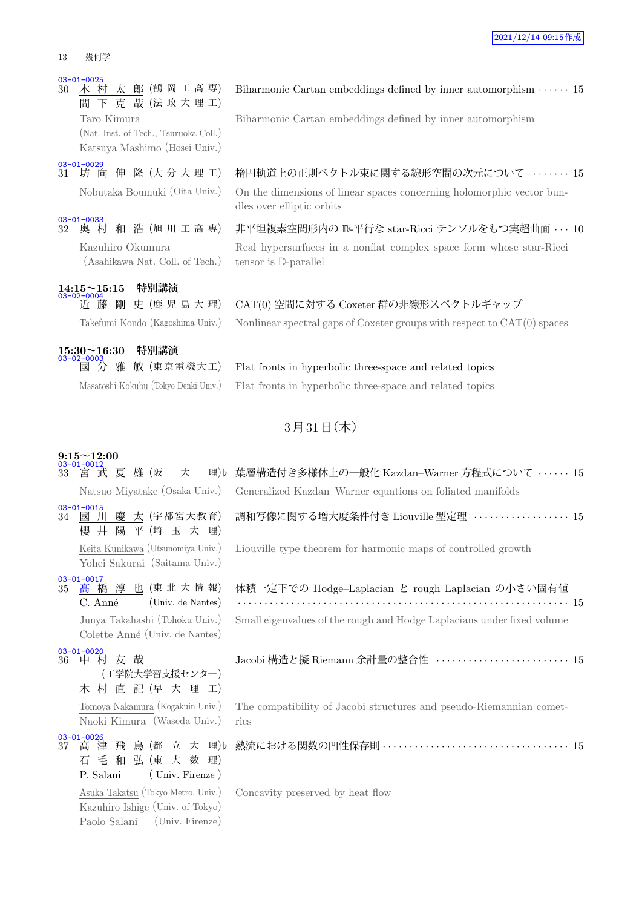03-01-0025
30 木 村 太 郎 (鶴 岡 工 高 専)
間 下 克 哉 (法 政 大 理 工)

Biharmonic Cartan embeddings defined by inner automorphism ······ 15

Taro Kimura (Nat. Inst. of Tech., Tsuruoka Coll.)
Katsuya Mashimo (Hosei Univ.)

Biharmonic Cartan embeddings defined by inner automorphism

03-01-0029
31 坊 向 伸 隆 (大 分 大 理 工)

楕円軌道上の正則ベクトル束に関する線形空間の次元について ········ 15

Nobutaka Boumuki (Oita Univ.)

On the dimensions of linear spaces concerning holomorphic vector bundles over elliptic orbits

03-01-0033
32 奥 村 和 浩 (旭 川 工 高 専)

非平坦複素空間形内の $\mathbb{D}$-平行な star-Ricci テンソルをもつ実超曲面 ··· 10

Kazuhiro Okumura (Asahikawa Nat. Coll. of Tech.)

Real hypersurfaces in a nonflat complex space form whose star-Ricci tensor is $\mathbb{D}$-parallel

**14:15〜15:15 特別講演**

03-02-0004
近 藤 剛 史 (鹿 児 島 大 理)

CAT(0) 空間に対する Coxeter 群の非線形スペクトルギャップ

Takefumi Kondo (Kagoshima Univ.)

Nonlinear spectral gaps of Coxeter groups with respect to CAT(0) spaces

**15:30〜16:30 特別講演**

03-02-0003
國 分 雅 敏 (東京電機大工)

Flat fronts in hyperbolic three-space and related topics

Masatoshi Kokubu (Tokyo Denki Univ.)

Flat fronts in hyperbolic three-space and related topics

## 3月31日(木)

**9:15〜12:00**

03-01-0012
33 宮 武 夏 雄 (阪 大 理)♭

葉層構造付き多様体上の一般化 Kazdan–Warner 方程式について ······ 15

Natsuo Miyatake (Osaka Univ.)

Generalized Kazdan–Warner equations on foliated manifolds

03-01-0015
34 國 川 慶 太 (宇都宮大教育)
櫻 井 陽 平 (埼 玉 大 理)

調和写像に関する増大度条件付き Liouville 型定理 ·················· 15

Keita Kunikawa (Utsunomiya Univ.)
Yohei Sakurai (Saitama Univ.)

Liouville type theorem for harmonic maps of controlled growth

03-01-0017
35 高 橋 淳 也 (東 北 大 情 報)
C. Anné (Univ. de Nantes)

体積一定下での Hodge–Laplacian と rough Laplacian の小さい固有値 ··· 15

Junya Takahashi (Tohoku Univ.)
Colette Anné (Univ. de Nantes)

Small eigenvalues of the rough and Hodge Laplacians under fixed volume

03-01-0020
36 中 村 友 哉 (工学院大学習支援センター)
木 村 直 記 (早 大 理 工)

Jacobi 構造と擬 Riemann 余計量の整合性 ························ 15

Tomoya Nakamura (Kogakuin Univ.)
Naoki Kimura (Waseda Univ.)

The compatibility of Jacobi structures and pseudo-Riemannian cometrics

03-01-0026
37 高 津 飛 鳥 (都 立 大 理)♭
石 毛 和 弘 (東 大 数 理)
P. Salani (Univ. Firenze)

熱流における関数の凹性保存則 ································· 15

Asuka Takatsu (Tokyo Metro. Univ.)
Kazuhiro Ishige (Univ. of Tokyo)
Paolo Salani (Univ. Firenze)

Concavity preserved by heat flow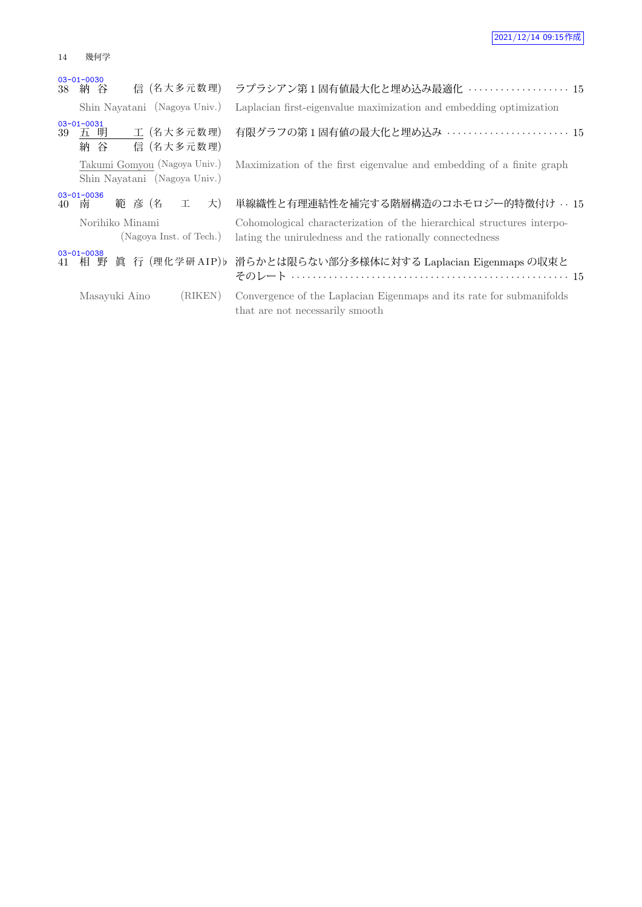03-01-0030
38 納 谷　　信 (名大多元数理)　ラプラシアン第 1 固有値最大化と埋め込み最適化 ・・・・・・・・・・・・・・・・・・・ 15

Shin Nayatani (Nagoya Univ.)　Laplacian first-eigenvalue maximization and embedding optimization

03-01-0031
39 五 明　　工 (名大多元数理)　有限グラフの第 1 固有値の最大化と埋め込み ・・・・・・・・・・・・・・・・・・・・・・ 15
納 谷　　信 (名大多元数理)

Takumi Gomyou (Nagoya Univ.)　Maximization of the first eigenvalue and embedding of a finite graph
Shin Nayatani (Nagoya Univ.)

03-01-0036
40 南　　範 彦 (名　工　大)　単線織性と有理連結性を補完する階層構造のコホモロジー的特徴付け ・・ 15

Norihiko Minami (Nagoya Inst. of Tech.)　Cohomological characterization of the hierarchical structures interpolating the uniruledness and the rationally connectedness

03-01-0038
41 相 野 眞 行 (理化学研AIP)♭　滑らかとは限らない部分多様体に対する Laplacian Eigenmaps の収束とそのレート ・・・・・・・・・・・・・・・・・・・・・・・・・・・・・・・・・・・・・・・・・・・・・・・・・・・ 15

Masayuki Aino (RIKEN)　Convergence of the Laplacian Eigenmaps and its rate for submanifolds that are not necessarily smooth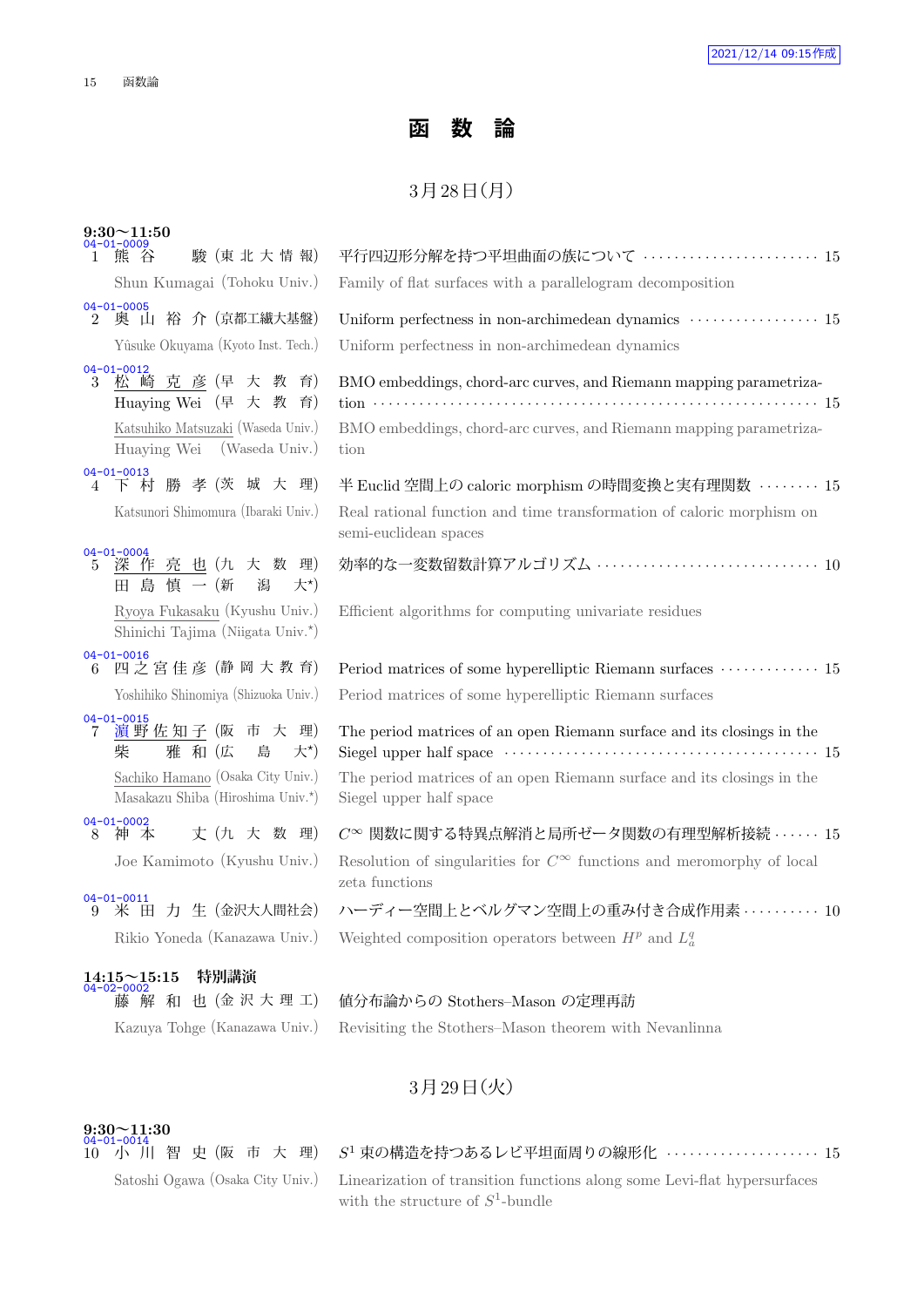# 函 数 論

## 3月28日(月)

**9:30〜11:50**

04-01-0009
1 熊 谷 駿 (東 北 大 情 報) 平行四辺形分解を持つ平坦曲面の族について ……… 15
Shun Kumagai (Tohoku Univ.) Family of flat surfaces with a parallelogram decomposition

04-01-0005
2 奥 山 裕 介 (京都工繊大基盤) Uniform perfectness in non-archimedean dynamics ……… 15
Yûsuke Okuyama (Kyoto Inst. Tech.) Uniform perfectness in non-archimedean dynamics

04-01-0012
3 松 崎 克 彦 (早 大 教 育) Huaying Wei (早 大 教 育) BMO embeddings, chord-arc curves, and Riemann mapping parametrization ……… 15
Katsuhiko Matsuzaki (Waseda Univ.) Huaying Wei (Waseda Univ.) BMO embeddings, chord-arc curves, and Riemann mapping parametrization

04-01-0013
4 下 村 勝 孝 (茨 城 大 理) 半 Euclid 空間上の caloric morphism の時間変換と実有理関数 ……… 15
Katsunori Shimomura (Ibaraki Univ.) Real rational function and time transformation of caloric morphism on semi-euclidean spaces

04-01-0004
5 深 作 亮 也 (九 大 数 理) 田 島 慎 一 (新 潟 大*) 効率的な一変数留数計算アルゴリズム ……… 10
Ryoya Fukasaku (Kyushu Univ.) Shinichi Tajima (Niigata Univ.*) Efficient algorithms for computing univariate residues

04-01-0016
6 四之宮佳彦 (静 岡 大 教 育) Period matrices of some hyperelliptic Riemann surfaces ……… 15
Yoshihiko Shinomiya (Shizuoka Univ.) Period matrices of some hyperelliptic Riemann surfaces

04-01-0015
7 濵野佐知子 (阪 市 大 理) 柴 雅 和 (広 島 大*) The period matrices of an open Riemann surface and its closings in the Siegel upper half space ……… 15
Sachiko Hamano (Osaka City Univ.) Masakazu Shiba (Hiroshima Univ.*) The period matrices of an open Riemann surface and its closings in the Siegel upper half space

04-01-0002
8 神 本 丈 (九 大 数 理) $C^\infty$ 関数に関する特異点解消と局所ゼータ関数の有理型解析接続 ……… 15
Joe Kamimoto (Kyushu Univ.) Resolution of singularities for $C^\infty$ functions and meromorphy of local zeta functions

04-01-0011
9 米 田 力 生 (金沢大人間社会) ハーディー空間上とベルグマン空間上の重み付き合成作用素 ……… 10
Rikio Yoneda (Kanazawa Univ.) Weighted composition operators between $H^p$ and $L^q_a$

**14:15〜15:15 特別講演**

04-02-0002
藤 解 和 也 (金 沢 大 理 工) 値分布論からの Stothers–Mason の定理再訪
Kazuya Tohge (Kanazawa Univ.) Revisiting the Stothers–Mason theorem with Nevanlinna

## 3月29日(火)

**9:30〜11:30**

04-01-0014
10 小 川 智 史 (阪 市 大 理) $S^1$ 束の構造を持つあるレビ平坦面周りの線形化 ……… 15
Satoshi Ogawa (Osaka City Univ.) Linearization of transition functions along some Levi-flat hypersurfaces with the structure of $S^1$-bundle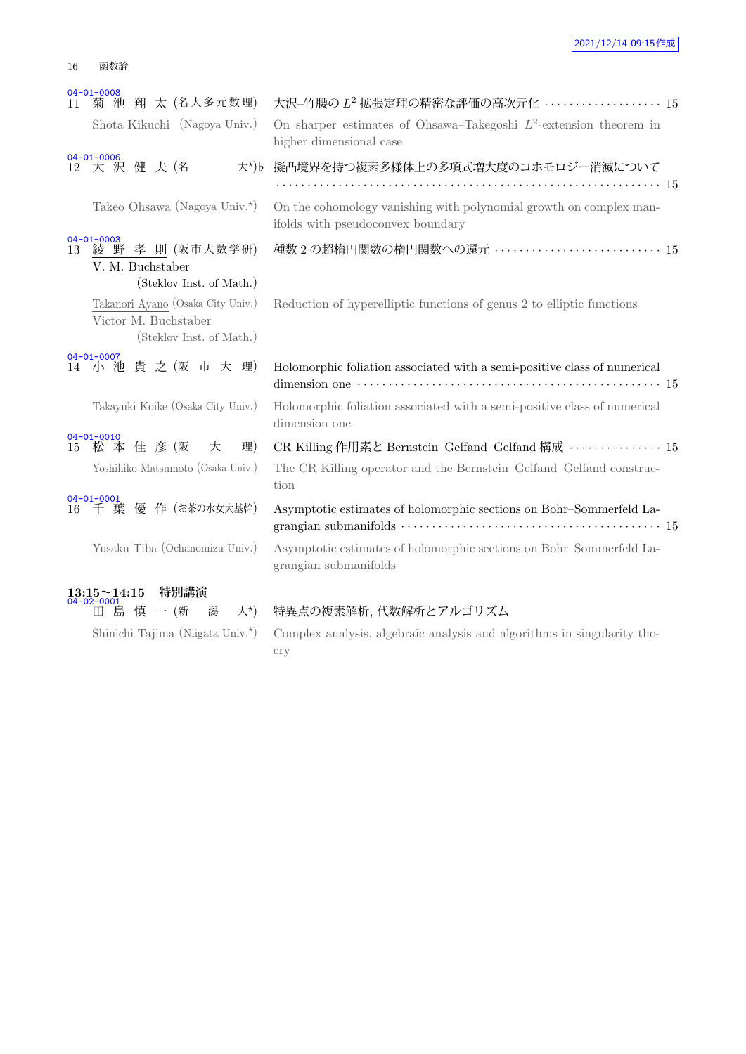04-01-0008
11 菊 池 翔 太 (名大多元数理) 大沢–竹腰の $L^2$ 拡張定理の精密な評価の高次元化 · · · · · · · · · · · · · · · · · · 15

Shota Kikuchi (Nagoya Univ.) On sharper estimates of Ohsawa–Takegoshi $L^2$-extension theorem in higher dimensional case

04-01-0006
12 大 沢 健 夫 (名 大*)♭ 擬凸境界を持つ複素多様体上の多項式増大度のコホモロジー消滅について · · · · · · · · · · · · · · · · · · · · · · · · · · · · · · · · · · · · · · · · · · · · · · · · · · · · · · 15

Takeo Ohsawa (Nagoya Univ.*) On the cohomology vanishing with polynomial growth on complex manifolds with pseudoconvex boundary

04-01-0003
13 綾 野 孝 則 (阪市大数学研) 種数 2 の超楕円関数の楕円関数への還元 · · · · · · · · · · · · · · · · · · · · · · · · · 15
V. M. Buchstaber (Steklov Inst. of Math.)

Takanori Ayano (Osaka City Univ.) Reduction of hyperelliptic functions of genus 2 to elliptic functions
Victor M. Buchstaber (Steklov Inst. of Math.)

04-01-0007
14 小 池 貴 之 (阪 市 大 理) Holomorphic foliation associated with a semi-positive class of numerical dimension one · · · · · · · · · · · · · · · · · · · · · · · · · · · · · · · · · · · · · · · · · · · · · · · 15

Takayuki Koike (Osaka City Univ.) Holomorphic foliation associated with a semi-positive class of numerical dimension one

04-01-0010
15 松 本 佳 彦 (阪 大 理) CR Killing 作用素と Bernstein–Gelfand–Gelfand 構成 · · · · · · · · · · · · · · · 15

Yoshihiko Matsumoto (Osaka Univ.) The CR Killing operator and the Bernstein–Gelfand–Gelfand construction

04-01-0001
16 千 葉 優 作 (お茶の水女大基幹) Asymptotic estimates of holomorphic sections on Bohr–Sommerfeld Lagrangian submanifolds · · · · · · · · · · · · · · · · · · · · · · · · · · · · · · · · · · · · · · · · 15

Yusaku Tiba (Ochanomizu Univ.) Asymptotic estimates of holomorphic sections on Bohr–Sommerfeld Lagrangian submanifolds

**13:15～14:15 特別講演**

04-02-0001
田 島 慎 一 (新 潟 大*) 特異点の複素解析, 代数解析とアルゴリズム

Shinichi Tajima (Niigata Univ.*) Complex analysis, algebraic analysis and algorithms in singularity theory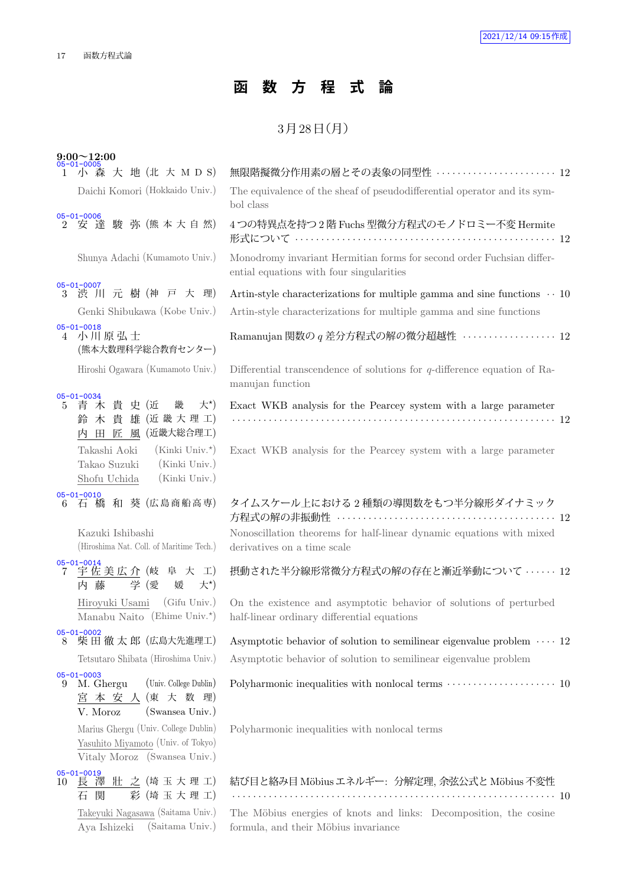# 函 数 方 程 式 論

3月28日(月)

**9:00〜12:00**

05-01-0005
1 小 森 大 地 (北 大 M D S) 無限階擬微分作用素の層とその表象の同型性 ······ 12

Daichi Komori (Hokkaido Univ.) The equivalence of the sheaf of pseudodifferential operator and its symbol class

05-01-0006
2 安 達 駿 弥 (熊 本 大 自 然) 4つの特異点を持つ2階Fuchs型微分方程式のモノドロミー不変Hermite形式について ······ 12

Shunya Adachi (Kumamoto Univ.) Monodromy invariant Hermitian forms for second order Fuchsian differential equations with four singularities

05-01-0007
3 渋 川 元 樹 (神 戸 大 理) Artin-style characterizations for multiple gamma and sine functions ······ 10

Genki Shibukawa (Kobe Univ.) Artin-style characterizations for multiple gamma and sine functions

05-01-0018
4 小川原弘士 (熊本大数理科学総合教育センター) Ramanujan 関数の $q$ 差分方程式の解の微分超越性 ······ 12

Hiroshi Ogawara (Kumamoto Univ.) Differential transcendence of solutions for $q$-difference equation of Ramanujan function

05-01-0034
5 青 木 貴 史 (近 畿 大*)
鈴 木 貴 雄 (近 畿 大 理 工)
内 田 匠 風 (近畿大総合理工)
Exact WKB analysis for the Pearcey system with a large parameter ······ 12

Takashi Aoki (Kinki Univ.*)
Takao Suzuki (Kinki Univ.)
Shofu Uchida (Kinki Univ.)
Exact WKB analysis for the Pearcey system with a large parameter

05-01-0010
6 石 橋 和 葵 (広島商船高専) タイムスケール上における2種類の導関数をもつ半分線形ダイナミック方程式の解の非振動性 ······ 12

Kazuki Ishibashi (Hiroshima Nat. Coll. of Maritime Tech.) Nonoscillation theorems for half-linear dynamic equations with mixed derivatives on a time scale

05-01-0014
7 宇佐美広介 (岐 阜 大 工)
内 藤 学 (愛 媛 大*)
摂動された半分線形常微分方程式の解の存在と漸近挙動について ······ 12

Hiroyuki Usami (Gifu Univ.)
Manabu Naito (Ehime Univ.*)
On the existence and asymptotic behavior of solutions of perturbed half-linear ordinary differential equations

05-01-0002
8 柴田徹太郎 (広島大先進理工) Asymptotic behavior of solution to semilinear eigenvalue problem ······ 12

Tetsutaro Shibata (Hiroshima Univ.) Asymptotic behavior of solution to semilinear eigenvalue problem

05-01-0003
9 M. Ghergu (Univ. College Dublin)
宮 本 安 人 (東 大 数 理)
V. Moroz (Swansea Univ.)
Polyharmonic inequalities with nonlocal terms ······ 10

Marius Ghergu (Univ. College Dublin)
Yasuhito Miyamoto (Univ. of Tokyo)
Vitaly Moroz (Swansea Univ.)
Polyharmonic inequalities with nonlocal terms

05-01-0019
10 長 澤 壯 之 (埼 玉 大 理 工)
石 関 彩 (埼 玉 大 理 工)
結び目と絡み目Möbiusエネルギー: 分解定理, 余弦公式とMöbius不変性 ······ 10

Takeyuki Nagasawa (Saitama Univ.)
Aya Ishizeki (Saitama Univ.)
The Möbius energies of knots and links: Decomposition, the cosine formula, and their Möbius invariance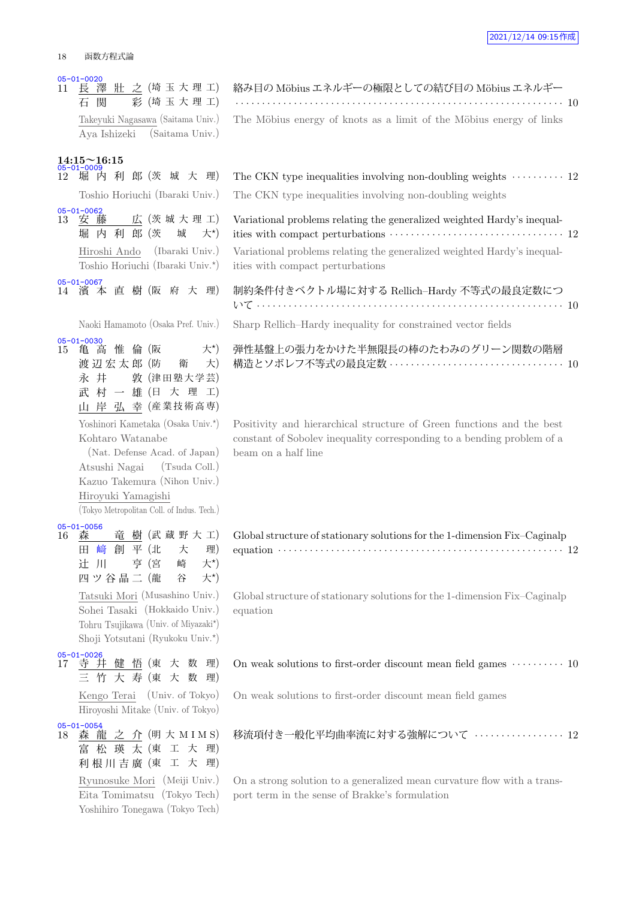05-01-0020

11 長澤壯之 (埼玉大理工) 石関彩 (埼玉大理工)

Takeyuki Nagasawa (Saitama Univ.) Aya Ishizeki (Saitama Univ.)

絡み目の Möbius エネルギーの極限としての結び目の Möbius エネルギー ……… 10

The Möbius energy of knots as a limit of the Möbius energy of links

**14:15〜16:15**

05-01-0009

12 堀内利郎 (茨城大理)

Toshio Horiuchi (Ibaraki Univ.)

The CKN type inequalities involving non-doubling weights ……… 12

The CKN type inequalities involving non-doubling weights

05-01-0062

13 安藤広 (茨城大理工) 堀内利郎 (茨城大*)

Hiroshi Ando (Ibaraki Univ.) Toshio Horiuchi (Ibaraki Univ.*)

Variational problems relating the generalized weighted Hardy's inequalities with compact perturbations ……… 12

Variational problems relating the generalized weighted Hardy's inequalities with compact perturbations

05-01-0067

14 濱本直樹 (阪府大理)

Naoki Hamamoto (Osaka Pref. Univ.)

制約条件付きベクトル場に対する Rellich–Hardy 不等式の最良定数について ……… 10

Sharp Rellich–Hardy inequality for constrained vector fields

05-01-0030

15 亀高惟倫 (阪大*) 渡辺宏太郎 (防衛大) 永井敦 (津田塾大学芸) 武村一雄 (日大理工) 山岸弘幸 (産業技術高専)

Yoshinori Kametaka (Osaka Univ.*) Kohtaro Watanabe (Nat. Defense Acad. of Japan) Atsushi Nagai (Tsuda Coll.) Kazuo Takemura (Nihon Univ.) Hiroyuki Yamagishi (Tokyo Metropolitan Coll. of Indus. Tech.)

弾性基盤上の張力をかけた半無限長の棒のたわみのグリーン関数の階層構造とソボレフ不等式の最良定数 ……… 10

Positivity and hierarchical structure of Green functions and the best constant of Sobolev inequality corresponding to a bending problem of a beam on a half line

05-01-0056

16 森竜樹 (武蔵野大工) 田﨑創平 (北大理) 辻川亨 (宮崎大*) 四ツ谷晶二 (龍谷大*)

Tatsuki Mori (Musashino Univ.) Sohei Tasaki (Hokkaido Univ.) Tohru Tsujikawa (Univ. of Miyazaki*) Shoji Yotsutani (Ryukoku Univ.*)

Global structure of stationary solutions for the 1-dimension Fix–Caginalp equation ……… 12

Global structure of stationary solutions for the 1-dimension Fix–Caginalp equation

05-01-0026

17 寺井健悟 (東大数理) 三竹大寿 (東大数理)

Kengo Terai (Univ. of Tokyo) Hiroyoshi Mitake (Univ. of Tokyo)

On weak solutions to first-order discount mean field games ……… 10

On weak solutions to first-order discount mean field games

05-01-0054

18 森龍之介 (明大 MIMS) 富松瑛太 (東工大理) 利根川吉廣 (東工大理)

Ryunosuke Mori (Meiji Univ.) Eita Tomimatsu (Tokyo Tech) Yoshihiro Tonegawa (Tokyo Tech)

移流項付き一般化平均曲率流に対する強解について ……… 12

On a strong solution to a generalized mean curvature flow with a transport term in the sense of Brakke's formulation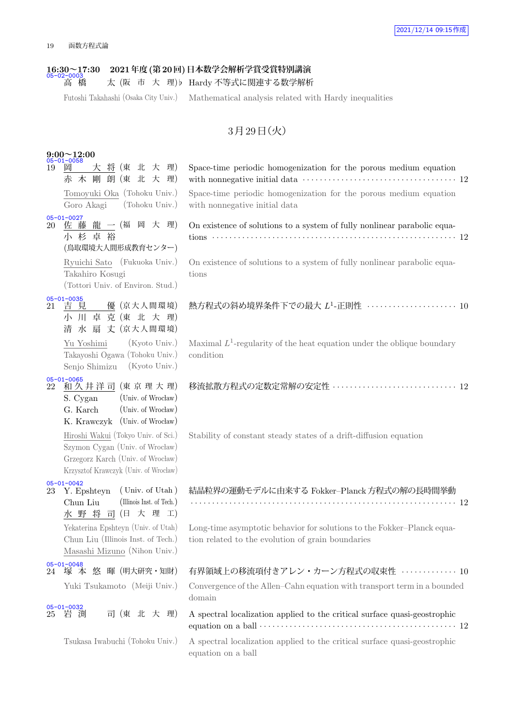**16:30～17:30　2021年度(第20回)日本数学会解析学賞受賞特別講演**

05-02-0003
高　橋　　太 (阪 市 大 理)♭ Hardy 不等式に関連する数学解析

Futoshi Takahashi (Osaka City Univ.)　Mathematical analysis related with Hardy inequalities

## 3月29日(火)

**9:00～12:00**

05-01-0058
19 岡　　大 将 (東 北 大 理)　赤 木 剛 朗 (東 北 大 理)
Space-time periodic homogenization for the porous medium equation with nonnegative initial data ………… 12

Tomoyuki Oka (Tohoku Univ.)　Goro Akagi (Tohoku Univ.)
Space-time periodic homogenization for the porous medium equation with nonnegative initial data

05-01-0027
20 佐 藤 龍 一 (福 岡 大 理)　小 杉 卓 裕 (鳥取環境大人間形成教育センター)
On existence of solutions to a system of fully nonlinear parabolic equations ………… 12

Ryuichi Sato (Fukuoka Univ.)　Takahiro Kosugi (Tottori Univ. of Environ. Stud.)
On existence of solutions to a system of fully nonlinear parabolic equations

05-01-0035
21 吉 見　　優 (京大人間環境)　小 川 卓 克 (東 北 大 理)　清 水 扇 丈 (京大人間環境)
熱方程式の斜め境界条件下での最大 $L^1$-正則性 ………… 10

Yu Yoshimi (Kyoto Univ.)　Takayoshi Ogawa (Tohoku Univ.)　Senjo Shimizu (Kyoto Univ.)
Maximal $L^1$-regularity of the heat equation under the oblique boundary condition

05-01-0065
22 和 久 井 洋 司 (東 京 理 大 理)　S. Cygan (Univ. of Wrocław)　G. Karch (Univ. of Wrocław)　K. Krawczyk (Univ. of Wrocław)
移流拡散方程式の定数定常解の安定性 ………… 12

Hiroshi Wakui (Tokyo Univ. of Sci.)　Szymon Cygan (Univ. of Wrocław)　Grzegorz Karch (Univ. of Wrocław)　Krzysztof Krawczyk (Univ. of Wrocław)
Stability of constant steady states of a drift-diffusion equation

05-01-0042
23 Y. Epshteyn (Univ. of Utah)　Chun Liu (Illinois Inst. of Tech.)　水 野 将 司 (日 大 理 工)
結晶粒界の運動モデルに由来する Fokker–Planck 方程式の解の長時間挙動 ………… 12

Yekaterina Epshteyn (Univ. of Utah)　Chun Liu (Illinois Inst. of Tech.)　Masashi Mizuno (Nihon Univ.)
Long-time asymptotic behavior for solutions to the Fokker–Planck equation related to the evolution of grain boundaries

05-01-0048
24 塚 本 悠 暉 (明大研究・知財)
有界領域上の移流項付きアレン・カーン方程式の収束性 ………… 10

Yuki Tsukamoto (Meiji Univ.)
Convergence of the Allen–Cahn equation with transport term in a bounded domain

05-01-0032
25 岩 渕　　司 (東 北 大 理)
A spectral localization applied to the critical surface quasi-geostrophic equation on a ball ………… 12

Tsukasa Iwabuchi (Tohoku Univ.)
A spectral localization applied to the critical surface quasi-geostrophic equation on a ball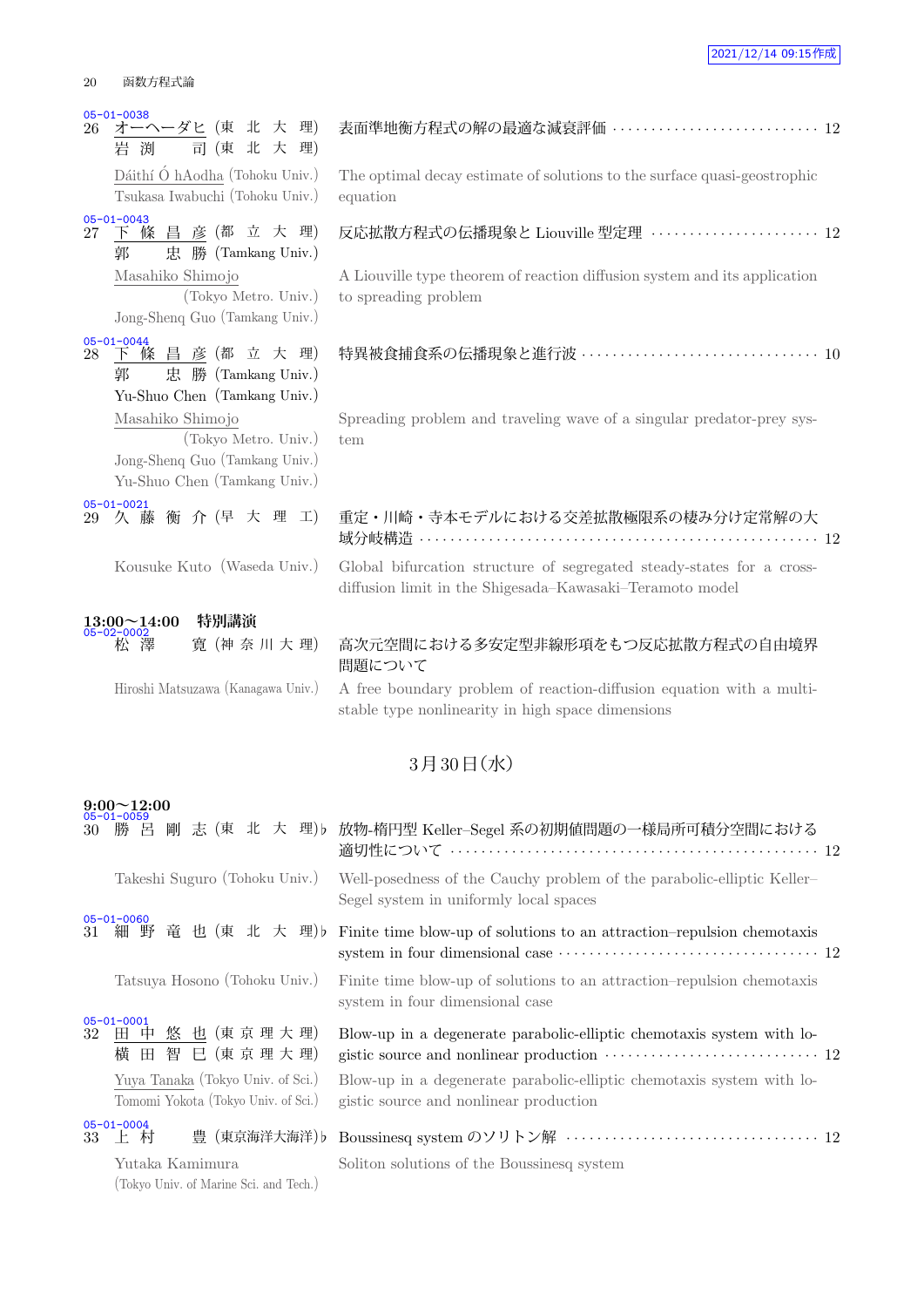05-01-0038
26 オーヘーダヒ (東北大理) 岩渕 司 (東北大理) — 表面準地衡方程式の解の最適な減衰評価 ……… 12

Dáithí Ó hAodha (Tohoku Univ.), Tsukasa Iwabuchi (Tohoku Univ.) — The optimal decay estimate of solutions to the surface quasi-geostrophic equation

05-01-0043
27 下條昌彦 (都立大理) 郭 忠勝 (Tamkang Univ.) — 反応拡散方程式の伝播現象と Liouville 型定理 ……… 12

Masahiko Shimojo (Tokyo Metro. Univ.), Jong-Shenq Guo (Tamkang Univ.) — A Liouville type theorem of reaction diffusion system and its application to spreading problem

05-01-0044
28 下條昌彦 (都立大理) 郭 忠勝 (Tamkang Univ.) Yu-Shuo Chen (Tamkang Univ.) — 特異被食捕食系の伝播現象と進行波 ……… 10

Masahiko Shimojo (Tokyo Metro. Univ.), Jong-Shenq Guo (Tamkang Univ.), Yu-Shuo Chen (Tamkang Univ.) — Spreading problem and traveling wave of a singular predator-prey system

05-01-0021
29 久藤衡介 (早大理工) — 重定・川崎・寺本モデルにおける交差拡散極限系の棲み分け定常解の大域分岐構造 ……… 12

Kousuke Kuto (Waseda Univ.) — Global bifurcation structure of segregated steady-states for a cross-diffusion limit in the Shigesada–Kawasaki–Teramoto model

**13:00〜14:00 特別講演**

05-02-0002
松澤 寛 (神奈川大理) — 高次元空間における多安定型非線形項をもつ反応拡散方程式の自由境界問題について

Hiroshi Matsuzawa (Kanagawa Univ.) — A free boundary problem of reaction-diffusion equation with a multi-stable type nonlinearity in high space dimensions

## 3月30日(水)

**9:00〜12:00**

05-01-0059
30 勝呂剛志 (東北大理)♭ — 放物-楕円型 Keller–Segel 系の初期値問題の一様局所可積分空間における適切性について ……… 12

Takeshi Suguro (Tohoku Univ.) — Well-posedness of the Cauchy problem of the parabolic-elliptic Keller–Segel system in uniformly local spaces

05-01-0060
31 細野竜也 (東北大理)♭ — Finite time blow-up of solutions to an attraction–repulsion chemotaxis system in four dimensional case ……… 12

Tatsuya Hosono (Tohoku Univ.) — Finite time blow-up of solutions to an attraction–repulsion chemotaxis system in four dimensional case

05-01-0001
32 田中悠也 (東京理大理) 横田智巳 (東京理大理) — Blow-up in a degenerate parabolic-elliptic chemotaxis system with logistic source and nonlinear production ……… 12

Yuya Tanaka (Tokyo Univ. of Sci.), Tomomi Yokota (Tokyo Univ. of Sci.) — Blow-up in a degenerate parabolic-elliptic chemotaxis system with logistic source and nonlinear production

05-01-0004
33 上村 豊 (東京海洋大海洋)♭ — Boussinesq system のソリトン解 ……… 12

Yutaka Kamimura (Tokyo Univ. of Marine Sci. and Tech.) — Soliton solutions of the Boussinesq system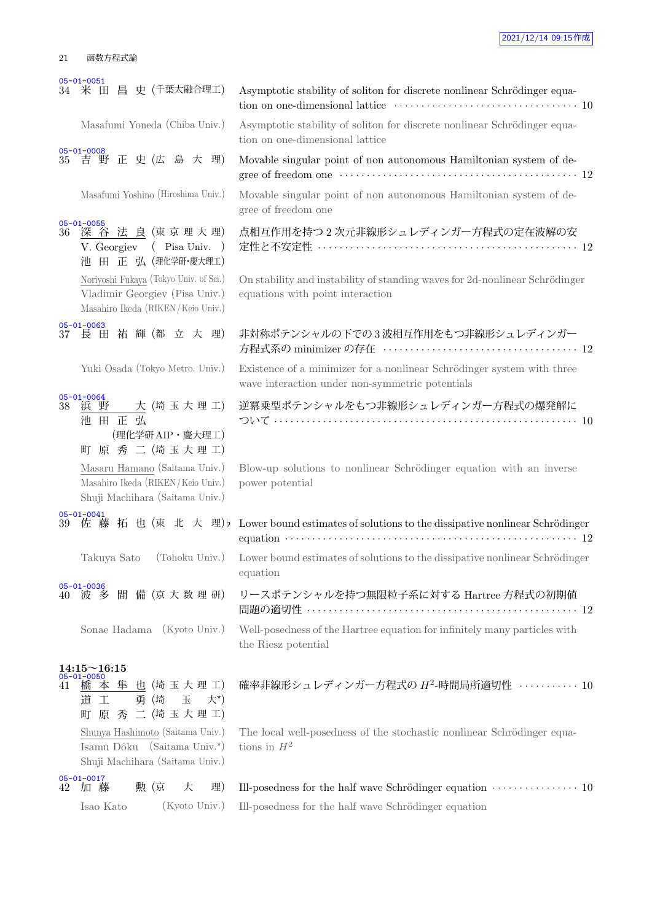05-01-0051
34 米田昌史 (千葉大融合理工) Asymptotic stability of soliton for discrete nonlinear Schrödinger equation on one-dimensional lattice ··· 10

Masafumi Yoneda (Chiba Univ.) Asymptotic stability of soliton for discrete nonlinear Schrödinger equation on one-dimensional lattice

05-01-0008
35 吉野正史 (広島大理) Movable singular point of non autonomous Hamiltonian system of degree of freedom one ··· 12

Masafumi Yoshino (Hiroshima Univ.) Movable singular point of non autonomous Hamiltonian system of degree of freedom one

05-01-0055
36 深谷法良 (東京理大理)
V. Georgiev (Pisa Univ.)
池田正弘 (理化学研・慶大理工)
点相互作用を持つ 2 次元非線形シュレディンガー方程式の定在波解の安定性と不安定性 ··· 12

Noriyoshi Fukaya (Tokyo Univ. of Sci.)
Vladimir Georgiev (Pisa Univ.)
Masahiro Ikeda (RIKEN/Keio Univ.)
On stability and instability of standing waves for 2d-nonlinear Schrödinger equations with point interaction

05-01-0063
37 長田祐輝 (都立大理) 非対称ポテンシャルの下での 3 波相互作用をもつ非線形シュレディンガー方程式系の minimizer の存在 ··· 12

Yuki Osada (Tokyo Metro. Univ.) Existence of a minimizer for a nonlinear Schrödinger system with three wave interaction under non-symmetric potentials

05-01-0064
38 浜野大 (埼玉大理工)
池田正弘 (理化学研 AIP・慶大理工)
町原秀二 (埼玉大理工)
逆冪乗型ポテンシャルをもつ非線形シュレディンガー方程式の爆発解について ··· 10

Masaru Hamano (Saitama Univ.)
Masahiro Ikeda (RIKEN/Keio Univ.)
Shuji Machihara (Saitama Univ.)
Blow-up solutions to nonlinear Schrödinger equation with an inverse power potential

05-01-0041
39 佐藤拓也 (東北大理) Lower bound estimates of solutions to the dissipative nonlinear Schrödinger equation ··· 12

Takuya Sato (Tohoku Univ.) Lower bound estimates of solutions to the dissipative nonlinear Schrödinger equation

05-01-0036
40 波多間備 (京大数理研) リースポテンシャルを持つ無限粒子系に対する Hartree 方程式の初期値問題の適切性 ··· 12

Sonae Hadama (Kyoto Univ.) Well-posedness of the Hartree equation for infinitely many particles with the Riesz potential

**14:15〜16:15**

05-01-0050
41 橋本隼也 (埼玉大理工)
道工勇 (埼玉大*)
町原秀二 (埼玉大理工)
確率非線形シュレディンガー方程式の $H^2$-時間局所適切性 ··· 10

Shunya Hashimoto (Saitama Univ.)
Isamu Dôku (Saitama Univ.*)
Shuji Machihara (Saitama Univ.)
The local well-posedness of the stochastic nonlinear Schrödinger equations in $H^2$

05-01-0017
42 加藤勲 (京大理) Ill-posedness for the half wave Schrödinger equation ··· 10

Isao Kato (Kyoto Univ.) Ill-posedness for the half wave Schrödinger equation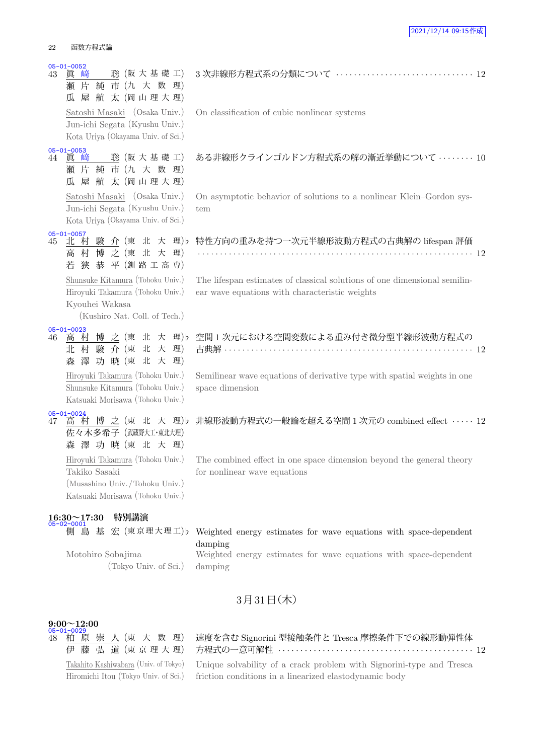05-01-0052
43 眞崎 聡 (阪大基礎工)
瀬片純市 (九大数理)
瓜屋航太 (岡山理大理)

3次非線形方程式系の分類について ……… 12

Satoshi Masaki (Osaka Univ.)
Jun-ichi Segata (Kyushu Univ.)
Kota Uriya (Okayama Univ. of Sci.)

On classification of cubic nonlinear systems

05-01-0053
44 眞崎 聡 (阪大基礎工)
瀬片純市 (九大数理)
瓜屋航太 (岡山理大理)

ある非線形クラインゴルドン方程式系の解の漸近挙動について ……… 10

Satoshi Masaki (Osaka Univ.)
Jun-ichi Segata (Kyushu Univ.)
Kota Uriya (Okayama Univ. of Sci.)

On asymptotic behavior of solutions to a nonlinear Klein–Gordon system

05-01-0057
45 北村駿介 (東北大理)♭
高村博之 (東北大理)
若狭恭平 (釧路工高専)

特性方向の重みを持つ一次元半線形波動方程式の古典解の lifespan 評価 ……… 12

Shunsuke Kitamura (Tohoku Univ.)
Hiroyuki Takamura (Tohoku Univ.)
Kyouhei Wakasa (Kushiro Nat. Coll. of Tech.)

The lifespan estimates of classical solutions of one dimensional semilinear wave equations with characteristic weights

05-01-0023
46 高村博之 (東北大理)♭
北村駿介 (東北大理)
森澤功暁 (東北大理)

空間1次元における空間変数による重み付き微分型半線形波動方程式の古典解 ……… 12

Hiroyuki Takamura (Tohoku Univ.)
Shunsuke Kitamura (Tohoku Univ.)
Katsuaki Morisawa (Tohoku Univ.)

Semilinear wave equations of derivative type with spatial weights in one space dimension

05-01-0024
47 高村博之 (東北大理)♭
佐々木多希子 (武蔵野大工・東北大理)
森澤功暁 (東北大理)

非線形波動方程式の一般論を超える空間1次元の combined effect ……… 12

Hiroyuki Takamura (Tohoku Univ.)
Takiko Sasaki (Musashino Univ./Tohoku Univ.)
Katsuaki Morisawa (Tohoku Univ.)

The combined effect in one space dimension beyond the general theory for nonlinear wave equations

**16:30〜17:30 特別講演**

05-02-0001
側島基宏 (東京理大理工)♭

Weighted energy estimates for wave equations with space-dependent damping

Motohiro Sobajima (Tokyo Univ. of Sci.)

Weighted energy estimates for wave equations with space-dependent damping

## 3月31日(木)

**9:00〜12:00**

05-01-0029
48 柏原崇人 (東大数理)
伊藤弘道 (東京理大理)

速度を含む Signorini 型接触条件と Tresca 摩擦条件下での線形動弾性体方程式の一意可解性 ……… 12

Takahito Kashiwabara (Univ. of Tokyo)
Hiromichi Itou (Tokyo Univ. of Sci.)

Unique solvability of a crack problem with Signorini-type and Tresca friction conditions in a linearized elastodynamic body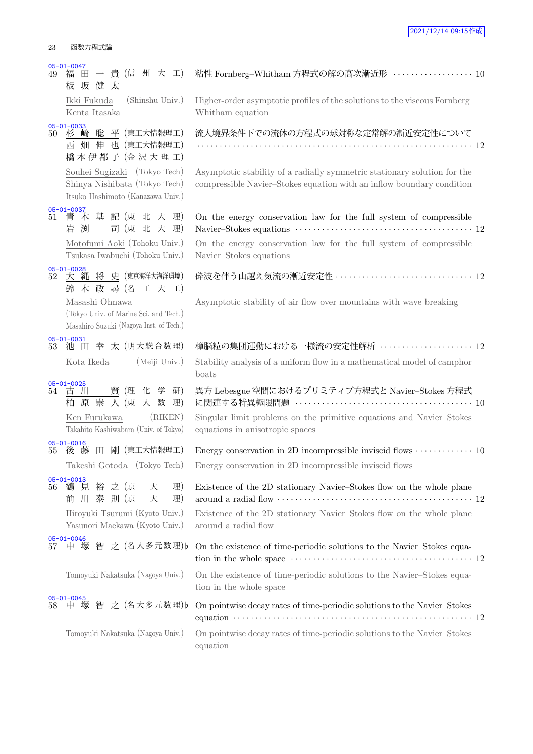函数方程式論

05-01-0047
49 福田一貴 (信州大工) 板坂健太 — 粘性 Fornberg–Whitham 方程式の解の高次漸近形 ………………… 10

Ikki Fukuda (Shinshu Univ.) Kenta Itasaka — Higher-order asymptotic profiles of the solutions to the viscous Fornberg–Whitham equation

05-01-0033
50 杉崎聡平 (東工大情報理工) 西畑伸也 (東工大情報理工) 橋本伊都子 (金沢大理工) — 流入境界条件下での流体の方程式の球対称な定常解の漸近安定性について ……………………………………………………………… 12

Souhei Sugizaki (Tokyo Tech) Shinya Nishibata (Tokyo Tech) Itsuko Hashimoto (Kanazawa Univ.) — Asymptotic stability of a radially symmetric stationary solution for the compressible Navier–Stokes equation with an inflow boundary condition

05-01-0037
51 青木基記 (東北大理) 岩渕司 (東北大理) — On the energy conservation law for the full system of compressible Navier–Stokes equations ……………………………………… 12

Motofumi Aoki (Tohoku Univ.) Tsukasa Iwabuchi (Tohoku Univ.) — On the energy conservation law for the full system of compressible Navier–Stokes equations

05-01-0028
52 大縄将史 (東京海洋大海洋環境) 鈴木政尋 (名工大工) — 砕波を伴う山越え気流の漸近安定性 ……………………………… 12

Masashi Ohnawa (Tokyo Univ. of Marine Sci. and Tech.) Masahiro Suzuki (Nagoya Inst. of Tech.) — Asymptotic stability of air flow over mountains with wave breaking

05-01-0031
53 池田幸太 (明大総合数理) — 樟脳粒の集団運動における一様流の安定性解析 ……………………… 12

Kota Ikeda (Meiji Univ.) — Stability analysis of a uniform flow in a mathematical model of camphor boats

05-01-0025
54 古川賢 (理化学研) 柏原崇人 (東大数理) — 異方 Lebesgue 空間におけるプリミティブ方程式と Navier–Stokes 方程式に関連する特異極限問題 ……………………………………… 10

Ken Furukawa (RIKEN) Takahito Kashiwabara (Univ. of Tokyo) — Singular limit problems on the primitive equations and Navier–Stokes equations in anisotropic spaces

05-01-0016
55 後藤田剛 (東工大情報理工) — Energy conservation in 2D incompressible inviscid flows ………….. 10

Takeshi Gotoda (Tokyo Tech) — Energy conservation in 2D incompressible inviscid flows

05-01-0013
56 鶴見裕之 (京大理) 前川泰則 (京大理) — Existence of the 2D stationary Navier–Stokes flow on the whole plane around a radial flow ………………………………………… 12

Hiroyuki Tsurumi (Kyoto Univ.) Yasunori Maekawa (Kyoto Univ.) — Existence of the 2D stationary Navier–Stokes flow on the whole plane around a radial flow

05-01-0046
57 中塚智之 (名大多元数理)♭ — On the existence of time-periodic solutions to the Navier–Stokes equation in the whole space ……………………………………… 12

Tomoyuki Nakatsuka (Nagoya Univ.) — On the existence of time-periodic solutions to the Navier–Stokes equation in the whole space

05-01-0045
58 中塚智之 (名大多元数理)♭ — On pointwise decay rates of time-periodic solutions to the Navier–Stokes equation ……………………………………………………… 12

Tomoyuki Nakatsuka (Nagoya Univ.) — On pointwise decay rates of time-periodic solutions to the Navier–Stokes equation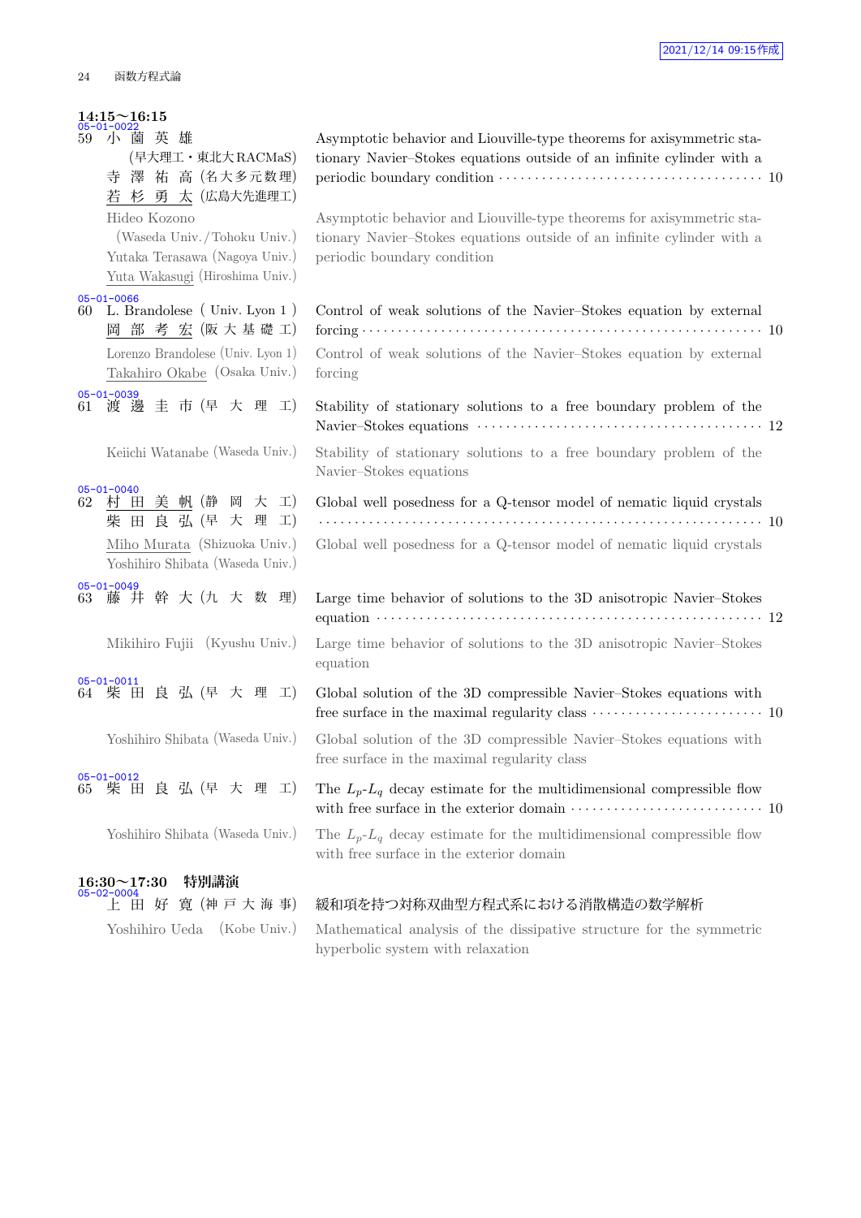**14:15〜16:15**

05-01-0022

59 小薗英雄 (早大理工・東北大RACMaS) 寺澤祐高 (名大多元数理) 若杉勇太 (広島大先進理工)

Asymptotic behavior and Liouville-type theorems for axisymmetric stationary Navier–Stokes equations outside of an infinite cylinder with a periodic boundary condition ･･････ 10

Hideo Kozono (Waseda Univ./Tohoku Univ.) Yutaka Terasawa (Nagoya Univ.) Yuta Wakasugi (Hiroshima Univ.)

Asymptotic behavior and Liouville-type theorems for axisymmetric stationary Navier–Stokes equations outside of an infinite cylinder with a periodic boundary condition

05-01-0066

60 L. Brandolese (Univ. Lyon 1) 岡部考宏 (阪大基礎工)

Control of weak solutions of the Navier–Stokes equation by external forcing ･･････ 10

Lorenzo Brandolese (Univ. Lyon 1) Takahiro Okabe (Osaka Univ.)

Control of weak solutions of the Navier–Stokes equation by external forcing

05-01-0039

61 渡邊圭市 (早大理工)

Stability of stationary solutions to a free boundary problem of the Navier–Stokes equations ･･････ 12

Keiichi Watanabe (Waseda Univ.)

Stability of stationary solutions to a free boundary problem of the Navier–Stokes equations

05-01-0040

62 村田美帆 (静岡大工) 柴田良弘 (早大理工)

Global well posedness for a Q-tensor model of nematic liquid crystals ･･････ 10

Miho Murata (Shizuoka Univ.) Yoshihiro Shibata (Waseda Univ.)

Global well posedness for a Q-tensor model of nematic liquid crystals

05-01-0049

63 藤井幹大 (九大数理)

Large time behavior of solutions to the 3D anisotropic Navier–Stokes equation ･･････ 12

Mikihiro Fujii (Kyushu Univ.)

Large time behavior of solutions to the 3D anisotropic Navier–Stokes equation

05-01-0011

64 柴田良弘 (早大理工)

Global solution of the 3D compressible Navier–Stokes equations with free surface in the maximal regularity class ･･････ 10

Yoshihiro Shibata (Waseda Univ.)

Global solution of the 3D compressible Navier–Stokes equations with free surface in the maximal regularity class

05-01-0012

65 柴田良弘 (早大理工)

The $L_p$-$L_q$ decay estimate for the multidimensional compressible flow with free surface in the exterior domain ･･････ 10

Yoshihiro Shibata (Waseda Univ.)

The $L_p$-$L_q$ decay estimate for the multidimensional compressible flow with free surface in the exterior domain

**16:30〜17:30 特別講演**

05-02-0004

上田好寛 (神戸大海事)

緩和項を持つ対称双曲型方程式系における消散構造の数学解析

Yoshihiro Ueda (Kobe Univ.)

Mathematical analysis of the dissipative structure for the symmetric hyperbolic system with relaxation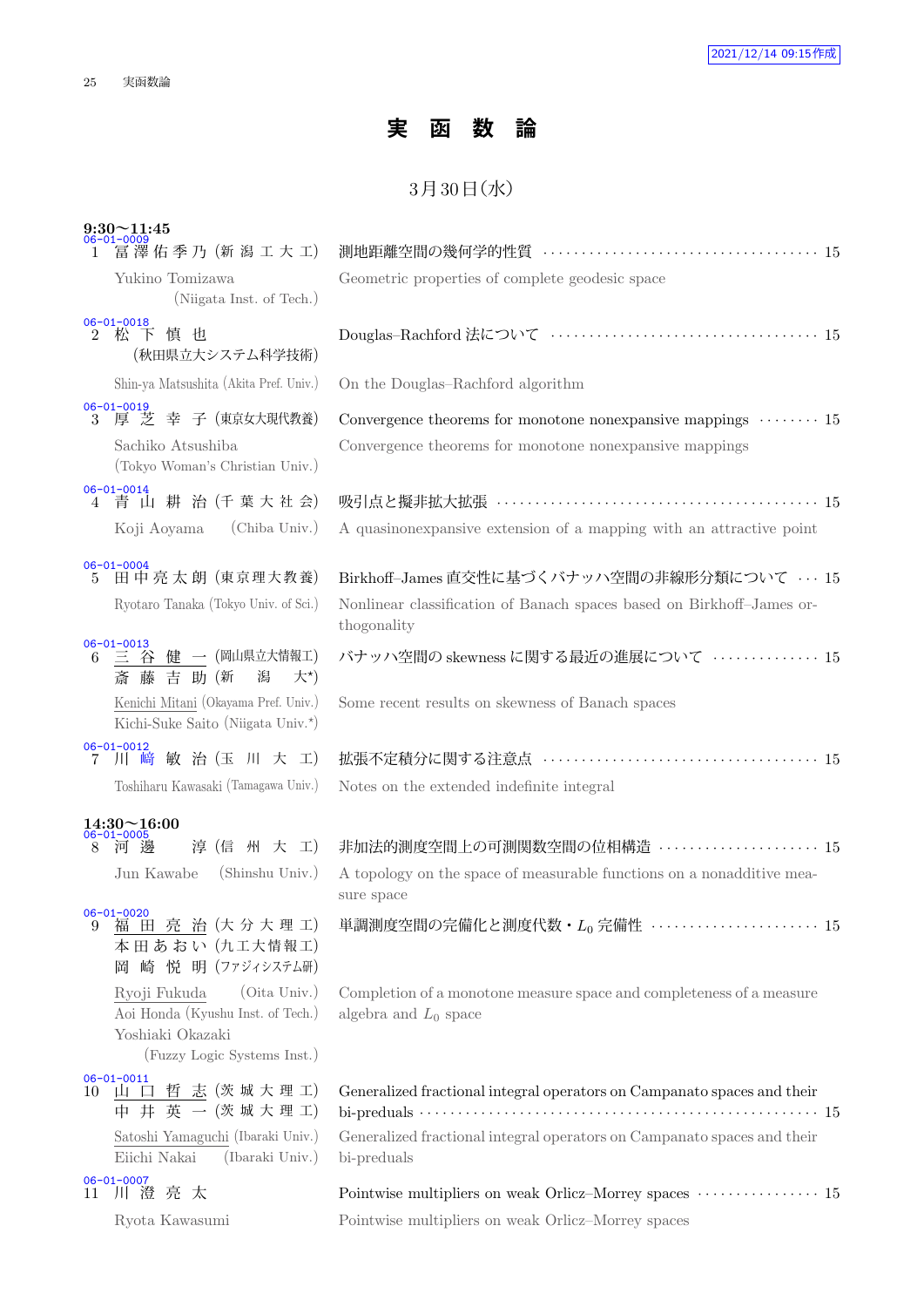# 実 函 数 論

## 3月30日(水)

### 9:30〜11:45

06-01-0009
1 冨澤佑季乃 (新潟工大工) 測地距離空間の幾何学的性質 ······ 15
Yukino Tomizawa (Niigata Inst. of Tech.) Geometric properties of complete geodesic space

06-01-0018
2 松下慎也 (秋田県立大システム科学技術) Douglas–Rachford 法について ······ 15
Shin-ya Matsushita (Akita Pref. Univ.) On the Douglas–Rachford algorithm

06-01-0019
3 厚芝幸子 (東京女大現代教養) Convergence theorems for monotone nonexpansive mappings ······ 15
Sachiko Atsushiba (Tokyo Woman's Christian Univ.) Convergence theorems for monotone nonexpansive mappings

06-01-0014
4 青山耕治 (千葉大社会) 吸引点と擬非拡大拡張 ······ 15
Koji Aoyama (Chiba Univ.) A quasinonexpansive extension of a mapping with an attractive point

06-01-0004
5 田中亮太朗 (東京理大教養) Birkhoff–James 直交性に基づくバナッハ空間の非線形分類について ······ 15
Ryotaro Tanaka (Tokyo Univ. of Sci.) Nonlinear classification of Banach spaces based on Birkhoff–James orthogonality

06-01-0013
6 三谷健一 (岡山県立大情報工)
斎藤吉助 (新潟大*) バナッハ空間の skewness に関する最近の進展について ······ 15
Kenichi Mitani (Okayama Pref. Univ.)
Kichi-Suke Saito (Niigata Univ.*) Some recent results on skewness of Banach spaces

06-01-0012
7 川﨑敏治 (玉川大工) 拡張不定積分に関する注意点 ······ 15
Toshiharu Kawasaki (Tamagawa Univ.) Notes on the extended indefinite integral

### 14:30〜16:00

06-01-0005
8 河邊淳 (信州大工) 非加法的測度空間上の可測関数空間の位相構造 ······ 15
Jun Kawabe (Shinshu Univ.) A topology on the space of measurable functions on a nonadditive measure space

06-01-0020
9 福田亮治 (大分大理工)
本田あおい (九工大情報工)
岡崎悦明 (ファジィシステム研) 単調測度空間の完備化と測度代数・$L_0$ 完備性 ······ 15
Ryoji Fukuda (Oita Univ.)
Aoi Honda (Kyushu Inst. of Tech.)
Yoshiaki Okazaki (Fuzzy Logic Systems Inst.) Completion of a monotone measure space and completeness of a measure algebra and $L_0$ space

06-01-0011
10 山口哲志 (茨城大理工)
中井英一 (茨城大理工) Generalized fractional integral operators on Campanato spaces and their bi-preduals ······ 15
Satoshi Yamaguchi (Ibaraki Univ.)
Eiichi Nakai (Ibaraki Univ.) Generalized fractional integral operators on Campanato spaces and their bi-preduals

06-01-0007
11 川澄亮太 Pointwise multipliers on weak Orlicz–Morrey spaces ······ 15
Ryota Kawasumi Pointwise multipliers on weak Orlicz–Morrey spaces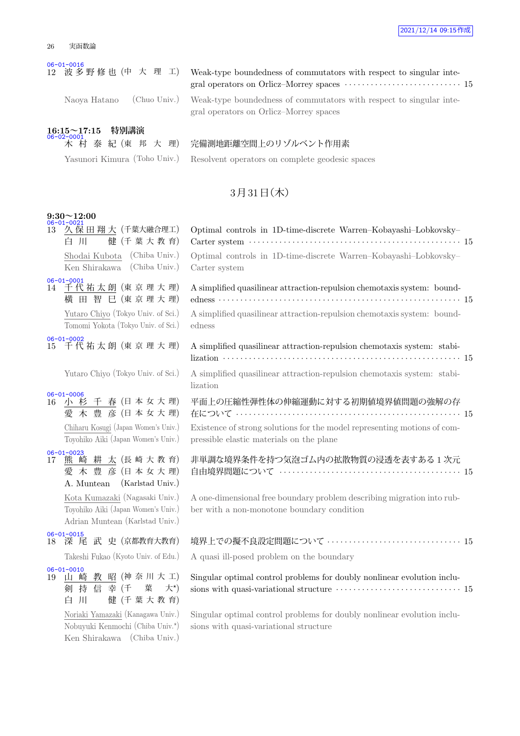06-01-0016
12 波多野修也 (中大理工) Weak-type boundedness of commutators with respect to singular integral operators on Orlicz–Morrey spaces ···· 15

Naoya Hatano (Chuo Univ.) Weak-type boundedness of commutators with respect to singular integral operators on Orlicz–Morrey spaces

**16:15～17:15 特別講演**

06-02-0001
木村泰紀 (東邦大理) 完備測地距離空間上のリゾルベント作用素

Yasunori Kimura (Toho Univ.) Resolvent operators on complete geodesic spaces

## 3月31日(木)

**9:30～12:00**

06-01-0021
13 久保田翔大 (千葉大融合理工) 白川健 (千葉大教育) Optimal controls in 1D-time-discrete Warren–Kobayashi–Lobkovsky–Carter system ···· 15

Shodai Kubota (Chiba Univ.) Ken Shirakawa (Chiba Univ.) Optimal controls in 1D-time-discrete Warren–Kobayashi–Lobkovsky–Carter system

06-01-0001
14 千代祐太朗 (東京理大理) 横田智巳 (東京理大理) A simplified quasilinear attraction-repulsion chemotaxis system: boundedness ···· 15

Yutaro Chiyo (Tokyo Univ. of Sci.) Tomomi Yokota (Tokyo Univ. of Sci.) A simplified quasilinear attraction-repulsion chemotaxis system: boundedness

06-01-0002
15 千代祐太朗 (東京理大理) A simplified quasilinear attraction-repulsion chemotaxis system: stabilization ···· 15

Yutaro Chiyo (Tokyo Univ. of Sci.) A simplified quasilinear attraction-repulsion chemotaxis system: stabilization

06-01-0006
16 小杉千春 (日本女大理) 愛木豊彦 (日本女大理) 平面上の圧縮性弾性体の伸縮運動に対する初期値境界値問題の強解の存在について ···· 15

Chiharu Kosugi (Japan Women's Univ.) Toyohiko Aiki (Japan Women's Univ.) Existence of strong solutions for the model representing motions of compressible elastic materials on the plane

06-01-0023
17 熊崎耕太 (長崎大教育) 愛木豊彦 (日本女大理) A. Muntean (Karlstad Univ.) 非単調な境界条件を持つ気泡ゴム内の拡散物質の浸透を表するある 1 次元自由境界問題について ···· 15

Kota Kumazaki (Nagasaki Univ.) Toyohiko Aiki (Japan Women's Univ.) Adrian Muntean (Karlstad Univ.) A one-dimensional free boundary problem describing migration into rubber with a non-monotone boundary condition

06-01-0015
18 深尾武史 (京都教育大教育) 境界上での擬不良設定問題について ···· 15

Takeshi Fukao (Kyoto Univ. of Edu.) A quasi ill-posed problem on the boundary

06-01-0010
19 山崎教昭 (神奈川大工) 剣持信幸 (千葉大*) 白川健 (千葉大教育) Singular optimal control problems for doubly nonlinear evolution inclusions with quasi-variational structure ···· 15

Noriaki Yamazaki (Kanagawa Univ.) Nobuyuki Kenmochi (Chiba Univ.*) Ken Shirakawa (Chiba Univ.) Singular optimal control problems for doubly nonlinear evolution inclusions with quasi-variational structure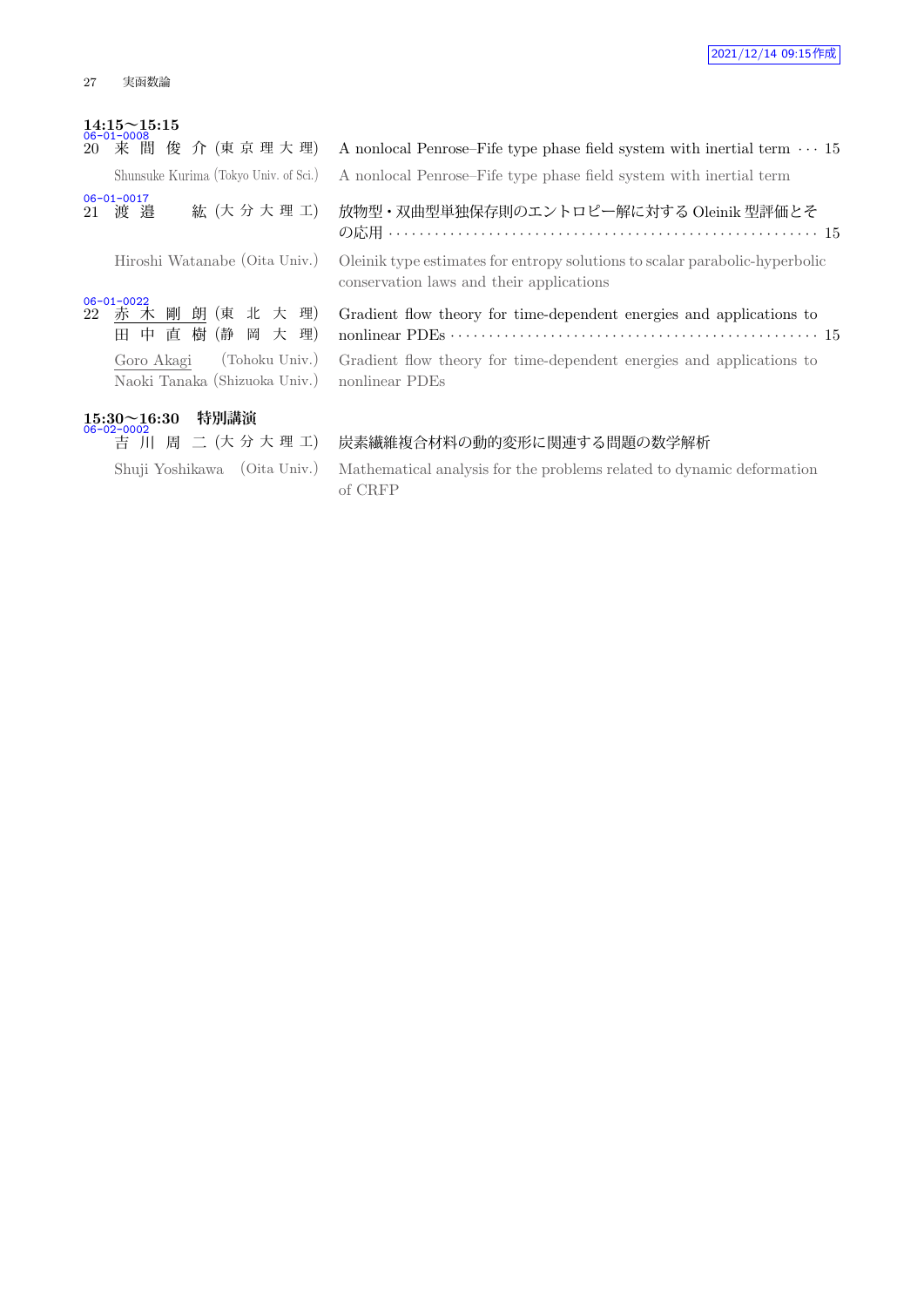### 14:15〜15:15

06-01-0008
20 来間俊介 (東京理大理) A nonlocal Penrose–Fife type phase field system with inertial term ··· 15

Shunsuke Kurima (Tokyo Univ. of Sci.) A nonlocal Penrose–Fife type phase field system with inertial term

06-01-0017
21 渡邉 紘 (大分大理工) 放物型・双曲型単独保存則のエントロピー解に対する Oleinik 型評価とその応用 ··· 15

Hiroshi Watanabe (Oita Univ.) Oleinik type estimates for entropy solutions to scalar parabolic-hyperbolic conservation laws and their applications

06-01-0022
22 赤木剛朗 (東北大理)
田中直樹 (静岡大理) Gradient flow theory for time-dependent energies and applications to nonlinear PDEs ··· 15

Goro Akagi (Tohoku Univ.)
Naoki Tanaka (Shizuoka Univ.) Gradient flow theory for time-dependent energies and applications to nonlinear PDEs

### 15:30〜16:30 特別講演

06-02-0002
吉川周二 (大分大理工) 炭素繊維複合材料の動的変形に関連する問題の数学解析

Shuji Yoshikawa (Oita Univ.) Mathematical analysis for the problems related to dynamic deformation of CRFP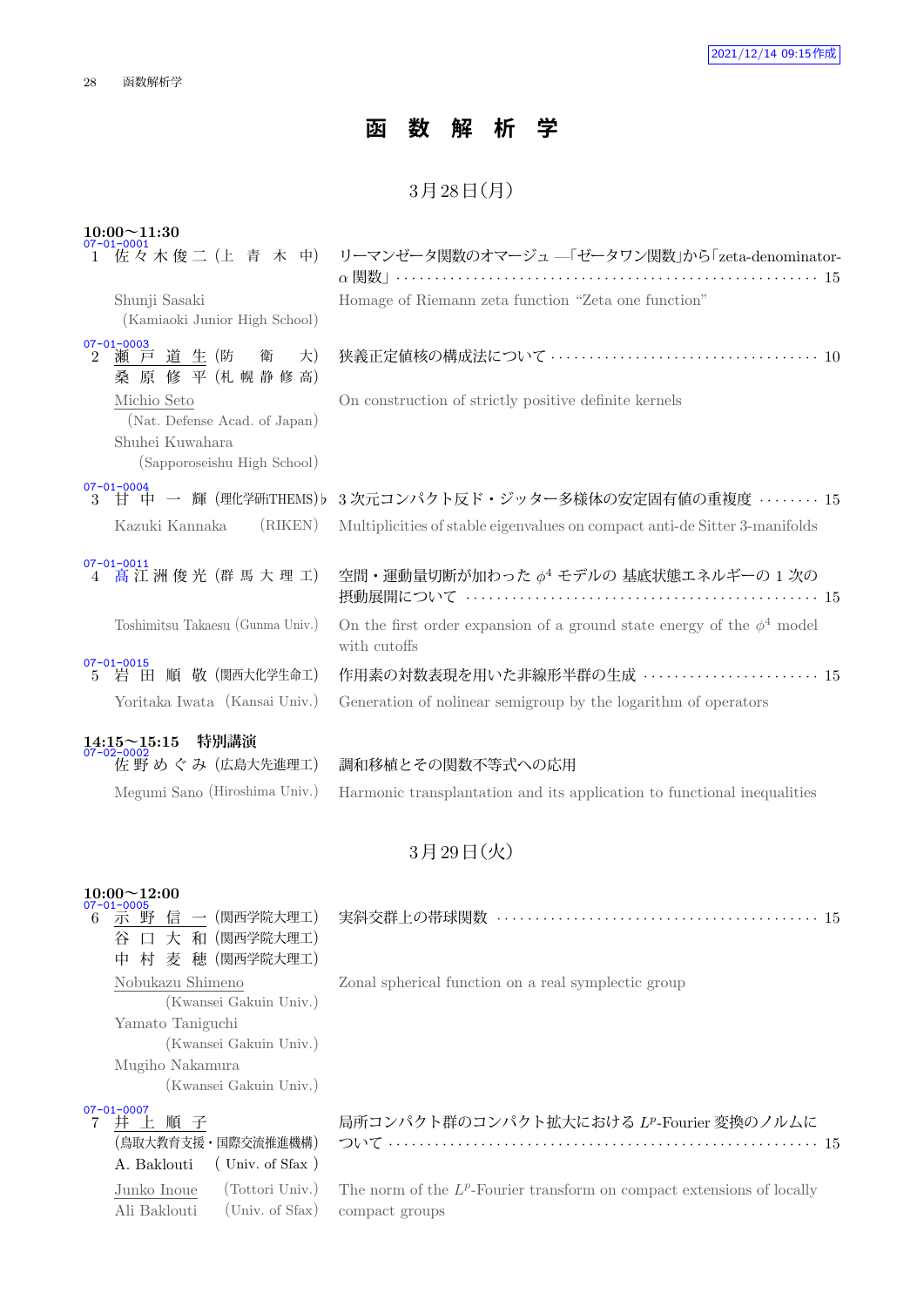2021/12/14 09:15作成

# 函 数 解 析 学

## 3月28日(月)

**10:00〜11:30**

07-01-0001
1 佐々木俊二 (上 青 木 中) リーマンゼータ関数のオマージュ —「ゼータワン関数」から「zeta-denominator-$\alpha$ 関数」 ・・・ 15

Shunji Sasaki (Kamiaoki Junior High School) Homage of Riemann zeta function “Zeta one function”

07-01-0003
2 瀬 戸 道 生 (防 衛 大) 桑 原 修 平 (札 幌 静 修 高) 狭義正定値核の構成法について ・・・ 10

Michio Seto (Nat. Defense Acad. of Japan) Shuhei Kuwahara (Sapporoseishu High School) On construction of strictly positive definite kernels

07-01-0004
3 甘 中 一 輝 (理化学研iTHEMS)♭ 3次元コンパクト反ド・ジッター多様体の安定固有値の重複度 ・・・ 15

Kazuki Kannaka (RIKEN) Multiplicities of stable eigenvalues on compact anti-de Sitter 3-manifolds

07-01-0011
4 髙 江 洲 俊 光 (群 馬 大 理 工) 空間・運動量切断が加わった $\phi^4$ モデルの 基底状態エネルギーの 1 次の摂動展開について ・・・ 15

Toshimitsu Takaesu (Gunma Univ.) On the first order expansion of a ground state energy of the $\phi^4$ model with cutoffs

07-01-0015
5 岩 田 順 敬 (関西大化学生命工) 作用素の対数表現を用いた非線形半群の生成 ・・・ 15

Yoritaka Iwata (Kansai Univ.) Generation of nolinear semigroup by the logarithm of operators

**14:15〜15:15 特別講演**

07-02-0002
佐 野 め ぐ み (広島大先進理工) 調和移植とその関数不等式への応用

Megumi Sano (Hiroshima Univ.) Harmonic transplantation and its application to functional inequalities

## 3月29日(火)

**10:00〜12:00**

07-01-0005
6 示 野 信 一 (関西学院大理工) 谷 口 大 和 (関西学院大理工) 中 村 麦 穂 (関西学院大理工) 実斜交群上の帯球関数 ・・・ 15

Nobukazu Shimeno (Kwansei Gakuin Univ.) Yamato Taniguchi (Kwansei Gakuin Univ.) Mugiho Nakamura (Kwansei Gakuin Univ.) Zonal spherical function on a real symplectic group

07-01-0007
7 井 上 順 子 (鳥取大教育支援・国際交流推進機構) A. Baklouti (Univ. of Sfax) 局所コンパクト群のコンパクト拡大における $L^p$-Fourier 変換のノルムについて ・・・ 15

Junko Inoue (Tottori Univ.) Ali Baklouti (Univ. of Sfax) The norm of the $L^p$-Fourier transform on compact extensions of locally compact groups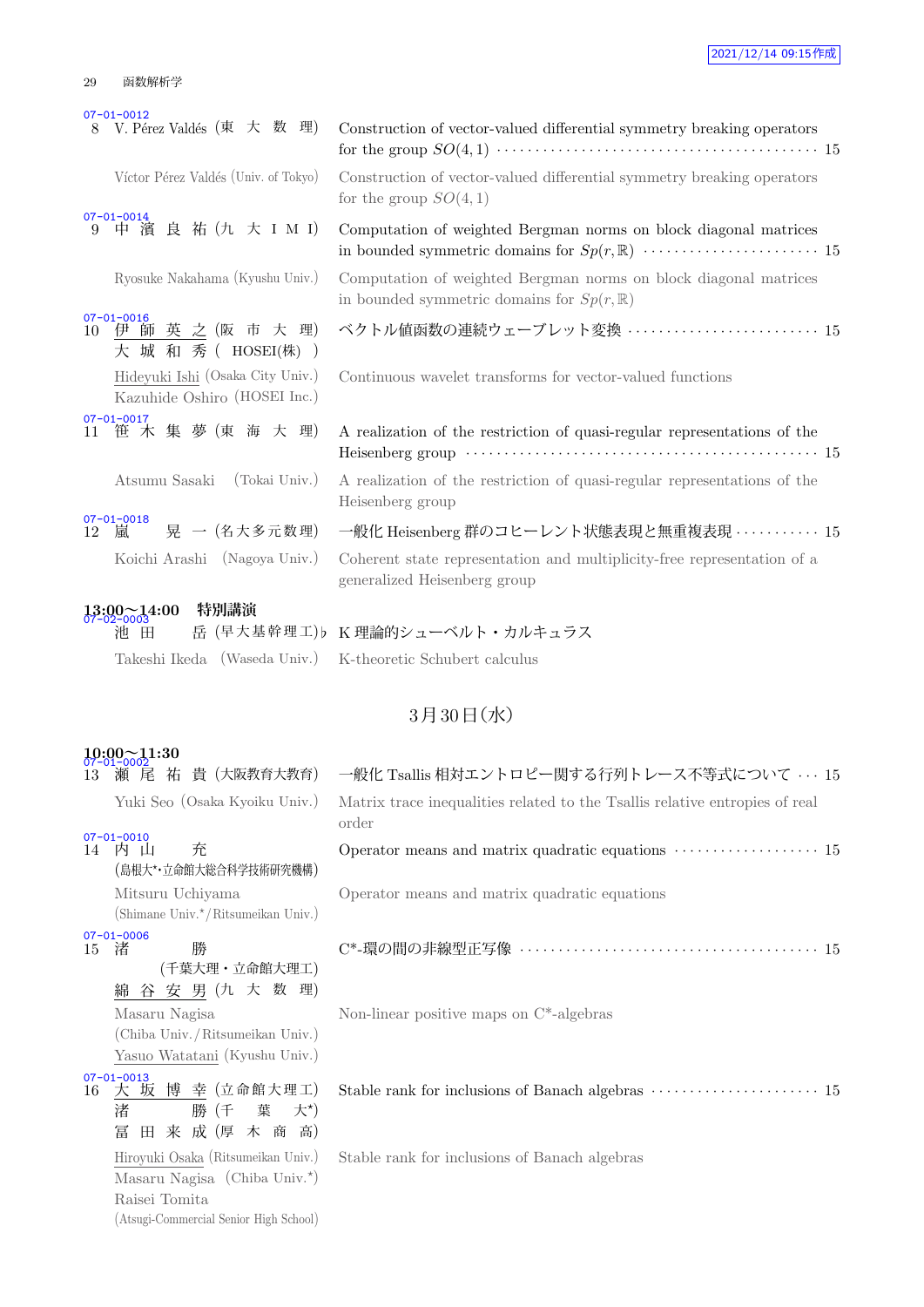07-01-0012
8 V. Pérez Valdés (東 大 数 理) Construction of vector-valued differential symmetry breaking operators for the group $SO(4,1)$ ··· 15

Víctor Pérez Valdés (Univ. of Tokyo) Construction of vector-valued differential symmetry breaking operators for the group $SO(4,1)$

07-01-0014
9 中 濱 良 祐 (九 大 I M I) Computation of weighted Bergman norms on block diagonal matrices in bounded symmetric domains for $Sp(r,\mathbb{R})$ ··· 15

Ryosuke Nakahama (Kyushu Univ.) Computation of weighted Bergman norms on block diagonal matrices in bounded symmetric domains for $Sp(r,\mathbb{R})$

07-01-0016
10 伊 師 英 之 (阪 市 大 理)
大 城 和 秀 ( HOSEI(株) ) ベクトル値函数の連続ウェーブレット変換 ··· 15

Hideyuki Ishi (Osaka City Univ.)
Kazuhide Oshiro (HOSEI Inc.) Continuous wavelet transforms for vector-valued functions

07-01-0017
11 笹 木 集 夢 (東 海 大 理) A realization of the restriction of quasi-regular representations of the Heisenberg group ··· 15

Atsumu Sasaki (Tokai Univ.) A realization of the restriction of quasi-regular representations of the Heisenberg group

07-01-0018
12 嵐 晃 一 (名大多元数理) 一般化 Heisenberg 群のコヒーレント状態表現と無重複表現 ··· 15

Koichi Arashi (Nagoya Univ.) Coherent state representation and multiplicity-free representation of a generalized Heisenberg group

**13:00～14:00 特別講演**

07-02-0003
池 田 岳 (早大基幹理工)♭ K 理論的シューベルト・カルキュラス

Takeshi Ikeda (Waseda Univ.) K-theoretic Schubert calculus

## 3月30日(水)

**10:00～11:30**

07-01-0002
13 瀬 尾 祐 貴 (大阪教育大教育) 一般化 Tsallis 相対エントロピー関する行列トレース不等式について ··· 15

Yuki Seo (Osaka Kyoiku Univ.) Matrix trace inequalities related to the Tsallis relative entropies of real order

07-01-0010
14 内 山 充
(島根大*・立命館大総合科学技術研究機構) Operator means and matrix quadratic equations ··· 15

Mitsuru Uchiyama
(Shimane Univ.*/Ritsumeikan Univ.) Operator means and matrix quadratic equations

07-01-0006
15 渚 勝
(千葉大理・立命館大理工)
綿 谷 安 男 (九 大 数 理) C*-環の間の非線型正写像 ··· 15

Masaru Nagisa
(Chiba Univ./Ritsumeikan Univ.)
Yasuo Watatani (Kyushu Univ.) Non-linear positive maps on C*-algebras

07-01-0013
16 大 坂 博 幸 (立命館大理工)
渚 勝 (千 葉 大*)
冨 田 来 成 (厚 木 商 高) Stable rank for inclusions of Banach algebras ··· 15

Hiroyuki Osaka (Ritsumeikan Univ.)
Masaru Nagisa (Chiba Univ.*)
Raisei Tomita
(Atsugi-Commercial Senior High School) Stable rank for inclusions of Banach algebras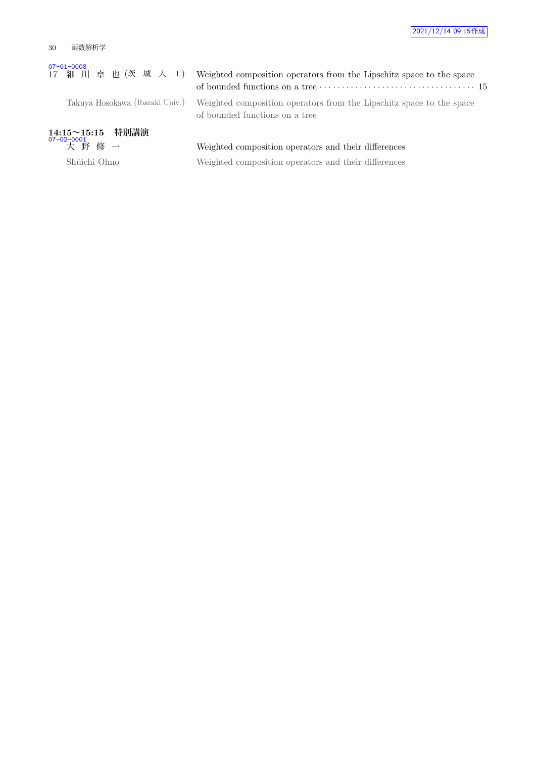07-01-0008

17 細 川 卓 也 (茨 城 大 工) Weighted composition operators from the Lipschitz space to the space of bounded functions on a tree · · · · · · · · · · · · · · · · · · · · · · · · · · · · · · · · · · · 15

Takuya Hosokawa (Ibaraki Univ.) Weighted composition operators from the Lipschitz space to the space of bounded functions on a tree

## 14:15～15:15　特別講演

07-02-0001

大 野 修 一　Weighted composition operators and their differences

Shûichi Ohno　Weighted composition operators and their differences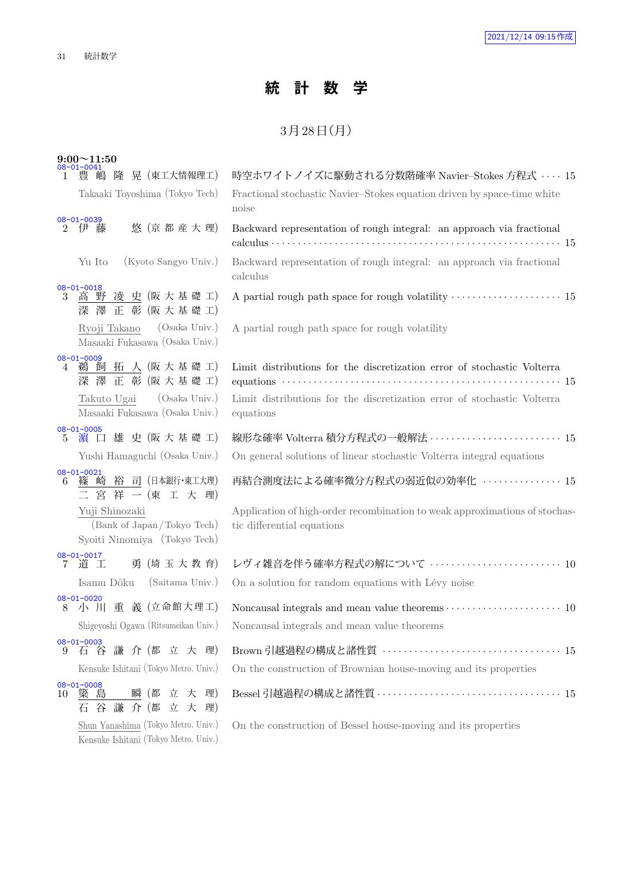# 統　計　数　学

## 3月28日(月)

**9:00〜11:50**

08-01-0041
1 豊 嶋 隆 晃 (東工大情報理工) 時空ホワイトノイズに駆動される分数階確率 Navier–Stokes 方程式 ···· 15

Takaaki Toyoshima (Tokyo Tech) Fractional stochastic Navier–Stokes equation driven by space-time white noise

08-01-0039
2 伊 藤 悠 (京 都 産 大 理) Backward representation of rough integral: an approach via fractional calculus ···· 15

Yu Ito (Kyoto Sangyo Univ.) Backward representation of rough integral: an approach via fractional calculus

08-01-0018
3 高 野 凌 史 (阪 大 基 礎 工) 深 澤 正 彰 (阪 大 基 礎 工) A partial rough path space for rough volatility ···· 15

Ryoji Takano (Osaka Univ.) Masaaki Fukasawa (Osaka Univ.) A partial rough path space for rough volatility

08-01-0009
4 鵜 飼 拓 人 (阪 大 基 礎 工) 深 澤 正 彰 (阪 大 基 礎 工) Limit distributions for the discretization error of stochastic Volterra equations ···· 15

Takuto Ugai (Osaka Univ.) Masaaki Fukasawa (Osaka Univ.) Limit distributions for the discretization error of stochastic Volterra equations

08-01-0005
5 濵 口 雄 史 (阪 大 基 礎 工) 線形な確率 Volterra 積分方程式の一般解法 ···· 15

Yushi Hamaguchi (Osaka Univ.) On general solutions of linear stochastic Volterra integral equations

08-01-0021
6 篠 崎 裕 司 (日本銀行・東工大理) 二 宮 祥 一 (東 工 大 理) 再結合測度法による確率微分方程式の弱近似の効率化 ···· 15

Yuji Shinozaki (Bank of Japan / Tokyo Tech) Syoiti Ninomiya (Tokyo Tech) Application of high-order recombination to weak approximations of stochastic differential equations

08-01-0017
7 道 工 勇 (埼 玉 大 教 育) レヴィ雑音を伴う確率方程式の解について ···· 10

Isamu Dôku (Saitama Univ.) On a solution for random equations with Lévy noise

08-01-0020
8 小 川 重 義 (立命館大理工) Noncausal integrals and mean value theorems ···· 10

Shigeyoshi Ogawa (Ritsumeikan Univ.) Noncausal integrals and mean value theorems

08-01-0003
9 石 谷 謙 介 (都 立 大 理) Brown 引越過程の構成と諸性質 ···· 15

Kensuke Ishitani (Tokyo Metro. Univ.) On the construction of Brownian house-moving and its properties

08-01-0008
10 簗 島 瞬 (都 立 大 理) 石 谷 謙 介 (都 立 大 理) Bessel 引越過程の構成と諸性質 ···· 15

Shun Yanashima (Tokyo Metro. Univ.) Kensuke Ishitani (Tokyo Metro. Univ.) On the construction of Bessel house-moving and its properties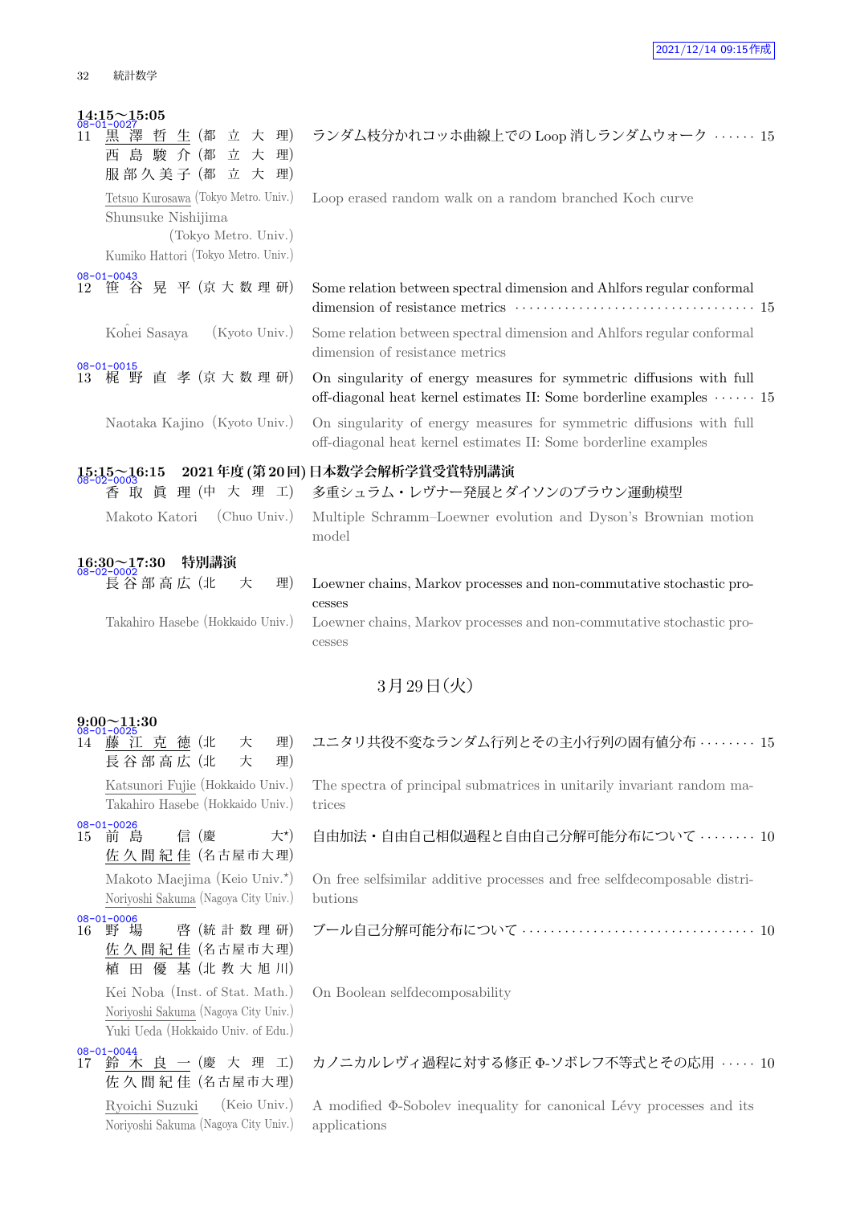### 14:15〜15:05

08-01-0027
11 黒澤哲生 (都立大理) 
西島駿介 (都立大理) 
服部久美子 (都立大理)

ランダム枝分かれコッホ曲線上での Loop 消しランダムウォーク ······ 15

Tetsuo Kurosawa (Tokyo Metro. Univ.)
Shunsuke Nishijima (Tokyo Metro. Univ.)
Kumiko Hattori (Tokyo Metro. Univ.)

Loop erased random walk on a random branched Koch curve

08-01-0043
12 笹谷晃平 (京大数理研)

Some relation between spectral dimension and Ahlfors regular conformal dimension of resistance metrics ······ 15

Kohei Sasaya (Kyoto Univ.)

Some relation between spectral dimension and Ahlfors regular conformal dimension of resistance metrics

08-01-0015
13 梶野直孝 (京大数理研)

On singularity of energy measures for symmetric diffusions with full off-diagonal heat kernel estimates II: Some borderline examples ······ 15

Naotaka Kajino (Kyoto Univ.)

On singularity of energy measures for symmetric diffusions with full off-diagonal heat kernel estimates II: Some borderline examples

### 15:15〜16:15 2021年度(第20回)日本数学会解析学賞受賞特別講演

08-02-0003
香取眞理 (中大理工)

多重シュラム・レヴナー発展とダイソンのブラウン運動模型

Makoto Katori (Chuo Univ.)

Multiple Schramm–Loewner evolution and Dyson's Brownian motion model

### 16:30〜17:30 特別講演

08-02-0002
長谷部高広 (北大理)

Loewner chains, Markov processes and non-commutative stochastic processes

Takahiro Hasebe (Hokkaido Univ.)

Loewner chains, Markov processes and non-commutative stochastic processes

## 3月29日(火)

### 9:00〜11:30

08-01-0025
14 藤江克徳 (北大理) 
長谷部高広 (北大理)

ユニタリ共役不変なランダム行列とその主小行列の固有値分布 ········ 15

Katsunori Fujie (Hokkaido Univ.)
Takahiro Hasebe (Hokkaido Univ.)

The spectra of principal submatrices in unitarily invariant random matrices

08-01-0026
15 前島信 (慶大*) 
佐久間紀佳 (名古屋市大理)

自由加法・自由自己相似過程と自由自己分解可能分布について ········ 10

Makoto Maejima (Keio Univ.*)
Noriyoshi Sakuma (Nagoya City Univ.)

On free selfsimilar additive processes and free selfdecomposable distributions

08-01-0006
16 野場啓 (統計数理研) 
佐久間紀佳 (名古屋市大理) 
植田優基 (北教大旭川)

ブール自己分解可能分布について ······ 10

Kei Noba (Inst. of Stat. Math.)
Noriyoshi Sakuma (Nagoya City Univ.)
Yuki Ueda (Hokkaido Univ. of Edu.)

On Boolean selfdecomposability

08-01-0044
17 鈴木良一 (慶大理工) 
佐久間紀佳 (名古屋市大理)

カノニカルレヴィ過程に対する修正 Φ-ソボレフ不等式とその応用 ····· 10

Ryoichi Suzuki (Keio Univ.)
Noriyoshi Sakuma (Nagoya City Univ.)

A modified Φ-Sobolev inequality for canonical Lévy processes and its applications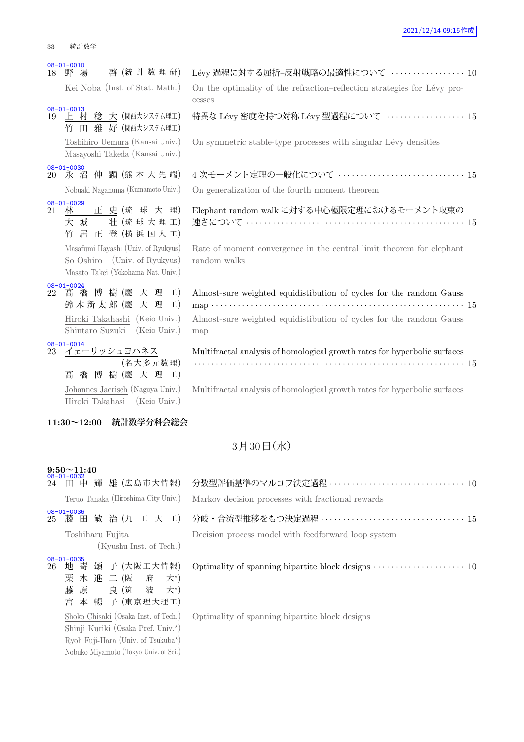08-01-0010
18 野場 啓 (統計数理研) Lévy 過程に対する屈折–反射戦略の最適性について ・・・・・ 10

Kei Noba (Inst. of Stat. Math.) On the optimality of the refraction–reflection strategies for Lévy processes

08-01-0013
19 上村 稔大 (関西大システム理工) 竹田 雅好 (関西大システム理工) 特異な Lévy 密度を持つ対称 Lévy 型過程について ・・・・・ 15

Toshihiro Uemura (Kansai Univ.) Masayoshi Takeda (Kansai Univ.) On symmetric stable-type processes with singular Lévy densities

08-01-0030
20 永沼 伸顕 (熊本大先端) 4 次モーメント定理の一般化について ・・・・・ 15

Nobuaki Naganuma (Kumamoto Univ.) On generalization of the fourth moment theorem

08-01-0029
21 林 正史 (琉球大理) 大城 壮 (琉球大理工) 竹居 正登 (横浜国大工) Elephant random walk に対する中心極限定理におけるモーメント収束の速さについて ・・・・・ 15

Masafumi Hayashi (Univ. of Ryukyus) So Oshiro (Univ. of Ryukyus) Masato Takei (Yokohama Nat. Univ.) Rate of moment convergence in the central limit theorem for elephant random walks

08-01-0024
22 高橋 博樹 (慶大理工) 鈴木新太郎 (慶大理工) Almost-sure weighted equidistibution of cycles for the random Gauss map ・・・・・ 15

Hiroki Takahashi (Keio Univ.) Shintaro Suzuki (Keio Univ.) Almost-sure weighted equidistibution of cycles for the random Gauss map

08-01-0014
23 イェーリッシュヨハネス (名大多元数理) 高橋 博樹 (慶大理工) Multifractal analysis of homological growth rates for hyperbolic surfaces ・・・・・ 15

Johannes Jaerisch (Nagoya Univ.) Hiroki Takahasi (Keio Univ.) Multifractal analysis of homological growth rates for hyperbolic surfaces

**11:30〜12:00 統計数学分科会総会**

## 3月30日(水)

**9:50〜11:40**

08-01-0032
24 田中 輝雄 (広島市大情報) 分数型評価基準のマルコフ決定過程 ・・・・・ 10

Teruo Tanaka (Hiroshima City Univ.) Markov decision processes with fractional rewards

08-01-0036
25 藤田 敏治 (九工大工) 分岐・合流型推移をもつ決定過程 ・・・・・ 15

Toshiharu Fujita (Kyushu Inst. of Tech.) Decision process model with feedforward loop system

08-01-0035
26 地嵜 頌子 (大阪工大情報) 栗木 進二 (阪府大*) 藤原 良 (筑波大*) 宮本 暢子 (東京理大理工) Optimality of spanning bipartite block designs ・・・・・ 10

Shoko Chisaki (Osaka Inst. of Tech.) Shinji Kuriki (Osaka Pref. Univ.*) Ryoh Fuji-Hara (Univ. of Tsukuba*) Nobuko Miyamoto (Tokyo Univ. of Sci.) Optimality of spanning bipartite block designs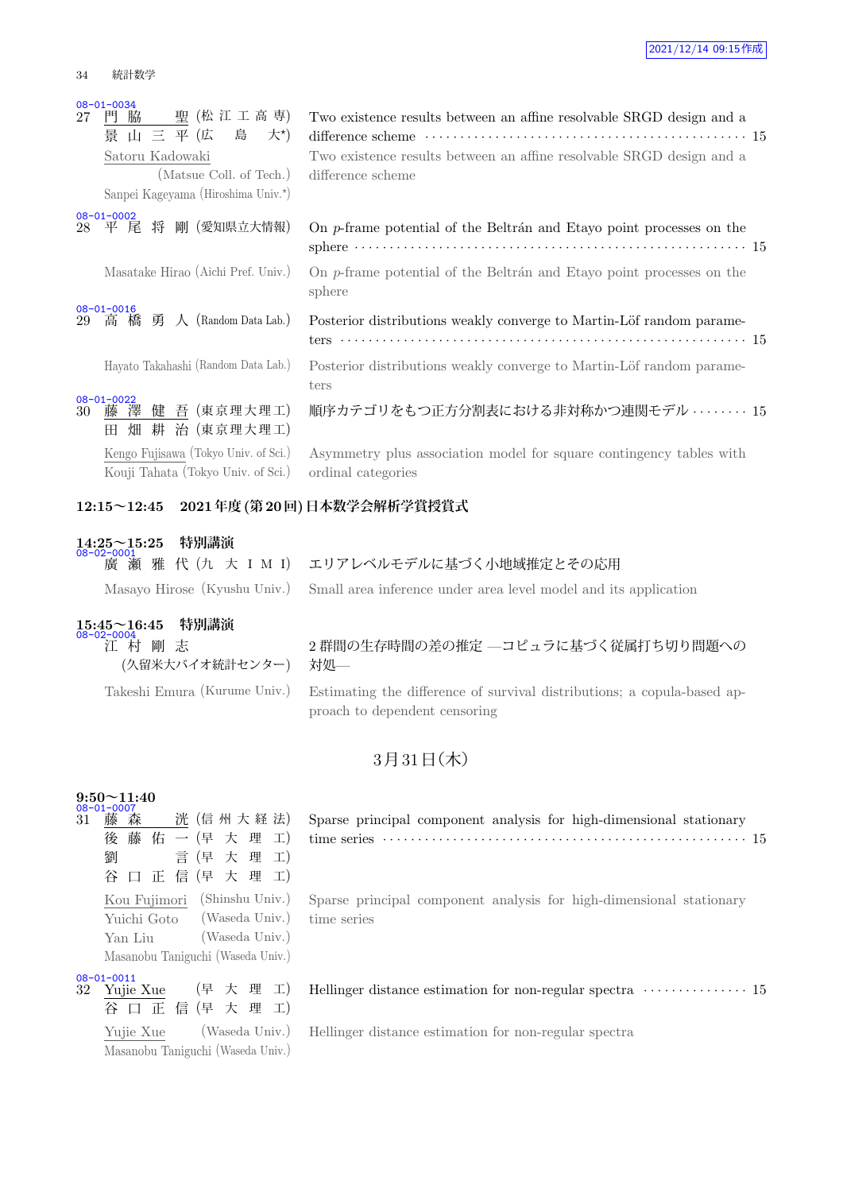08-01-0034
27 門脇 聖 (松江工高専) 景山三平 (広島大*)
Two existence results between an affine resolvable SRGD design and a difference scheme ··· 15

Satoru Kadowaki (Matsue Coll. of Tech.) Sanpei Kageyama (Hiroshima Univ.*)
Two existence results between an affine resolvable SRGD design and a difference scheme

08-01-0002
28 平尾将剛 (愛知県立大情報)
On $p$-frame potential of the Beltrán and Etayo point processes on the sphere ··· 15

Masatake Hirao (Aichi Pref. Univ.)
On $p$-frame potential of the Beltrán and Etayo point processes on the sphere

08-01-0016
29 高橋勇人 (Random Data Lab.)
Posterior distributions weakly converge to Martin-Löf random parameters ··· 15

Hayato Takahashi (Random Data Lab.)
Posterior distributions weakly converge to Martin-Löf random parameters

08-01-0022
30 藤澤健吾 (東京理大理工) 田畑耕治 (東京理大理工)
順序カテゴリをもつ正方分割表における非対称かつ連関モデル ··· 15

Kengo Fujisawa (Tokyo Univ. of Sci.) Kouji Tahata (Tokyo Univ. of Sci.)
Asymmetry plus association model for square contingency tables with ordinal categories

**12:15〜12:45 2021年度(第20回)日本数学会解析学賞授賞式**

**14:25〜15:25 特別講演**

08-02-0001
廣瀬雅代 (九大IMI)
エリアレベルモデルに基づく小地域推定とその応用

Masayo Hirose (Kyushu Univ.)
Small area inference under area level model and its application

**15:45〜16:45 特別講演**

08-02-0004
江村剛志 (久留米大バイオ統計センター)
2群間の生存時間の差の推定 —コピュラに基づく従属打ち切り問題への対処—

Takeshi Emura (Kurume Univ.)
Estimating the difference of survival distributions; a copula-based approach to dependent censoring

## 3月31日(木)

**9:50〜11:40**

08-01-0007
31 藤森洸 (信州大経法) 後藤佑一 (早大理工) 劉言 (早大理工) 谷口正信 (早大理工)
Sparse principal component analysis for high-dimensional stationary time series ··· 15

Kou Fujimori (Shinshu Univ.) Yuichi Goto (Waseda Univ.) Yan Liu (Waseda Univ.) Masanobu Taniguchi (Waseda Univ.)
Sparse principal component analysis for high-dimensional stationary time series

08-01-0011
32 Yujie Xue (早大理工) 谷口正信 (早大理工)
Hellinger distance estimation for non-regular spectra ··· 15

Yujie Xue (Waseda Univ.) Masanobu Taniguchi (Waseda Univ.)
Hellinger distance estimation for non-regular spectra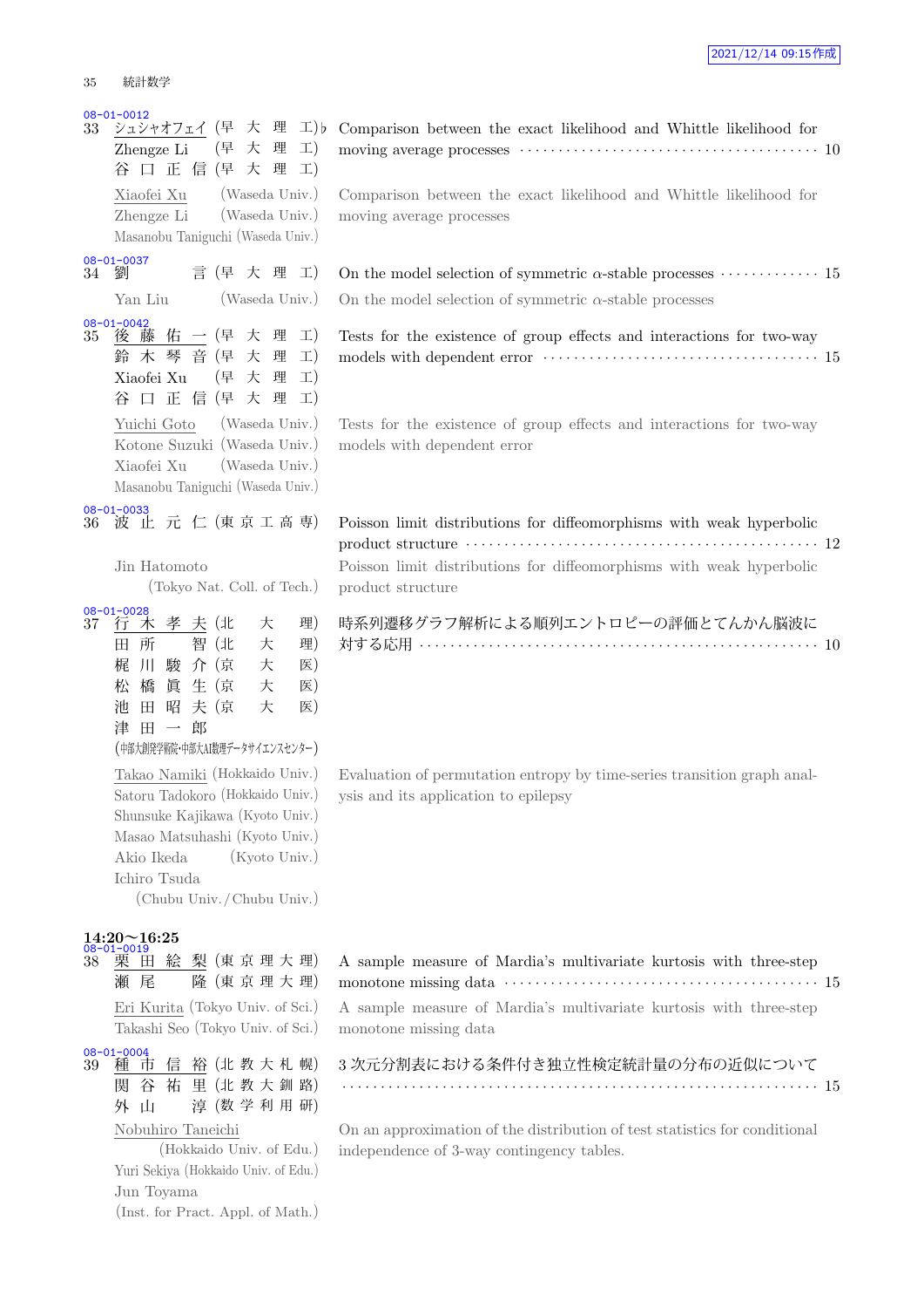08-01-0012
33 シュシャオフェイ (早 大 理 工)♭ Comparison between the exact likelihood and Whittle likelihood for moving average processes · · · · · · · · · · 10
Zhengze Li (早 大 理 工)
谷 口 正 信 (早 大 理 工)

Xiaofei Xu (Waseda Univ.) Comparison between the exact likelihood and Whittle likelihood for moving average processes
Zhengze Li (Waseda Univ.)
Masanobu Taniguchi (Waseda Univ.)

08-01-0037
34 劉 言 (早 大 理 工) On the model selection of symmetric $\alpha$-stable processes · · · · · · · · · · 15

Yan Liu (Waseda Univ.) On the model selection of symmetric $\alpha$-stable processes

08-01-0042
35 後 藤 佑 一 (早 大 理 工) Tests for the existence of group effects and interactions for two-way models with dependent error · · · · · · · · · · 15
鈴 木 琴 音 (早 大 理 工)
Xiaofei Xu (早 大 理 工)
谷 口 正 信 (早 大 理 工)

Yuichi Goto (Waseda Univ.) Tests for the existence of group effects and interactions for two-way models with dependent error
Kotone Suzuki (Waseda Univ.)
Xiaofei Xu (Waseda Univ.)
Masanobu Taniguchi (Waseda Univ.)

08-01-0033
36 波 止 元 仁 (東 京 工 高 専) Poisson limit distributions for diffeomorphisms with weak hyperbolic product structure · · · · · · · · · · 12

Jin Hatomoto (Tokyo Nat. Coll. of Tech.) Poisson limit distributions for diffeomorphisms with weak hyperbolic product structure

08-01-0028
37 行 木 孝 夫 (北 大 理) 時系列遷移グラフ解析による順列エントロピーの評価とてんかん脳波に対する応用 · · · · · · · · · · 10
田 所 智 (北 大 理)
梶 川 駿 介 (京 大 医)
松 橋 眞 生 (京 大 医)
池 田 昭 夫 (京 大 医)
津 田 一 郎 (中部大創発学術院・中部大AI数理データサイエンスセンター)

Takao Namiki (Hokkaido Univ.) Evaluation of permutation entropy by time-series transition graph analysis and its application to epilepsy
Satoru Tadokoro (Hokkaido Univ.)
Shunsuke Kajikawa (Kyoto Univ.)
Masao Matsuhashi (Kyoto Univ.)
Akio Ikeda (Kyoto Univ.)
Ichiro Tsuda (Chubu Univ./Chubu Univ.)

**14:20〜16:25**

08-01-0019
38 栗 田 絵 梨 (東 京 理 大 理) A sample measure of Mardia's multivariate kurtosis with three-step monotone missing data · · · · · · · · · · 15
瀬 尾 隆 (東 京 理 大 理)

Eri Kurita (Tokyo Univ. of Sci.) A sample measure of Mardia's multivariate kurtosis with three-step monotone missing data
Takashi Seo (Tokyo Univ. of Sci.)

08-01-0004
39 種 市 信 裕 (北 教 大 札 幌) 3 次元分割表における条件付き独立性検定統計量の分布の近似について · · · · · · · · · · 15
関 谷 祐 里 (北 教 大 釧 路)
外 山 淳 (数 学 利 用 研)

Nobuhiro Taneichi (Hokkaido Univ. of Edu.) On an approximation of the distribution of test statistics for conditional independence of 3-way contingency tables.
Yuri Sekiya (Hokkaido Univ. of Edu.)
Jun Toyama (Inst. for Pract. Appl. of Math.)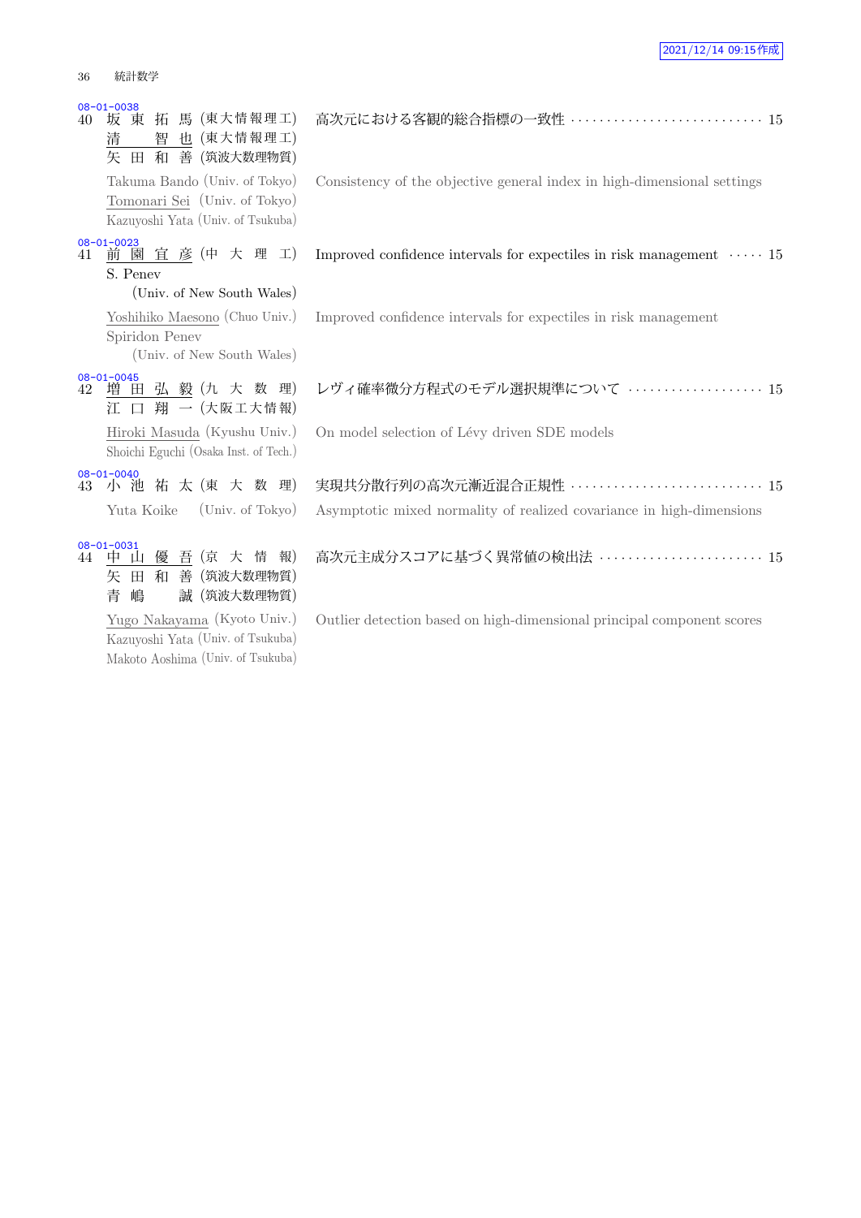08-01-0038

40 坂 東 拓 馬 (東大情報理工)
清 智 也 (東大情報理工)
矢 田 和 善 (筑波大数理物質)

高次元における客観的総合指標の一致性 ……… 15

Takuma Bando (Univ. of Tokyo)
Tomonari Sei (Univ. of Tokyo)
Kazuyoshi Yata (Univ. of Tsukuba)

Consistency of the objective general index in high-dimensional settings

08-01-0023

41 前 園 宜 彦 (中 大 理 工)
S. Penev (Univ. of New South Wales)

Improved confidence intervals for expectiles in risk management ……… 15

Yoshihiko Maesono (Chuo Univ.)
Spiridon Penev (Univ. of New South Wales)

Improved confidence intervals for expectiles in risk management

08-01-0045

42 増 田 弘 毅 (九 大 数 理)
江 口 翔 一 (大阪工大情報)

レヴィ確率微分方程式のモデル選択規準について ……… 15

Hiroki Masuda (Kyushu Univ.)
Shoichi Eguchi (Osaka Inst. of Tech.)

On model selection of Lévy driven SDE models

08-01-0040

43 小 池 祐 太 (東 大 数 理)

実現共分散行列の高次元漸近混合正規性 ……… 15

Yuta Koike (Univ. of Tokyo)

Asymptotic mixed normality of realized covariance in high-dimensions

08-01-0031

44 中 山 優 吾 (京 大 情 報)
矢 田 和 善 (筑波大数理物質)
青 嶋 誠 (筑波大数理物質)

高次元主成分スコアに基づく異常値の検出法 ……… 15

Yugo Nakayama (Kyoto Univ.)
Kazuyoshi Yata (Univ. of Tsukuba)
Makoto Aoshima (Univ. of Tsukuba)

Outlier detection based on high-dimensional principal component scores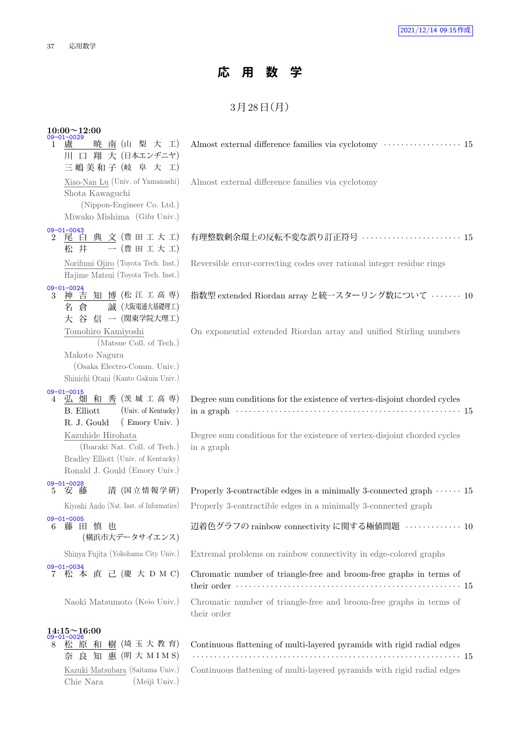# 応 用 数 学

3月28日(月)

**10:00〜12:00**

09-01-0029
1 盧　　暁 南 (山 梨 大 工)
川 口 翔 大 (日本エンヂニヤ)
三 嶋 美 和 子 (岐 阜 大 工)

Almost external difference families via cyclotomy ·················· 15

Xiao-Nan Lu (Univ. of Yamanashi)
Shota Kawaguchi (Nippon-Engineer Co. Ltd.)
Miwako Mishima (Gifu Univ.)

Almost external difference families via cyclotomy

09-01-0043
2 尾 白 典 文 (豊 田 工 大 工)
松 井　　一 (豊 田 工 大 工)

有理整数剰余環上の反転不変な誤り訂正符号 ······················· 15

Norifumi Ojiro (Toyota Tech. Inst.)
Hajime Matsui (Toyota Tech. Inst.)

Reversible error-correcting codes over rational integer residue rings

09-01-0024
3 神 吉 知 博 (松 江 工 高 専)
名 倉　　誠 (大阪電通大基礎理工)
大 谷 信 一 (関東学院大理工)

指数型 extended Riordan array と統一スターリング数について ······· 10

Tomohiro Kamiyoshi (Matsue Coll. of Tech.)
Makoto Nagura (Osaka Electro-Comm. Univ.)
Shinichi Otani (Kanto Gakuin Univ.)

On exponential extended Riordan array and unified Stirling numbers

09-01-0015
4 弘 畑 和 秀 (茨 城 工 高 専)
B. Elliott (Univ. of Kentucky)
R. J. Gould ( Emory Univ. )

Degree sum conditions for the existence of vertex-disjoint chorded cycles in a graph ··················································· 15

Kazuhide Hirohata (Ibaraki Nat. Coll. of Tech.)
Bradley Elliott (Univ. of Kentucky)
Ronald J. Gould (Emory Univ.)

Degree sum conditions for the existence of vertex-disjoint chorded cycles in a graph

09-01-0028
5 安 藤　　清 (国立情報学研)

Properly 3-contractible edges in a minimally 3-connected graph ······ 15

Kiyoshi Ando (Nat. Inst. of Informatics)

Properly 3-contractible edges in a minimally 3-connected graph

09-01-0005
6 藤 田 慎 也 (横浜市大データサイエンス)

辺着色グラフの rainbow connectivity に関する極値問題 ············· 10

Shinya Fujita (Yokohama City Univ.)

Extremal problems on rainbow connectivity in edge-colored graphs

09-01-0034
7 松 本 直 己 (慶 大 D M C)

Chromatic number of triangle-free and broom-free graphs in terms of their order ··················································· 15

Naoki Matsumoto (Keio Univ.)

Chromatic number of triangle-free and broom-free graphs in terms of their order

**14:15〜16:00**

09-01-0026
8 松 原 和 樹 (埼 玉 大 教 育)
奈 良 知 恵 (明 大 M I M S)

Continuous flattening of multi-layered pyramids with rigid radial edges ············································································ 15

Kazuki Matsubara (Saitama Univ.)
Chie Nara (Meiji Univ.)

Continuous flattening of multi-layered pyramids with rigid radial edges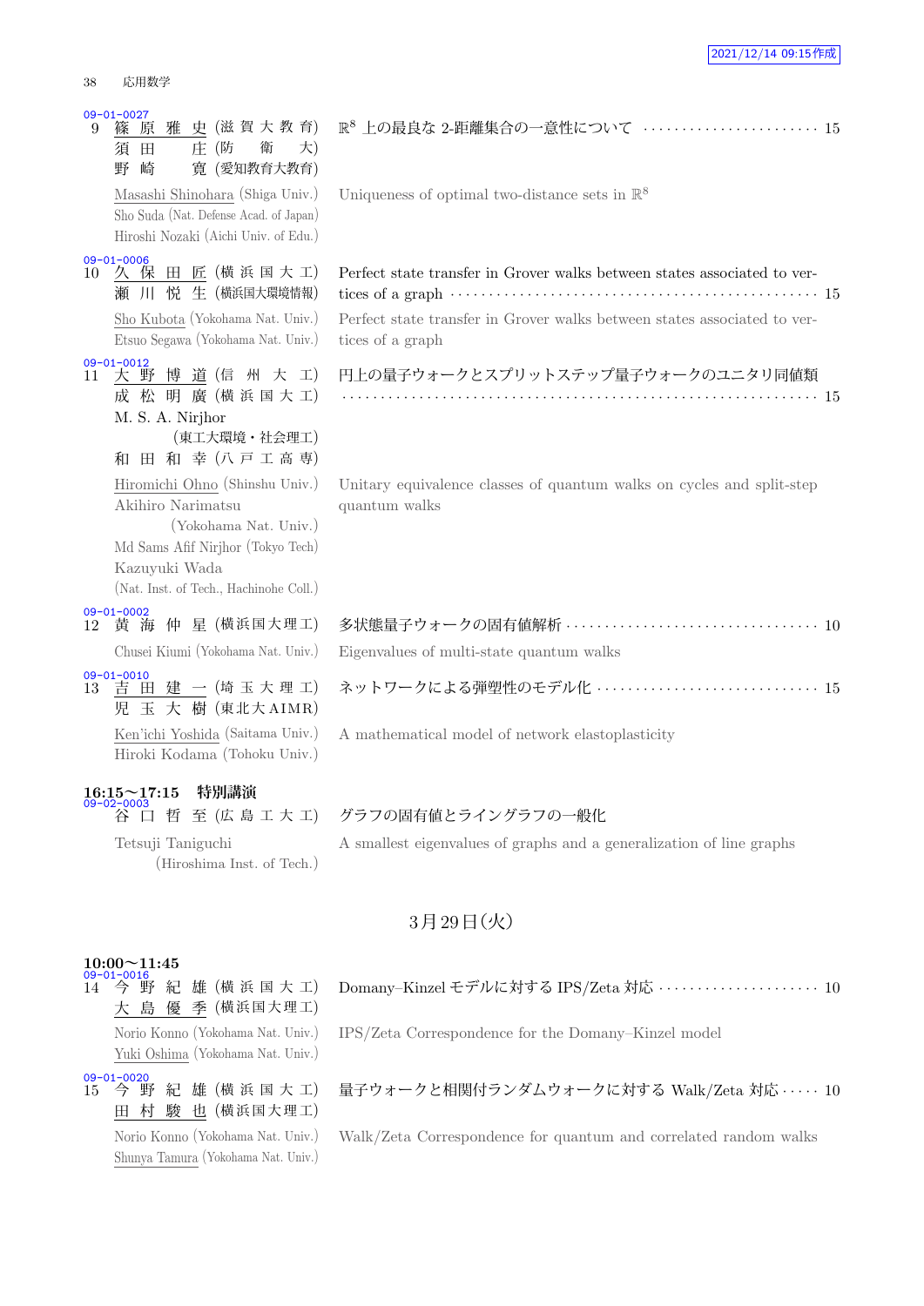2021/12/14 09:15作成

09-01-0027
9 篠原雅史 (滋賀大教育) 須田庄 (防衛大) 野崎寛 (愛知教育大教育)

$\mathbb{R}^8$ 上の最良な 2-距離集合の一意性について ······ 15

Masashi Shinohara (Shiga Univ.) Sho Suda (Nat. Defense Acad. of Japan) Hiroshi Nozaki (Aichi Univ. of Edu.)

Uniqueness of optimal two-distance sets in $\mathbb{R}^8$

09-01-0006
10 久保田匠 (横浜国大工) 瀬川悦生 (横浜国大環境情報)

Perfect state transfer in Grover walks between states associated to vertices of a graph ······ 15

Sho Kubota (Yokohama Nat. Univ.) Etsuo Segawa (Yokohama Nat. Univ.)

Perfect state transfer in Grover walks between states associated to vertices of a graph

09-01-0012
11 大野博道 (信州大工) 成松明廣 (横浜国大工) M. S. A. Nirjhor (東工大環境・社会理工) 和田和幸 (八戸工高専)

円上の量子ウォークとスプリットステップ量子ウォークのユニタリ同値類 ······ 15

Hiromichi Ohno (Shinshu Univ.) Akihiro Narimatsu (Yokohama Nat. Univ.) Md Sams Afif Nirjhor (Tokyo Tech) Kazuyuki Wada (Nat. Inst. of Tech., Hachinohe Coll.)

Unitary equivalence classes of quantum walks on cycles and split-step quantum walks

09-01-0002
12 黄海仲星 (横浜国大理工)

多状態量子ウォークの固有値解析 ······ 10

Chusei Kiumi (Yokohama Nat. Univ.)

Eigenvalues of multi-state quantum walks

09-01-0010
13 吉田建一 (埼玉大理工) 児玉大樹 (東北大AIMR)

ネットワークによる弾塑性のモデル化 ······ 15

Ken'ichi Yoshida (Saitama Univ.) Hiroki Kodama (Tohoku Univ.)

A mathematical model of network elastoplasticity

**16:15〜17:15 特別講演**

09-02-0003
谷口哲至 (広島工大工)

グラフの固有値とライングラフの一般化

Tetsuji Taniguchi (Hiroshima Inst. of Tech.)

A smallest eigenvalues of graphs and a generalization of line graphs

## 3月29日(火)

**10:00〜11:45**

09-01-0016
14 今野紀雄 (横浜国大工) 大島優季 (横浜国大理工)

Domany–Kinzel モデルに対する IPS/Zeta 対応 ······ 10

Norio Konno (Yokohama Nat. Univ.) Yuki Oshima (Yokohama Nat. Univ.)

IPS/Zeta Correspondence for the Domany–Kinzel model

09-01-0020
15 今野紀雄 (横浜国大工) 田村駿也 (横浜国大理工)

量子ウォークと相関付ランダムウォークに対する Walk/Zeta 対応 ······ 10

Norio Konno (Yokohama Nat. Univ.) Shunya Tamura (Yokohama Nat. Univ.)

Walk/Zeta Correspondence for quantum and correlated random walks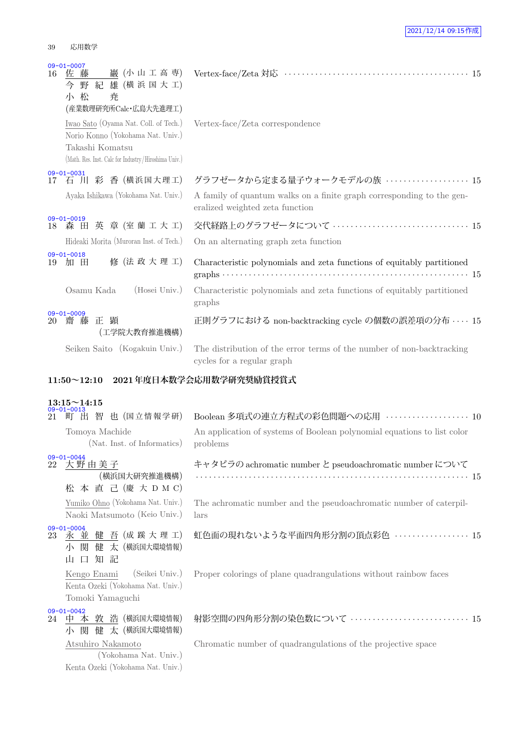09-01-0007
16 佐藤 巖 (小山工高専) 今野紀雄 (横浜国大工) 小松 尭 (産業数理研究所Calc・広島大先進理工)　Vertex-face/Zeta 対応 ··· 15

Iwao Sato (Oyama Nat. Coll. of Tech.) Norio Konno (Yokohama Nat. Univ.) Takashi Komatsu (Math. Res. Inst. Calc for Industry/Hiroshima Univ.)　Vertex-face/Zeta correspondence

09-01-0031
17 石川彩香 (横浜国大理工)　グラフゼータから定まる量子ウォークモデルの族 ··· 15

Ayaka Ishikawa (Yokohama Nat. Univ.)　A family of quantum walks on a finite graph corresponding to the generalized weighted zeta function

09-01-0019
18 森田英章 (室蘭工大工)　交代経路上のグラフゼータについて ··· 15

Hideaki Morita (Muroran Inst. of Tech.)　On an alternating graph zeta function

09-01-0018
19 加田 修 (法政大理工)　Characteristic polynomials and zeta functions of equitably partitioned graphs ··· 15

Osamu Kada (Hosei Univ.)　Characteristic polynomials and zeta functions of equitably partitioned graphs

09-01-0009
20 齋藤正顕 (工学院大教育推進機構)　正則グラフにおける non-backtracking cycle の個数の誤差項の分布 ··· 15

Seiken Saito (Kogakuin Univ.)　The distribution of the error terms of the number of non-backtracking cycles for a regular graph

**11:50〜12:10　2021 年度日本数学会応用数学研究奨励賞授賞式**

**13:15〜14:15**

09-01-0013
21 町出智也 (国立情報学研)　Boolean 多項式の連立方程式の彩色問題への応用 ··· 10

Tomoya Machide (Nat. Inst. of Informatics)　An application of systems of Boolean polynomial equations to list color problems

09-01-0044
22 大野由美子 (横浜国大研究推進機構) 松本直己 (慶大 DMC)　キャタピラの achromatic number と pseudoachromatic number について ··· 15

Yumiko Ohno (Yokohama Nat. Univ.) Naoki Matsumoto (Keio Univ.)　The achromatic number and the pseudoachromatic number of caterpillars

09-01-0004
23 永並健吾 (成蹊大理工) 小関健太 (横浜国大環境情報) 山口知記　虹色面の現れないような平面四角形分割の頂点彩色 ··· 15

Kengo Enami (Seikei Univ.) Kenta Ozeki (Yokohama Nat. Univ.) Tomoki Yamaguchi　Proper colorings of plane quadrangulations without rainbow faces

09-01-0042
24 中本敦浩 (横浜国大環境情報) 小関健太 (横浜国大環境情報)　射影空間の四角形分割の染色数について ··· 15

Atsuhiro Nakamoto (Yokohama Nat. Univ.) Kenta Ozeki (Yokohama Nat. Univ.)　Chromatic number of quadrangulations of the projective space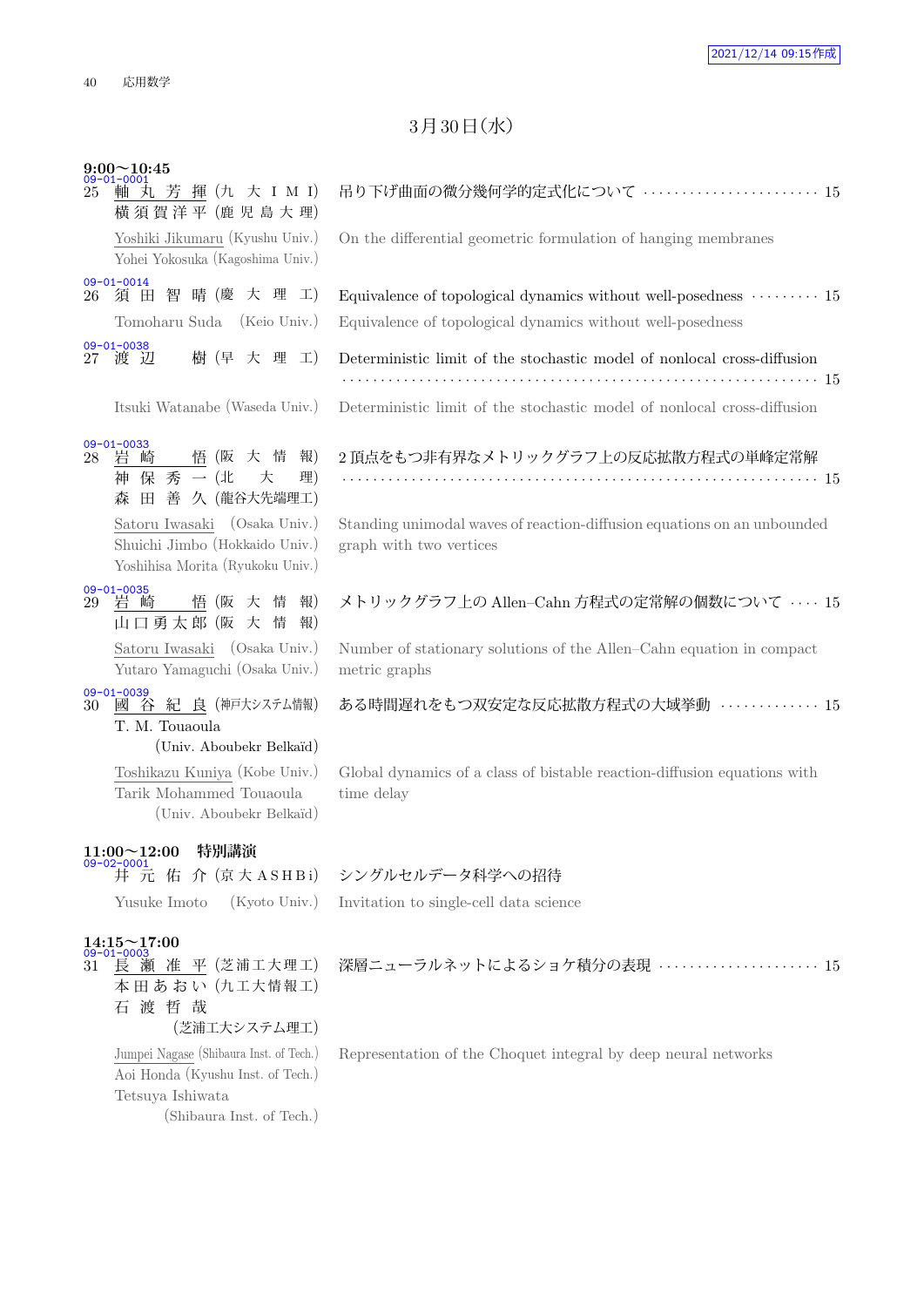## 3月30日(水)

### 9:00〜10:45

09-01-0001
25 軸 丸 芳 揮 (九 大 I M I) 吊り下げ曲面の微分幾何学的定式化について ······················· 15
横 須 賀 洋 平 (鹿 児 島 大 理)

Yoshiki Jikumaru (Kyushu Univ.) On the differential geometric formulation of hanging membranes
Yohei Yokosuka (Kagoshima Univ.)

09-01-0014
26 須 田 智 晴 (慶 大 理 工) Equivalence of topological dynamics without well-posedness ········· 15

Tomoharu Suda (Keio Univ.) Equivalence of topological dynamics without well-posedness

09-01-0038
27 渡 辺 樹 (早 大 理 工) Deterministic limit of the stochastic model of nonlocal cross-diffusion ······························································· 15

Itsuki Watanabe (Waseda Univ.) Deterministic limit of the stochastic model of nonlocal cross-diffusion

09-01-0033
28 岩 崎 悟 (阪 大 情 報) 2 頂点をもつ非有界なメトリックグラフ上の反応拡散方程式の単峰定常解 ······························································· 15
神 保 秀 一 (北 大 理)
森 田 善 久 (龍谷大先端理工)

Satoru Iwasaki (Osaka Univ.) Standing unimodal waves of reaction-diffusion equations on an unbounded graph with two vertices
Shuichi Jimbo (Hokkaido Univ.)
Yoshihisa Morita (Ryukoku Univ.)

09-01-0035
29 岩 崎 悟 (阪 大 情 報) メトリックグラフ上の Allen–Cahn 方程式の定常解の個数について ···· 15
山 口 勇 太 郎 (阪 大 情 報)

Satoru Iwasaki (Osaka Univ.) Number of stationary solutions of the Allen–Cahn equation in compact metric graphs
Yutaro Yamaguchi (Osaka Univ.)

09-01-0039
30 國 谷 紀 良 (神戸大システム情報) ある時間遅れをもつ双安定な反応拡散方程式の大域挙動 ············· 15
T. M. Touaoula (Univ. Aboubekr Belkaïd)

Toshikazu Kuniya (Kobe Univ.) Global dynamics of a class of bistable reaction-diffusion equations with time delay
Tarik Mohammed Touaoula (Univ. Aboubekr Belkaïd)

### 11:00〜12:00 特別講演

09-02-0001
井 元 佑 介 (京 大 A S H B i) シングルセルデータ科学への招待

Yusuke Imoto (Kyoto Univ.) Invitation to single-cell data science

### 14:15〜17:00

09-01-0003
31 長 瀬 准 平 (芝浦工大理工) 深層ニューラルネットによるショケ積分の表現 ····················· 15
本 田 あ お い (九工大情報工)
石 渡 哲 哉 (芝浦工大システム理工)

Jumpei Nagase (Shibaura Inst. of Tech.) Representation of the Choquet integral by deep neural networks
Aoi Honda (Kyushu Inst. of Tech.)
Tetsuya Ishiwata (Shibaura Inst. of Tech.)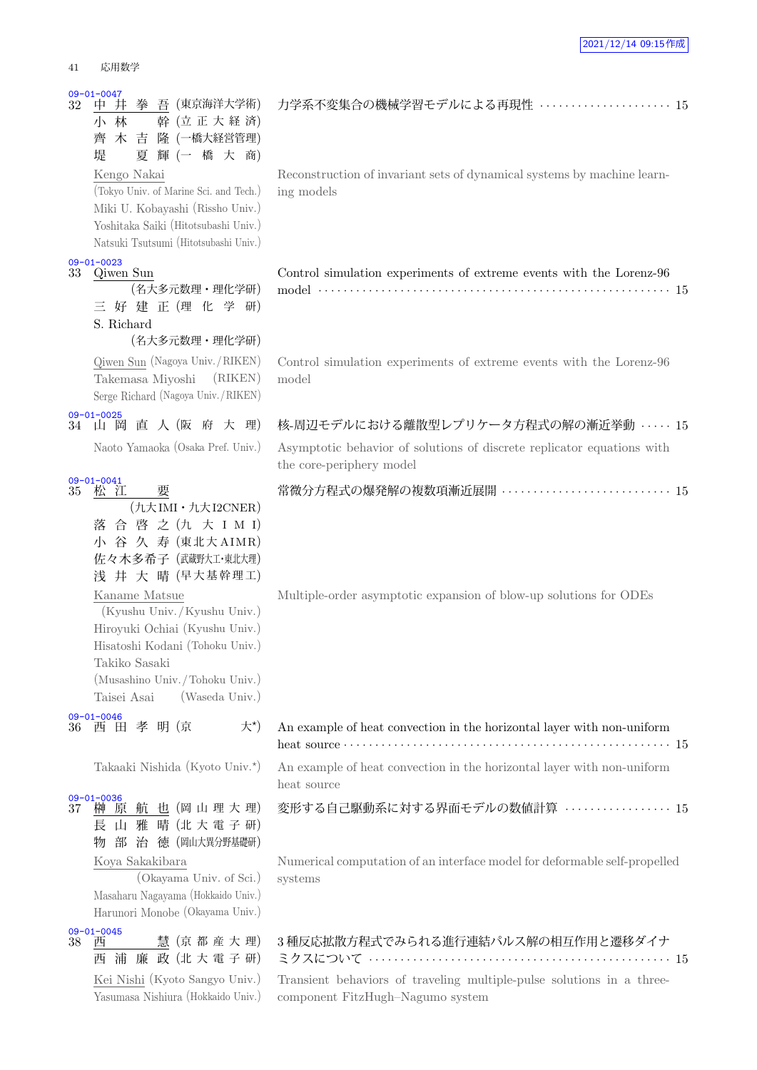09-01-0047

32 中井拳吾 (東京海洋大学術)
小林　幹 (立正大経済)
齊木吉隆 (一橋大経営管理)
堤　夏輝 (一橋大商)

力学系不変集合の機械学習モデルによる再現性 ····· 15

Kengo Nakai (Tokyo Univ. of Marine Sci. and Tech.)
Miki U. Kobayashi (Rissho Univ.)
Yoshitaka Saiki (Hitotsubashi Univ.)
Natsuki Tsutsumi (Hitotsubashi Univ.)

Reconstruction of invariant sets of dynamical systems by machine learning models

09-01-0023

33 Qiwen Sun (名大多元数理・理化学研)
三好建正 (理化学研)
S. Richard (名大多元数理・理化学研)

Control simulation experiments of extreme events with the Lorenz-96 model ····· 15

Qiwen Sun (Nagoya Univ./RIKEN)
Takemasa Miyoshi (RIKEN)
Serge Richard (Nagoya Univ./RIKEN)

Control simulation experiments of extreme events with the Lorenz-96 model

09-01-0025

34 山岡直人 (阪府大理)

核-周辺モデルにおける離散型レプリケータ方程式の解の漸近挙動 ····· 15

Naoto Yamaoka (Osaka Pref. Univ.)

Asymptotic behavior of solutions of discrete replicator equations with the core-periphery model

09-01-0041

35 松江　要 (九大IMI・九大I2CNER)
落合啓之 (九大IMI)
小谷久寿 (東北大AIMR)
佐々木多希子 (武蔵野大工・東北大理)
浅井大晴 (早大基幹理工)

常微分方程式の爆発解の複数項漸近展開 ····· 15

Kaname Matsue (Kyushu Univ./Kyushu Univ.)
Hiroyuki Ochiai (Kyushu Univ.)
Hisatoshi Kodani (Tohoku Univ.)
Takiko Sasaki (Musashino Univ./Tohoku Univ.)
Taisei Asai (Waseda Univ.)

Multiple-order asymptotic expansion of blow-up solutions for ODEs

09-01-0046

36 西田孝明 (京　大*)

An example of heat convection in the horizontal layer with non-uniform heat source ····· 15

Takaaki Nishida (Kyoto Univ.*)

An example of heat convection in the horizontal layer with non-uniform heat source

09-01-0036

37 榊原航也 (岡山理大理)
長山雅晴 (北大電子研)
物部治徳 (岡山大異分野基礎研)

変形する自己駆動系に対する界面モデルの数値計算 ····· 15

Koya Sakakibara (Okayama Univ. of Sci.)
Masaharu Nagayama (Hokkaido Univ.)
Harunori Monobe (Okayama Univ.)

Numerical computation of an interface model for deformable self-propelled systems

09-01-0045

38 西　慧 (京都産大理)
西浦廉政 (北大電子研)

3 種反応拡散方程式でみられる進行連結パルス解の相互作用と遷移ダイナミクスについて ····· 15

Kei Nishi (Kyoto Sangyo Univ.)
Yasumasa Nishiura (Hokkaido Univ.)

Transient behaviors of traveling multiple-pulse solutions in a three-component FitzHugh–Nagumo system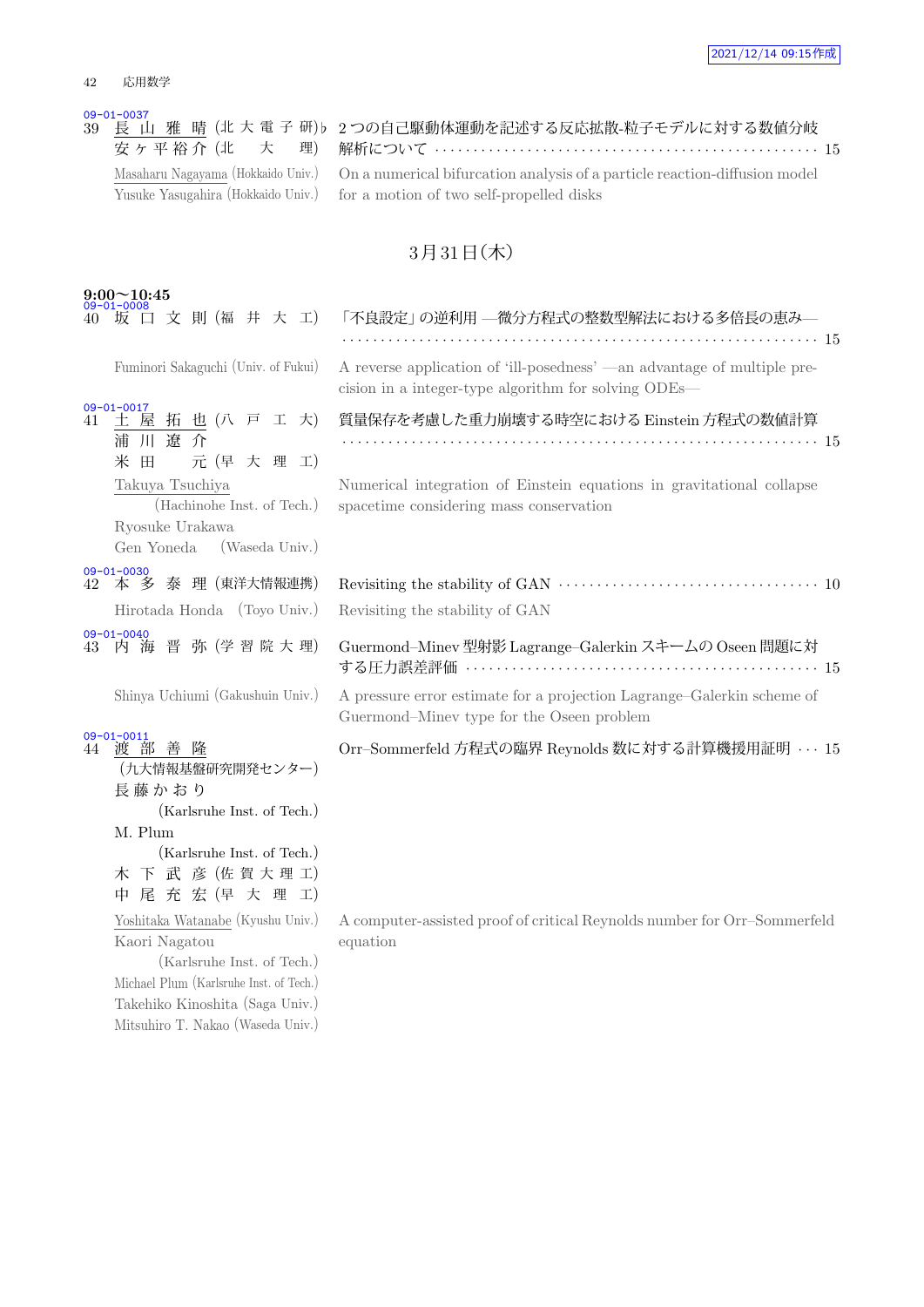09-01-0037
39 長 山 雅 晴 (北 大 電 子 研)♭ 安 ヶ 平 裕 介 (北　大　理)
2 つの自己駆動体運動を記述する反応拡散-粒子モデルに対する数値分岐解析について · · · 15

Masaharu Nagayama (Hokkaido Univ.)
Yusuke Yasugahira (Hokkaido Univ.)
On a numerical bifurcation analysis of a particle reaction-diffusion model for a motion of two self-propelled disks

## 3 月 31 日（木）

**9:00〜10:45**

09-01-0008
40 坂 口 文 則 (福 井 大 工)
「不良設定」の逆利用 —微分方程式の整数型解法における多倍長の恵み— · · · 15

Fuminori Sakaguchi (Univ. of Fukui)
A reverse application of ‘ill-posedness’ —an advantage of multiple precision in a integer-type algorithm for solving ODEs—

09-01-0017
41 土 屋 拓 也 (八 戸 工 大)
浦 川 遼 介
米 田　元 (早 大 理 工)
質量保存を考慮した重力崩壊する時空における Einstein 方程式の数値計算 · · · 15

Takuya Tsuchiya (Hachinohe Inst. of Tech.)
Ryosuke Urakawa
Gen Yoneda (Waseda Univ.)
Numerical integration of Einstein equations in gravitational collapse spacetime considering mass conservation

09-01-0030
42 本 多 泰 理 (東洋大情報連携)
Revisiting the stability of GAN · · · 10

Hirotada Honda (Toyo Univ.)
Revisiting the stability of GAN

09-01-0040
43 内 海 晋 弥 (学 習 院 大 理)
Guermond–Minev 型射影 Lagrange–Galerkin スキームの Oseen 問題に対する圧力誤差評価 · · · 15

Shinya Uchiumi (Gakushuin Univ.)
A pressure error estimate for a projection Lagrange–Galerkin scheme of Guermond–Minev type for the Oseen problem

09-01-0011
44 渡 部 善 隆 (九大情報基盤研究開発センター)
長 藤 か お り (Karlsruhe Inst. of Tech.)
M. Plum (Karlsruhe Inst. of Tech.)
木 下 武 彦 (佐 賀 大 理 工)
中 尾 充 宏 (早 大 理 工)
Orr–Sommerfeld 方程式の臨界 Reynolds 数に対する計算機援用証明 · · · 15

Yoshitaka Watanabe (Kyushu Univ.)
Kaori Nagatou (Karlsruhe Inst. of Tech.)
Michael Plum (Karlsruhe Inst. of Tech.)
Takehiko Kinoshita (Saga Univ.)
Mitsuhiro T. Nakao (Waseda Univ.)
A computer-assisted proof of critical Reynolds number for Orr–Sommerfeld equation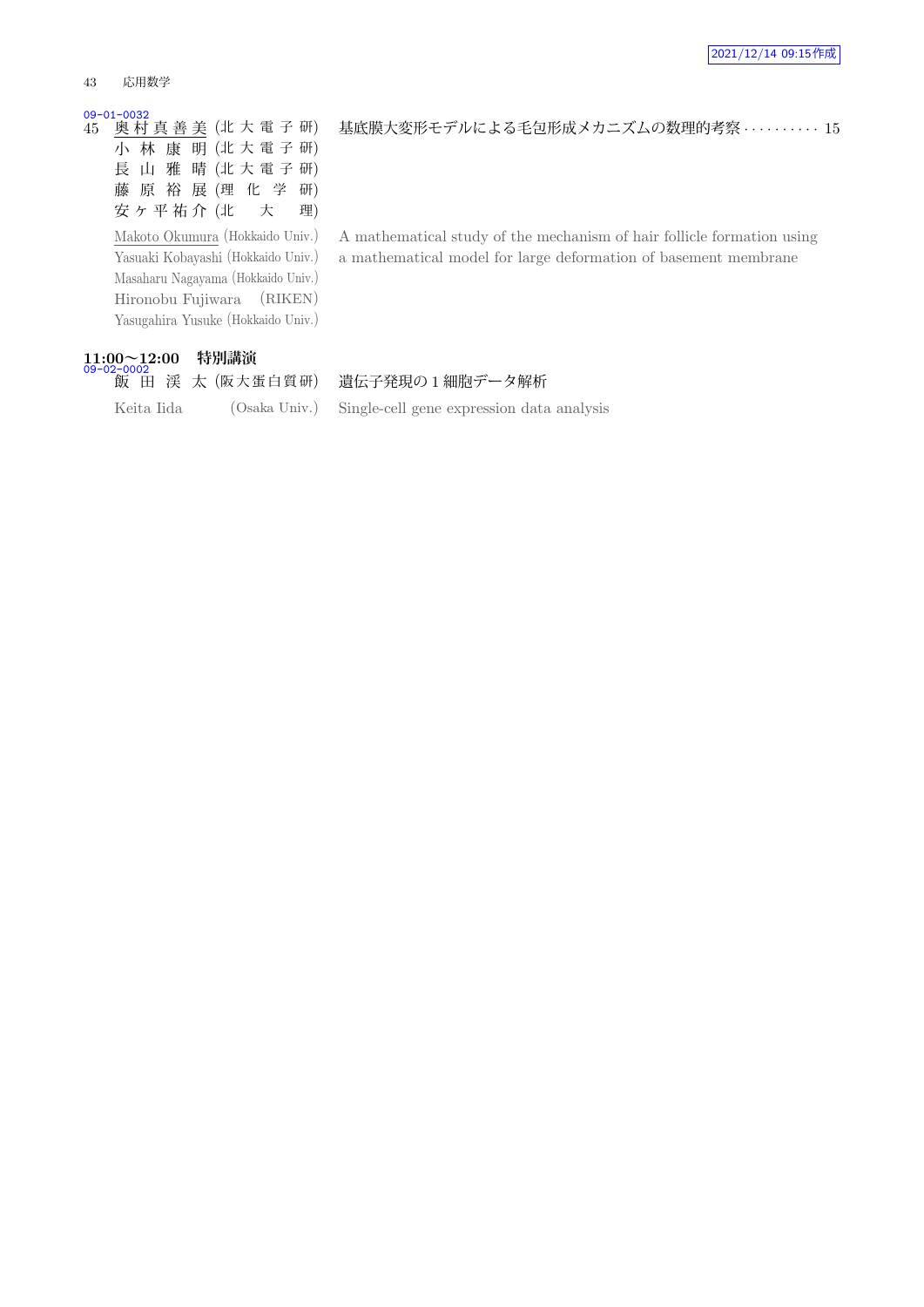09-01-0032

45 <u>奥村真善美</u> (北大電子研) 小林康明 (北大電子研) 長山雅晴 (北大電子研) 藤原裕展 (理化学研) 安ヶ平祐介 (北大理)

基底膜大変形モデルによる毛包形成メカニズムの数理的考察 ･･････････ 15

<u>Makoto Okumura</u> (Hokkaido Univ.) Yasuaki Kobayashi (Hokkaido Univ.) Masaharu Nagayama (Hokkaido Univ.) Hironobu Fujiwara (RIKEN) Yasugahira Yusuke (Hokkaido Univ.)

A mathematical study of the mechanism of hair follicle formation using a mathematical model for large deformation of basement membrane

**11:00〜12:00 特別講演**

09-02-0002

飯田渓太 (阪大蛋白質研)

遺伝子発現の 1 細胞データ解析

Keita Iida (Osaka Univ.)

Single-cell gene expression data analysis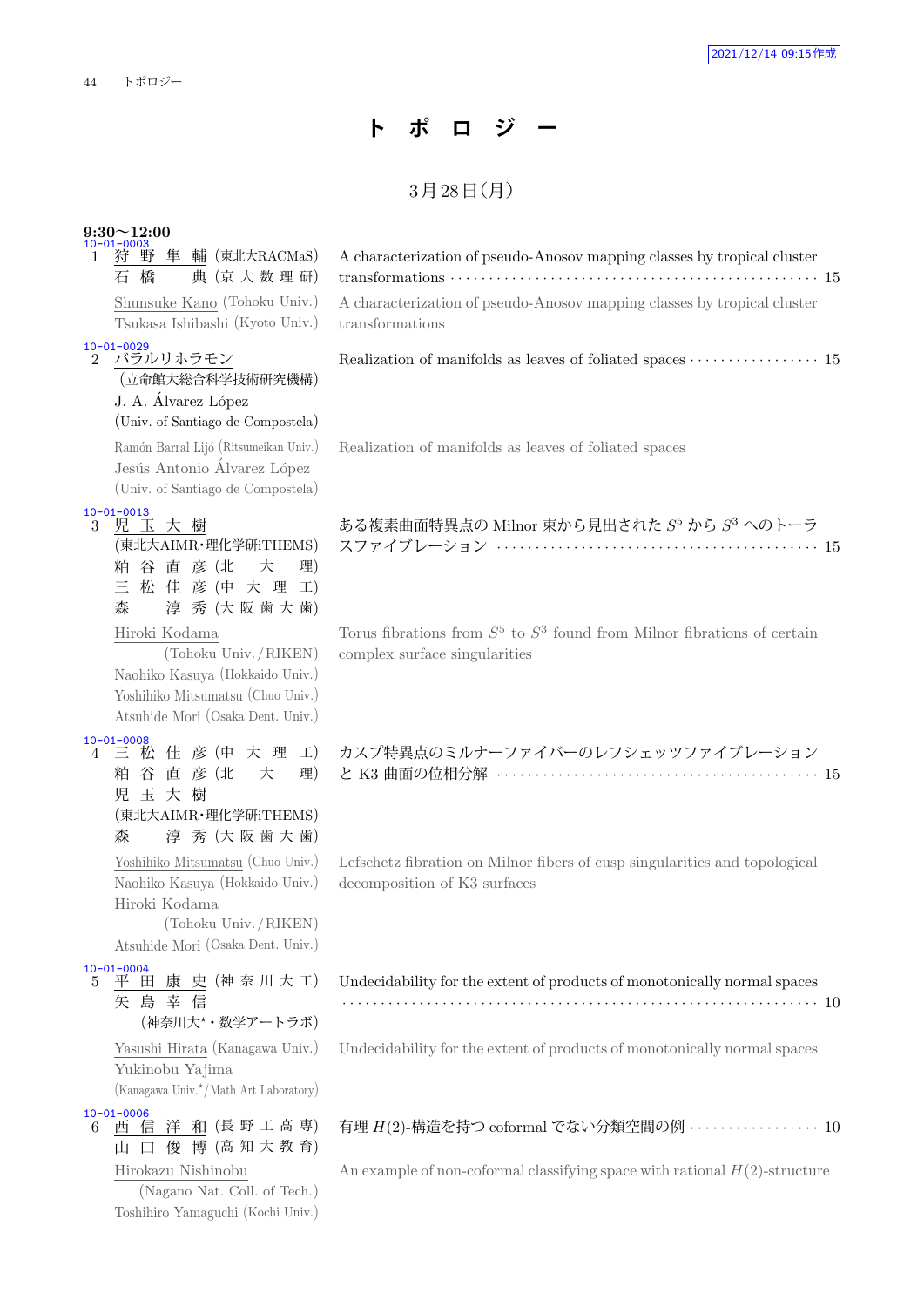2021/12/14 09:15作成

# ト　ポ　ロ　ジ　ー

## 3月28日(月)

**9:30〜12:00**

10-01-0003
1　狩 野 隼 輔 (東北大RACMaS)
　　石 橋 　 典 (京 大 数 理 研)

A characterization of pseudo-Anosov mapping classes by tropical cluster transformations ··· 15

Shunsuke Kano (Tohoku Univ.)
Tsukasa Ishibashi (Kyoto Univ.)

A characterization of pseudo-Anosov mapping classes by tropical cluster transformations

10-01-0029
2　バラルリホラモン
　　(立命館大総合科学技術研究機構)
　　J. A. Álvarez López
　　(Univ. of Santiago de Compostela)

Realization of manifolds as leaves of foliated spaces ··· 15

Ramón Barral Lijó (Ritsumeikan Univ.)
Jesús Antonio Álvarez López
(Univ. of Santiago de Compostela)

Realization of manifolds as leaves of foliated spaces

10-01-0013
3　児 玉 大 樹
　　(東北大AIMR・理化学研iTHEMS)
　　粕 谷 直 彦 (北 　 大 　 理)
　　三 松 佳 彦 (中 大 理 工)
　　森 　 淳 秀 (大 阪 歯 大 歯)

ある複素曲面特異点の Milnor 束から見出された $S^5$ から $S^3$ へのトーラスファイブレーション ··· 15

Hiroki Kodama
(Tohoku Univ./RIKEN)
Naohiko Kasuya (Hokkaido Univ.)
Yoshihiko Mitsumatsu (Chuo Univ.)
Atsuhide Mori (Osaka Dent. Univ.)

Torus fibrations from $S^5$ to $S^3$ found from Milnor fibrations of certain complex surface singularities

10-01-0008
4　三 松 佳 彦 (中 大 理 工)
　　粕 谷 直 彦 (北 　 大 　 理)
　　児 玉 大 樹
　　(東北大AIMR・理化学研iTHEMS)
　　森 　 淳 秀 (大 阪 歯 大 歯)

カスプ特異点のミルナーファイバーのレフシェッツファイブレーションと K3 曲面の位相分解 ··· 15

Yoshihiko Mitsumatsu (Chuo Univ.)
Naohiko Kasuya (Hokkaido Univ.)
Hiroki Kodama
(Tohoku Univ./RIKEN)
Atsuhide Mori (Osaka Dent. Univ.)

Lefschetz fibration on Milnor fibers of cusp singularities and topological decomposition of K3 surfaces

10-01-0004
5　平 田 康 史 (神 奈 川 大 工)
　　矢 島 幸 信
　　(神奈川大*・数学アートラボ)

Undecidability for the extent of products of monotonically normal spaces ··· 10

Yasushi Hirata (Kanagawa Univ.)
Yukinobu Yajima
(Kanagawa Univ.*/Math Art Laboratory)

Undecidability for the extent of products of monotonically normal spaces

10-01-0006
6　西 信 洋 和 (長 野 工 高 専)
　　山 口 俊 博 (高 知 大 教 育)

有理 $H(2)$-構造を持つ coformal でない分類空間の例 ··· 10

Hirokazu Nishinobu
(Nagano Nat. Coll. of Tech.)
Toshihiro Yamaguchi (Kochi Univ.)

An example of non-coformal classifying space with rational $H(2)$-structure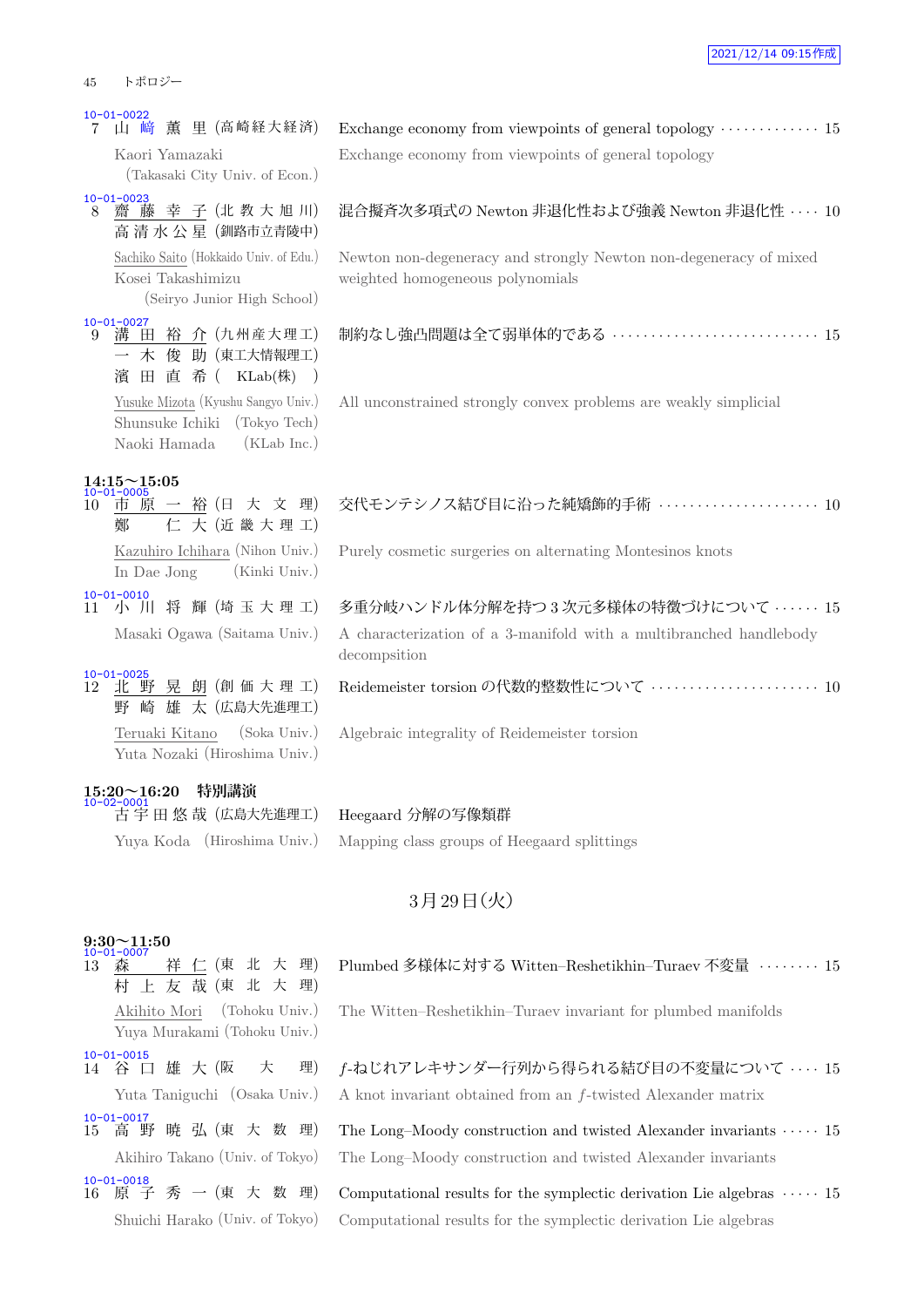10-01-0022
7 山 崎 薫 里 (高崎経大経済) Exchange economy from viewpoints of general topology ············· 15

Kaori Yamazaki (Takasaki City Univ. of Econ.) Exchange economy from viewpoints of general topology

10-01-0023
8 齋 藤 幸 子 (北 教 大 旭 川) 高 清 水 公 星 (釧路市立青陵中) 混合擬斉次多項式の Newton 非退化性および強義 Newton 非退化性 ···· 10

Sachiko Saito (Hokkaido Univ. of Edu.) Kosei Takashimizu (Seiryo Junior High School) Newton non-degeneracy and strongly Newton non-degeneracy of mixed weighted homogeneous polynomials

10-01-0027
9 溝 田 裕 介 (九州産大理工) 一 木 俊 助 (東工大情報理工) 濱 田 直 希 ( KLab(株) ) 制約なし強凸問題は全て弱単体的である ··························· 15

Yusuke Mizota (Kyushu Sangyo Univ.) Shunsuke Ichiki (Tokyo Tech) Naoki Hamada (KLab Inc.) All unconstrained strongly convex problems are weakly simplicial

**14:15〜15:05**

10-01-0005
10 市 原 一 裕 (日 大 文 理) 鄭 仁 大 (近 畿 大 理 工) 交代モンテシノス結び目に沿った純矯飾的手術 ····················· 10

Kazuhiro Ichihara (Nihon Univ.) In Dae Jong (Kinki Univ.) Purely cosmetic surgeries on alternating Montesinos knots

10-01-0010
11 小 川 将 輝 (埼 玉 大 理 工) 多重分岐ハンドル体分解を持つ 3 次元多様体の特徴づけについて ······ 15

Masaki Ogawa (Saitama Univ.) A characterization of a 3-manifold with a multibranched handlebody decompsition

10-01-0025
12 北 野 晃 朗 (創 価 大 理 工) 野 崎 雄 太 (広島大先進理工) Reidemeister torsion の代数的整数性について ······················ 10

Teruaki Kitano (Soka Univ.) Yuta Nozaki (Hiroshima Univ.) Algebraic integrality of Reidemeister torsion

**15:20〜16:20 特別講演**

10-02-0001
古 宇 田 悠 哉 (広島大先進理工) Heegaard 分解の写像類群

Yuya Koda (Hiroshima Univ.) Mapping class groups of Heegaard splittings

## 3月29日(火)

**9:30〜11:50**

10-01-0007
13 森 祥 仁 (東 北 大 理) 村 上 友 哉 (東 北 大 理) Plumbed 多様体に対する Witten–Reshetikhin–Turaev 不変量 ········ 15

Akihito Mori (Tohoku Univ.) Yuya Murakami (Tohoku Univ.) The Witten–Reshetikhin–Turaev invariant for plumbed manifolds

10-01-0015
14 谷 口 雄 大 (阪 大 理) $f$-ねじれアレキサンダー行列から得られる結び目の不変量について ···· 15

Yuta Taniguchi (Osaka Univ.) A knot invariant obtained from an $f$-twisted Alexander matrix

10-01-0017
15 高 野 暁 弘 (東 大 数 理) The Long–Moody construction and twisted Alexander invariants ····· 15

Akihiro Takano (Univ. of Tokyo) The Long–Moody construction and twisted Alexander invariants

10-01-0018
16 原 子 秀 一 (東 大 数 理) Computational results for the symplectic derivation Lie algebras ····· 15

Shuichi Harako (Univ. of Tokyo) Computational results for the symplectic derivation Lie algebras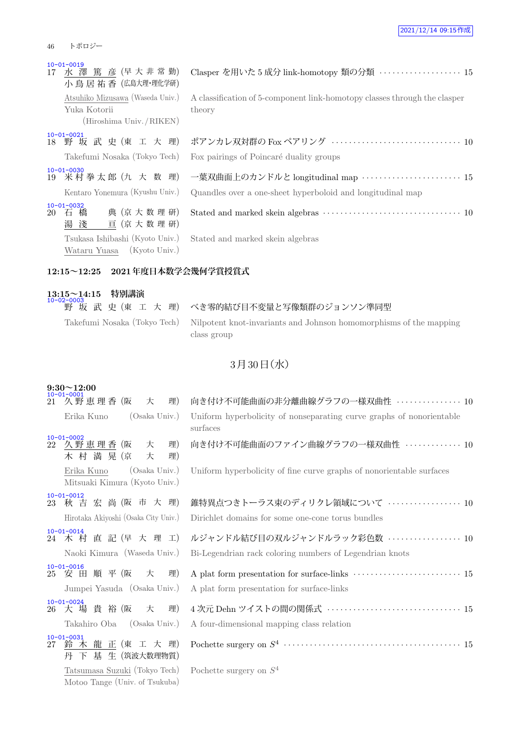10-01-0019
17 水澤篤彦 (早大非常勤) 小鳥居祐香 (広島大理・理化学研)
Clasper を用いた 5 成分 link-homotopy 類の分類 ………… 15

Atsuhiko Mizusawa (Waseda Univ.) Yuka Kotorii (Hiroshima Univ./RIKEN)
A classification of 5-component link-homotopy classes through the clasper theory

10-01-0021
18 野坂武史 (東工大理)
ポアンカレ双対群の Fox ペアリング ………… 10

Takefumi Nosaka (Tokyo Tech)
Fox pairings of Poincaré duality groups

10-01-0030
19 米村拳太郎 (九大数理)
一葉双曲面上のカンドルと longitudinal map ………… 15

Kentaro Yonemura (Kyushu Univ.)
Quandles over a one-sheet hyperboloid and longitudinal map

10-01-0032
20 石橋典 (京大数理研) 湯淺亘 (京大数理研)
Stated and marked skein algebras ………… 10

Tsukasa Ishibashi (Kyoto Univ.) Wataru Yuasa (Kyoto Univ.)
Stated and marked skein algebras

**12:15～12:25 2021年度日本数学会幾何学賞授賞式**

**13:15～14:15 特別講演**

10-02-0003
野坂武史 (東工大理)
べき零的結び目不変量と写像類群のジョンソン準同型

Takefumi Nosaka (Tokyo Tech)
Nilpotent knot-invariants and Johnson homomorphisms of the mapping class group

## 3月30日(水)

**9:30～12:00**

10-01-0001
21 久野恵理香 (阪大理)
向き付け不可能曲面の非分離曲線グラフの一様双曲性 ………… 10

Erika Kuno (Osaka Univ.)
Uniform hyperbolicity of nonseparating curve graphs of nonorientable surfaces

10-01-0002
22 久野恵理香 (阪大理) 木村満晃 (京大理)
向き付け不可能曲面のファイン曲線グラフの一様双曲性 ………… 10

Erika Kuno (Osaka Univ.) Mitsuaki Kimura (Kyoto Univ.)
Uniform hyperbolicity of fine curve graphs of nonorientable surfaces

10-01-0012
23 秋吉宏尚 (阪市大理)
錐特異点つきトーラス束のディリクレ領域について ………… 10

Hirotaka Akiyoshi (Osaka City Univ.)
Dirichlet domains for some one-cone torus bundles

10-01-0014
24 木村直記 (早大理工)
ルジャンドル結び目の双ルジャンドルラック彩色数 ………… 10

Naoki Kimura (Waseda Univ.)
Bi-Legendrian rack coloring numbers of Legendrian knots

10-01-0016
25 安田順平 (阪大理)
A plat form presentation for surface-links ………… 15

Jumpei Yasuda (Osaka Univ.)
A plat form presentation for surface-links

10-01-0024
26 大場貴裕 (阪大理)
4 次元 Dehn ツイストの間の関係式 ………… 15

Takahiro Oba (Osaka Univ.)
A four-dimensional mapping class relation

10-01-0031
27 鈴木龍正 (東工大理) 丹下基生 (筑波大数理物質)
Pochette surgery on $S^4$ ………… 15

Tatsumasa Suzuki (Tokyo Tech) Motoo Tange (Univ. of Tsukuba)
Pochette surgery on $S^4$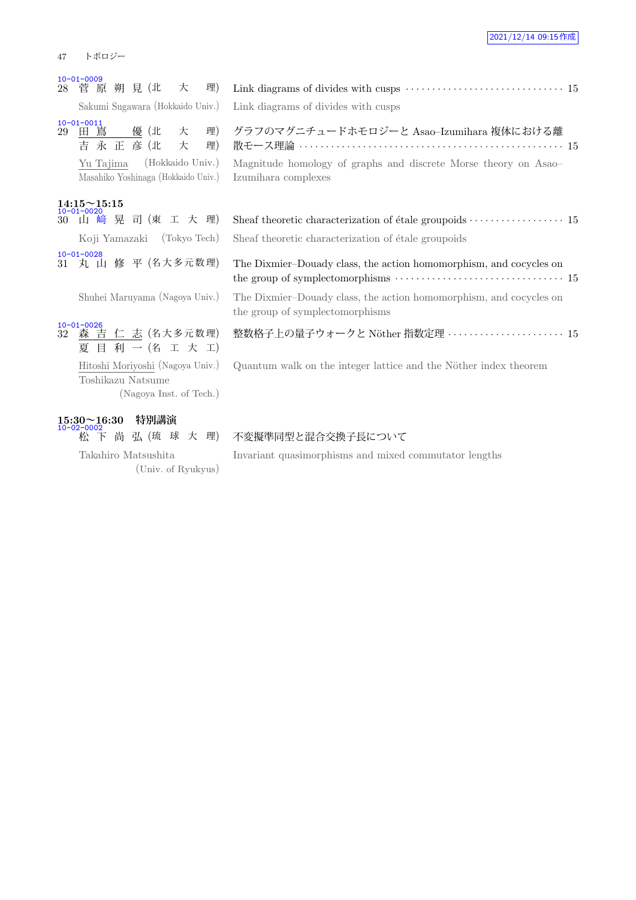10-01-0009
28 菅原朔見 (北大理) Link diagrams of divides with cusps ・・・・・・ 15

Sakumi Sugawara (Hokkaido Univ.) Link diagrams of divides with cusps

10-01-0011
29 田嶌 優 (北大理)
吉永正彦 (北大理)
グラフのマグニチュードホモロジーと Asao–Izumihara 複体における離散モース理論 ・・・・・・ 15

Yu Tajima (Hokkaido Univ.)
Masahiko Yoshinaga (Hokkaido Univ.)
Magnitude homology of graphs and discrete Morse theory on Asao–Izumihara complexes

**14:15〜15:15**

10-01-0020
30 山﨑晃司 (東工大理) Sheaf theoretic characterization of étale groupoids ・・・・・・ 15

Koji Yamazaki (Tokyo Tech) Sheaf theoretic characterization of étale groupoids

10-01-0028
31 丸山修平 (名大多元数理) The Dixmier–Douady class, the action homomorphism, and cocycles on the group of symplectomorphisms ・・・・・・ 15

Shuhei Maruyama (Nagoya Univ.) The Dixmier–Douady class, the action homomorphism, and cocycles on the group of symplectomorphisms

10-01-0026
32 森吉仁志 (名大多元数理)
夏目利一 (名工大工)
整数格子上の量子ウォークと Nöther 指数定理 ・・・・・・ 15

Hitoshi Moriyoshi (Nagoya Univ.)
Toshikazu Natsume (Nagoya Inst. of Tech.)
Quantum walk on the integer lattice and the Nöther index theorem

**15:30〜16:30 特別講演**

10-02-0002
松下尚弘 (琉球大理) 不変擬準同型と混合交換子長について

Takahiro Matsushita (Univ. of Ryukyus) Invariant quasimorphisms and mixed commutator lengths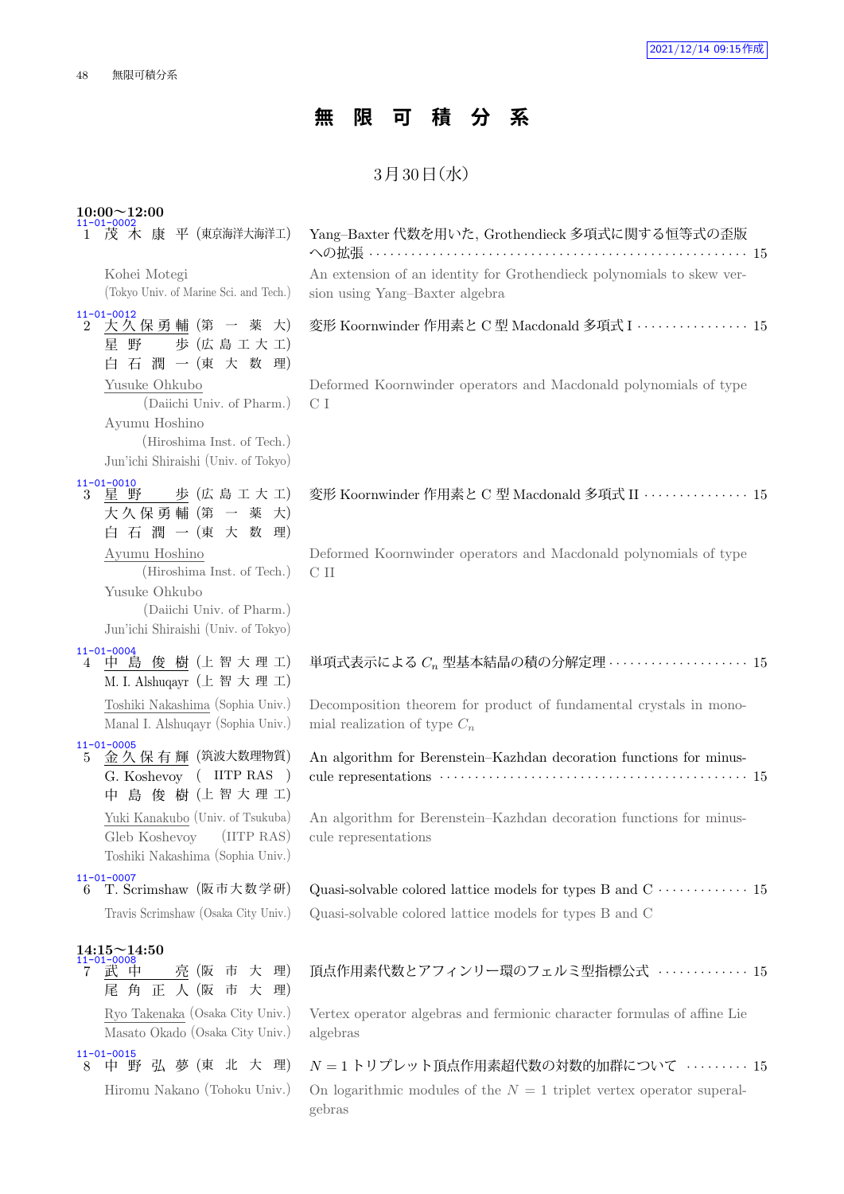# 無 限 可 積 分 系

3月30日(水)

**10:00〜12:00**

11-01-0002
1 茂 木 康 平 (東京海洋大海洋工)　Yang–Baxter 代数を用いた, Grothendieck 多項式に関する恒等式の歪版への拡張 ··· 15

Kohei Motegi (Tokyo Univ. of Marine Sci. and Tech.)　An extension of an identity for Grothendieck polynomials to skew version using Yang–Baxter algebra

11-01-0012
2 大久保勇輔 (第 一 薬 大)
星 野 歩 (広 島 工 大 工)
白 石 潤 一 (東 大 数 理)　変形 Koornwinder 作用素と C 型 Macdonald 多項式 I ··· 15

Yusuke Ohkubo (Daiichi Univ. of Pharm.)
Ayumu Hoshino (Hiroshima Inst. of Tech.)
Jun'ichi Shiraishi (Univ. of Tokyo)　Deformed Koornwinder operators and Macdonald polynomials of type C I

11-01-0010
3 星 野 歩 (広 島 工 大 工)
大久保勇輔 (第 一 薬 大)
白 石 潤 一 (東 大 数 理)　変形 Koornwinder 作用素と C 型 Macdonald 多項式 II ··· 15

Ayumu Hoshino (Hiroshima Inst. of Tech.)
Yusuke Ohkubo (Daiichi Univ. of Pharm.)
Jun'ichi Shiraishi (Univ. of Tokyo)　Deformed Koornwinder operators and Macdonald polynomials of type C II

11-01-0004
4 中 島 俊 樹 (上 智 大 理 工)
M. I. Alshuqayr (上 智 大 理 工)　単項式表示による $C_n$ 型基本結晶の積の分解定理 ··· 15

Toshiki Nakashima (Sophia Univ.)
Manal I. Alshuqayr (Sophia Univ.)　Decomposition theorem for product of fundamental crystals in monomial realization of type $C_n$

11-01-0005
5 金久保有輝 (筑波大数理物質)
G. Koshevoy ( IITP RAS )
中 島 俊 樹 (上 智 大 理 工)　An algorithm for Berenstein–Kazhdan decoration functions for minuscule representations ··· 15

Yuki Kanakubo (Univ. of Tsukuba)
Gleb Koshevoy (IITP RAS)
Toshiki Nakashima (Sophia Univ.)　An algorithm for Berenstein–Kazhdan decoration functions for minuscule representations

11-01-0007
6 T. Scrimshaw (阪市大数学研)　Quasi-solvable colored lattice models for types B and C ··· 15

Travis Scrimshaw (Osaka City Univ.)　Quasi-solvable colored lattice models for types B and C

**14:15〜14:50**

11-01-0008
7 武 中 亮 (阪 市 大 理)
尾 角 正 人 (阪 市 大 理)　頂点作用素代数とアフィンリー環のフェルミ型指標公式 ··· 15

Ryo Takenaka (Osaka City Univ.)
Masato Okado (Osaka City Univ.)　Vertex operator algebras and fermionic character formulas of affine Lie algebras

11-01-0015
8 中 野 弘 夢 (東 北 大 理)　$N = 1$ トリプレット頂点作用素超代数の対数的加群について ··· 15

Hiromu Nakano (Tohoku Univ.)　On logarithmic modules of the $N = 1$ triplet vertex operator superalgebras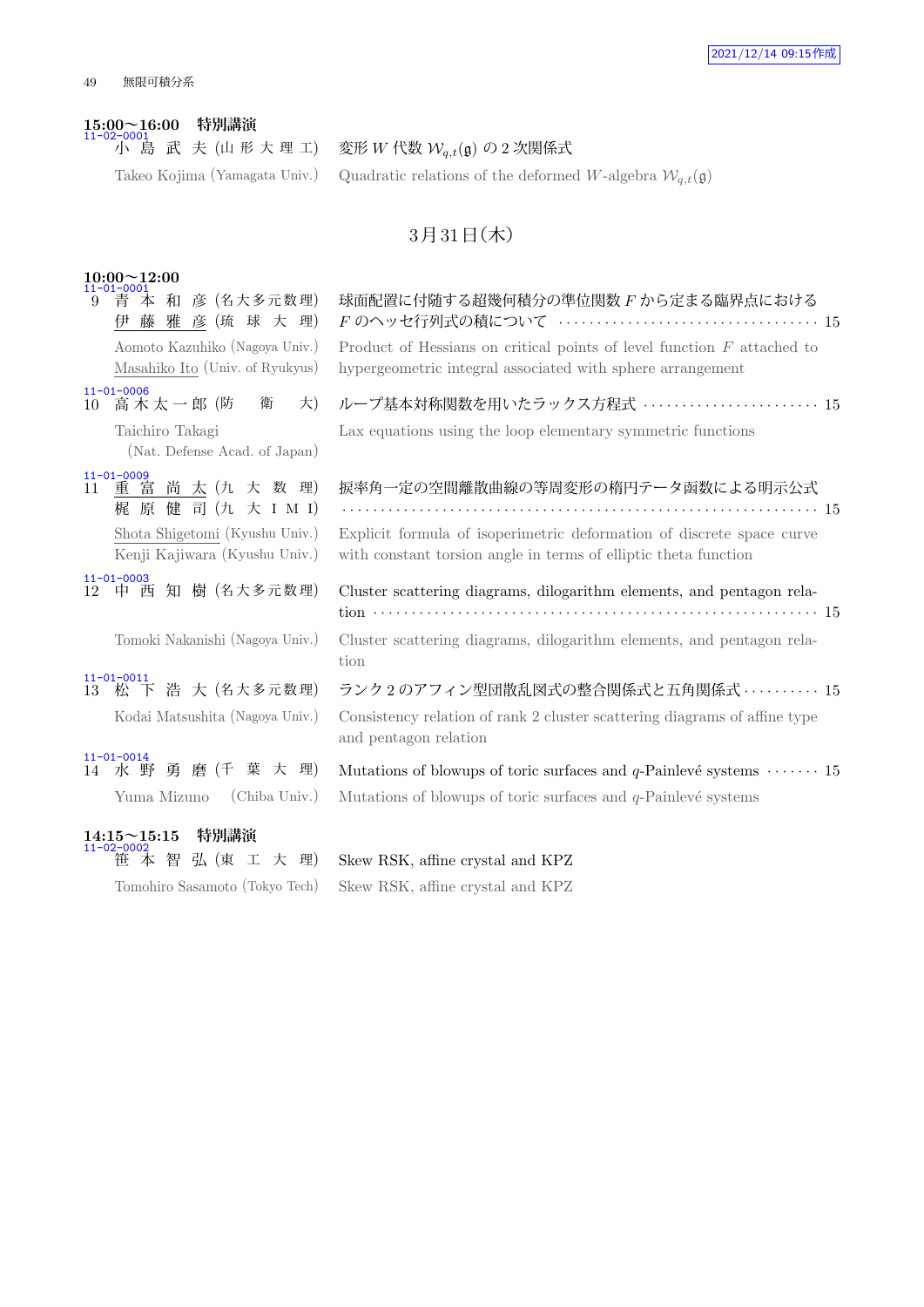## 15:00〜16:00　特別講演

11-02-0001
小島武夫 (山形大理工)　変形 $W$ 代数 $\mathcal{W}_{q,t}(\mathfrak{g})$ の2次関係式

Takeo Kojima (Yamagata Univ.)　Quadratic relations of the deformed $W$-algebra $\mathcal{W}_{q,t}(\mathfrak{g})$

# 3月31日(木)

## 10:00〜12:00

11-01-0001
9　青本和彦 (名大多元数理)　伊藤雅彦 (琉球大理)　球面配置に付随する超幾何積分の準位関数 $F$ から定まる臨界点における $F$ のヘッセ行列式の積について ········· 15

Aomoto Kazuhiko (Nagoya Univ.)　Masahiko Ito (Univ. of Ryukyus)　Product of Hessians on critical points of level function $F$ attached to hypergeometric integral associated with sphere arrangement

11-01-0006
10　高木太一郎 (防衛大)　ループ基本対称関数を用いたラックス方程式 ········· 15

Taichiro Takagi (Nat. Defense Acad. of Japan)　Lax equations using the loop elementary symmetric functions

11-01-0009
11　重富尚太 (九大数理)　梶原健司 (九大IMI)　捩率角一定の空間離散曲線の等周変形の楕円テータ函数による明示公式 ········· 15

Shota Shigetomi (Kyushu Univ.)　Kenji Kajiwara (Kyushu Univ.)　Explicit formula of isoperimetric deformation of discrete space curve with constant torsion angle in terms of elliptic theta function

11-01-0003
12　中西知樹 (名大多元数理)　Cluster scattering diagrams, dilogarithm elements, and pentagon relation ········· 15

Tomoki Nakanishi (Nagoya Univ.)　Cluster scattering diagrams, dilogarithm elements, and pentagon relation

11-01-0011
13　松下浩大 (名大多元数理)　ランク2のアフィン型団散乱図式の整合関係式と五角関係式 ········· 15

Kodai Matsushita (Nagoya Univ.)　Consistency relation of rank 2 cluster scattering diagrams of affine type and pentagon relation

11-01-0014
14　水野勇磨 (千葉大理)　Mutations of blowups of toric surfaces and $q$-Painlevé systems ········· 15

Yuma Mizuno (Chiba Univ.)　Mutations of blowups of toric surfaces and $q$-Painlevé systems

## 14:15〜15:15　特別講演

11-02-0002
笹本智弘 (東工大理)　Skew RSK, affine crystal and KPZ

Tomohiro Sasamoto (Tokyo Tech)　Skew RSK, affine crystal and KPZ